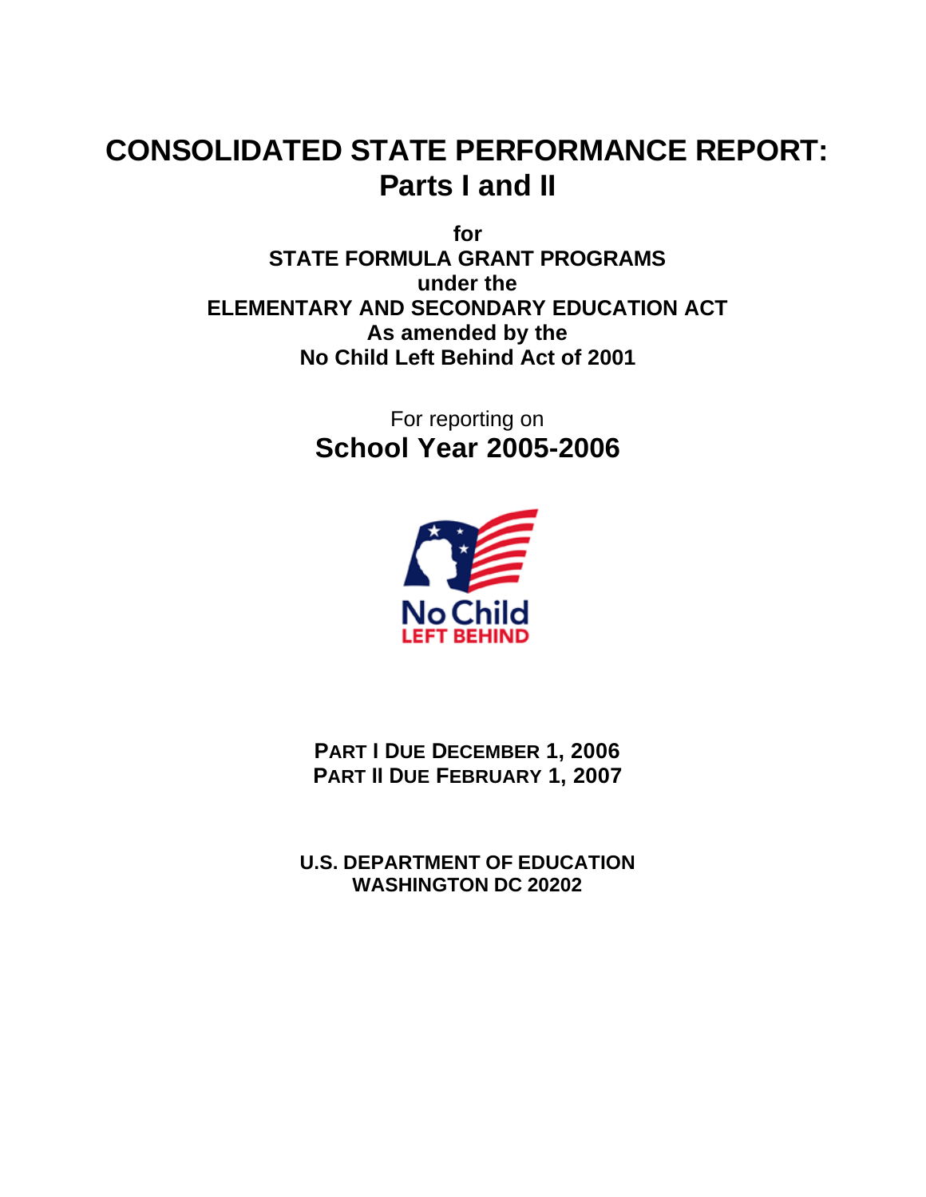# CONSOLIDATED STATE PERFORMANCE REPORT: Parts I and II

**for**
**STATE FORMULA GRANT PROGRAMS**
**under the**
**ELEMENTARY AND SECONDARY EDUCATION ACT**
**As amended by the**
**No Child Left Behind Act of 2001**

For reporting on
## School Year 2005-2006

No Child
LEFT BEHIND

**PART I DUE DECEMBER 1, 2006**
**PART II DUE FEBRUARY 1, 2007**

**U.S. DEPARTMENT OF EDUCATION**
**WASHINGTON DC 20202**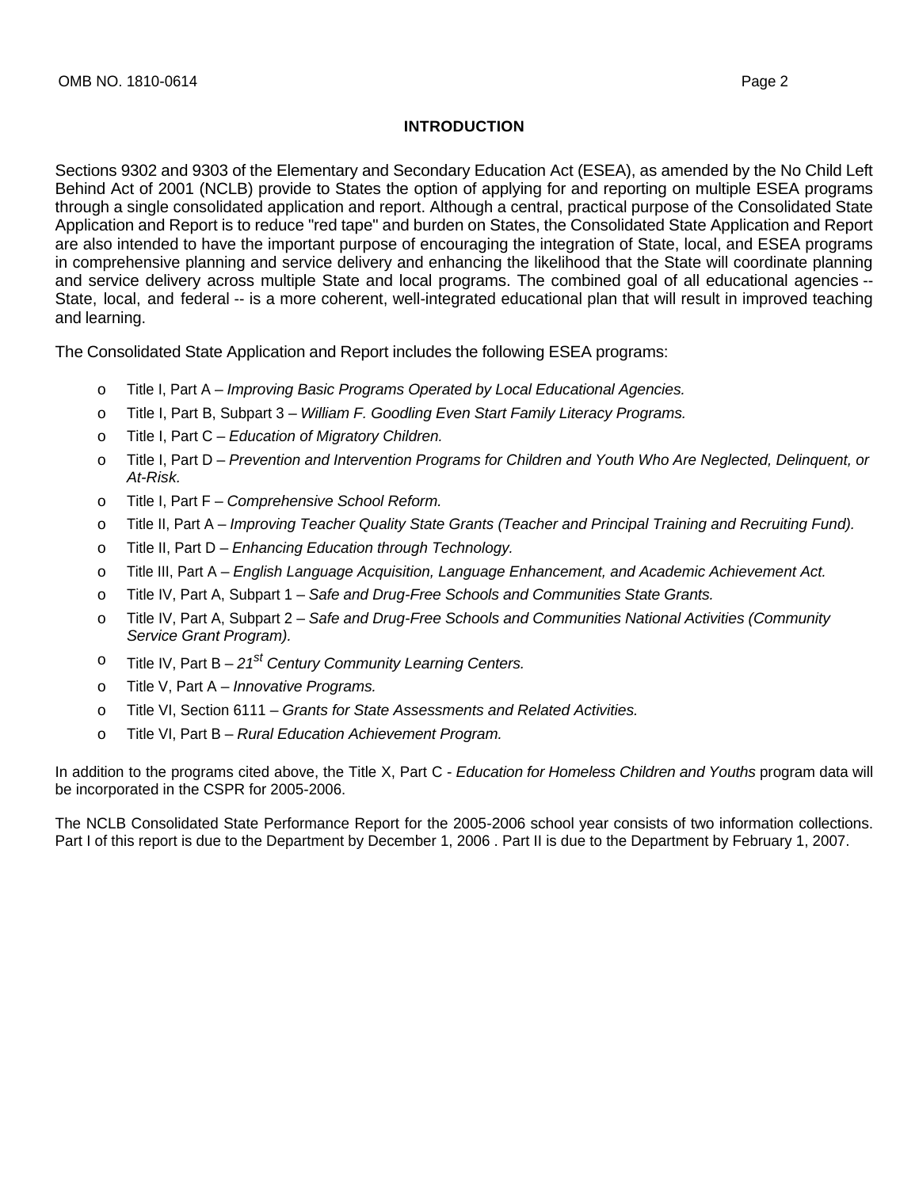# INTRODUCTION

Sections 9302 and 9303 of the Elementary and Secondary Education Act (ESEA), as amended by the No Child Left Behind Act of 2001 (NCLB) provide to States the option of applying for and reporting on multiple ESEA programs through a single consolidated application and report. Although a central, practical purpose of the Consolidated State Application and Report is to reduce "red tape" and burden on States, the Consolidated State Application and Report are also intended to have the important purpose of encouraging the integration of State, local, and ESEA programs in comprehensive planning and service delivery and enhancing the likelihood that the State will coordinate planning and service delivery across multiple State and local programs. The combined goal of all educational agencies -- State, local, and federal -- is a more coherent, well-integrated educational plan that will result in improved teaching and learning.

The Consolidated State Application and Report includes the following ESEA programs:

- Title I, Part A – *Improving Basic Programs Operated by Local Educational Agencies.*
- Title I, Part B, Subpart 3 – *William F. Goodling Even Start Family Literacy Programs.*
- Title I, Part C – *Education of Migratory Children.*
- Title I, Part D – *Prevention and Intervention Programs for Children and Youth Who Are Neglected, Delinquent, or At-Risk.*
- Title I, Part F – *Comprehensive School Reform.*
- Title II, Part A – *Improving Teacher Quality State Grants (Teacher and Principal Training and Recruiting Fund).*
- Title II, Part D – *Enhancing Education through Technology.*
- Title III, Part A – *English Language Acquisition, Language Enhancement, and Academic Achievement Act.*
- Title IV, Part A, Subpart 1 – *Safe and Drug-Free Schools and Communities State Grants.*
- Title IV, Part A, Subpart 2 – *Safe and Drug-Free Schools and Communities National Activities (Community Service Grant Program).*
- Title IV, Part B – *21st Century Community Learning Centers.*
- Title V, Part A – *Innovative Programs.*
- Title VI, Section 6111 – *Grants for State Assessments and Related Activities.*
- Title VI, Part B – *Rural Education Achievement Program.*

In addition to the programs cited above, the Title X, Part C - *Education for Homeless Children and Youths* program data will be incorporated in the CSPR for 2005-2006.

The NCLB Consolidated State Performance Report for the 2005-2006 school year consists of two information collections. Part I of this report is due to the Department by December 1, 2006 . Part II is due to the Department by February 1, 2007.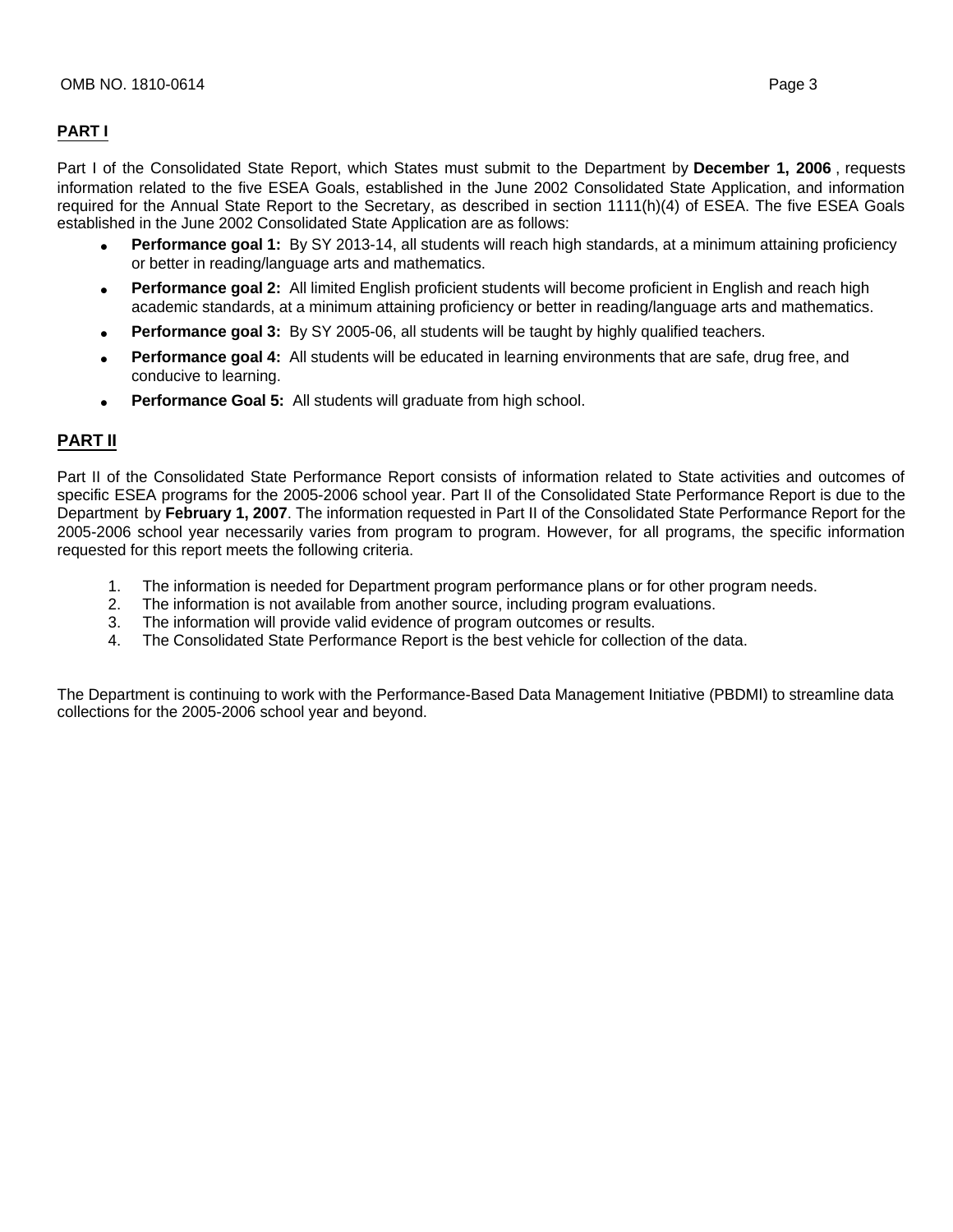## PART I

Part I of the Consolidated State Report, which States must submit to the Department by **December 1, 2006** , requests information related to the five ESEA Goals, established in the June 2002 Consolidated State Application, and information required for the Annual State Report to the Secretary, as described in section 1111(h)(4) of ESEA. The five ESEA Goals established in the June 2002 Consolidated State Application are as follows:

- **Performance goal 1:** By SY 2013-14, all students will reach high standards, at a minimum attaining proficiency or better in reading/language arts and mathematics.
- **Performance goal 2:** All limited English proficient students will become proficient in English and reach high academic standards, at a minimum attaining proficiency or better in reading/language arts and mathematics.
- **Performance goal 3:** By SY 2005-06, all students will be taught by highly qualified teachers.
- **Performance goal 4:** All students will be educated in learning environments that are safe, drug free, and conducive to learning.
- **Performance Goal 5:** All students will graduate from high school.

## PART II

Part II of the Consolidated State Performance Report consists of information related to State activities and outcomes of specific ESEA programs for the 2005-2006 school year. Part II of the Consolidated State Performance Report is due to the Department by **February 1, 2007**. The information requested in Part II of the Consolidated State Performance Report for the 2005-2006 school year necessarily varies from program to program. However, for all programs, the specific information requested for this report meets the following criteria.

1. The information is needed for Department program performance plans or for other program needs.
2. The information is not available from another source, including program evaluations.
3. The information will provide valid evidence of program outcomes or results.
4. The Consolidated State Performance Report is the best vehicle for collection of the data.

The Department is continuing to work with the Performance-Based Data Management Initiative (PBDMI) to streamline data collections for the 2005-2006 school year and beyond.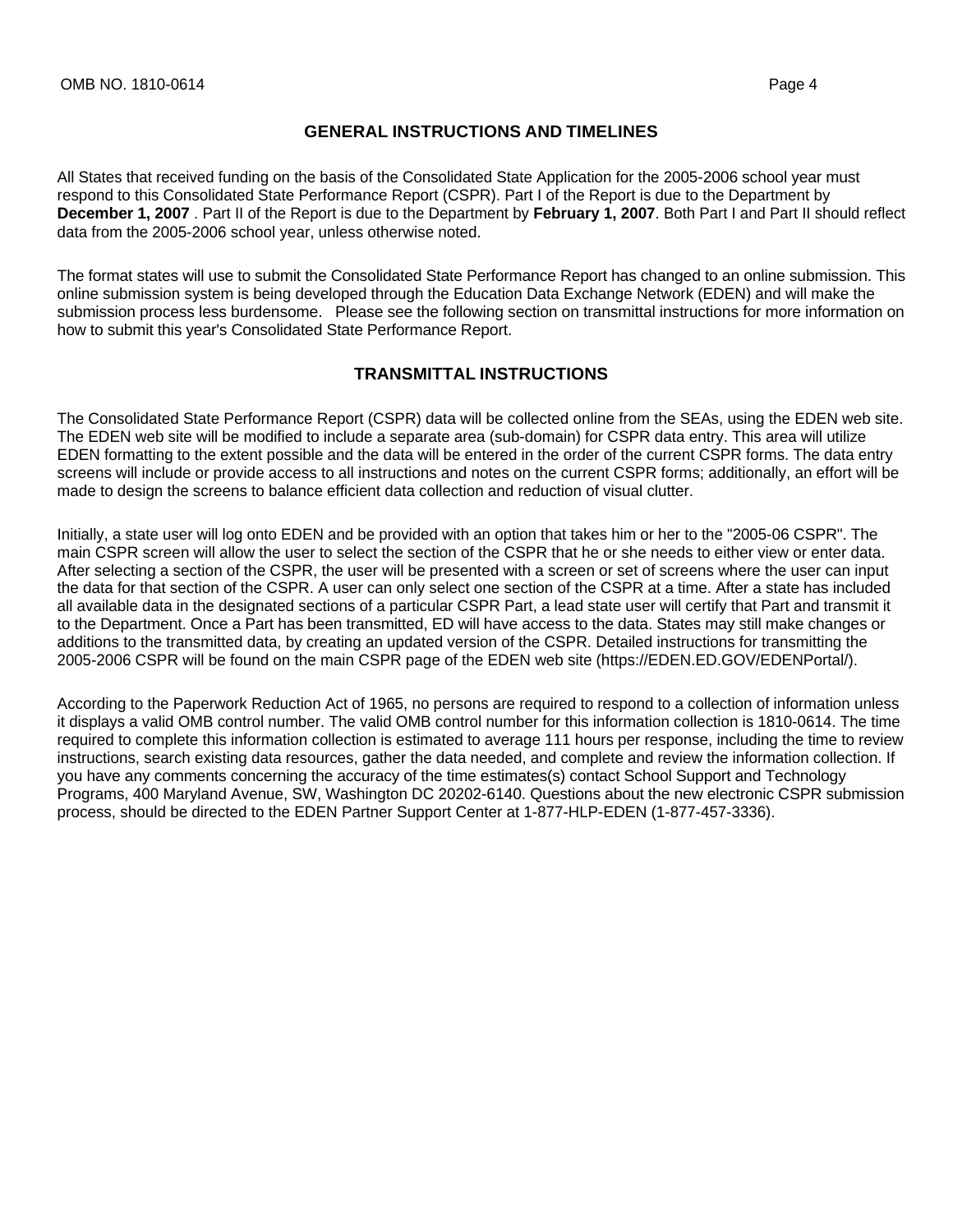## GENERAL INSTRUCTIONS AND TIMELINES

All States that received funding on the basis of the Consolidated State Application for the 2005-2006 school year must respond to this Consolidated State Performance Report (CSPR). Part I of the Report is due to the Department by **December 1, 2007** . Part II of the Report is due to the Department by **February 1, 2007**. Both Part I and Part II should reflect data from the 2005-2006 school year, unless otherwise noted.

The format states will use to submit the Consolidated State Performance Report has changed to an online submission. This online submission system is being developed through the Education Data Exchange Network (EDEN) and will make the submission process less burdensome. Please see the following section on transmittal instructions for more information on how to submit this year's Consolidated State Performance Report.

## TRANSMITTAL INSTRUCTIONS

The Consolidated State Performance Report (CSPR) data will be collected online from the SEAs, using the EDEN web site. The EDEN web site will be modified to include a separate area (sub-domain) for CSPR data entry. This area will utilize EDEN formatting to the extent possible and the data will be entered in the order of the current CSPR forms. The data entry screens will include or provide access to all instructions and notes on the current CSPR forms; additionally, an effort will be made to design the screens to balance efficient data collection and reduction of visual clutter.

Initially, a state user will log onto EDEN and be provided with an option that takes him or her to the "2005-06 CSPR". The main CSPR screen will allow the user to select the section of the CSPR that he or she needs to either view or enter data. After selecting a section of the CSPR, the user will be presented with a screen or set of screens where the user can input the data for that section of the CSPR. A user can only select one section of the CSPR at a time. After a state has included all available data in the designated sections of a particular CSPR Part, a lead state user will certify that Part and transmit it to the Department. Once a Part has been transmitted, ED will have access to the data. States may still make changes or additions to the transmitted data, by creating an updated version of the CSPR. Detailed instructions for transmitting the 2005-2006 CSPR will be found on the main CSPR page of the EDEN web site (https://EDEN.ED.GOV/EDENPortal/).

According to the Paperwork Reduction Act of 1965, no persons are required to respond to a collection of information unless it displays a valid OMB control number. The valid OMB control number for this information collection is 1810-0614. The time required to complete this information collection is estimated to average 111 hours per response, including the time to review instructions, search existing data resources, gather the data needed, and complete and review the information collection. If you have any comments concerning the accuracy of the time estimates(s) contact School Support and Technology Programs, 400 Maryland Avenue, SW, Washington DC 20202-6140. Questions about the new electronic CSPR submission process, should be directed to the EDEN Partner Support Center at 1-877-HLP-EDEN (1-877-457-3336).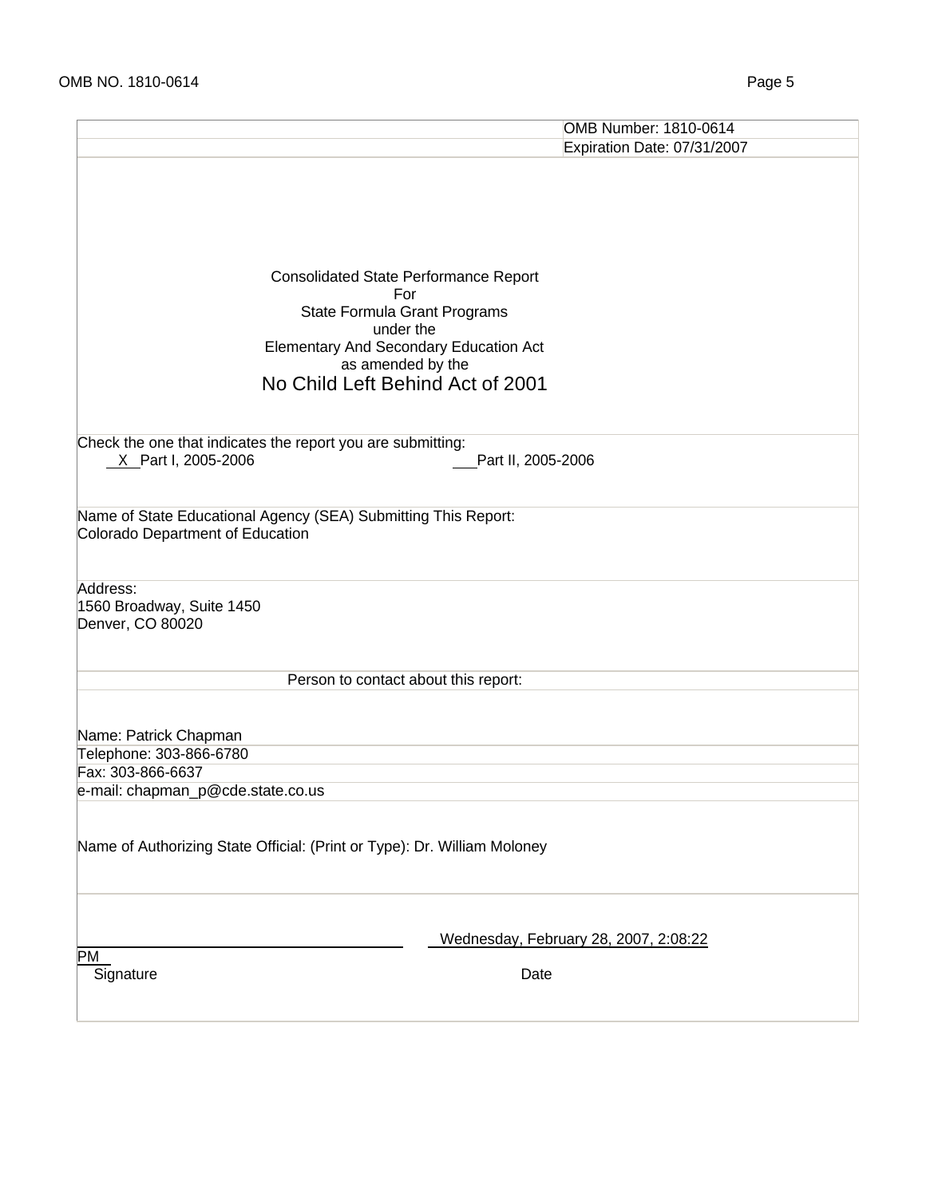| | OMB Number: 1810-0614 |
|---|---|
| | Expiration Date: 07/31/2007 |

Consolidated State Performance Report
For
State Formula Grant Programs
under the
Elementary And Secondary Education Act
as amended by the
No Child Left Behind Act of 2001

Check the one that indicates the report you are submitting:
 X  Part I, 2005-2006      ___Part II, 2005-2006

Name of State Educational Agency (SEA) Submitting This Report:
Colorado Department of Education

Address:
1560 Broadway, Suite 1450
Denver, CO 80020

Person to contact about this report:

Name: Patrick Chapman
Telephone: 303-866-6780
Fax: 303-866-6637
e-mail: chapman_p@cde.state.co.us

Name of Authorizing State Official: (Print or Type): Dr. William Moloney

______________________________  Wednesday, February 28, 2007, 2:08:22 PM
Signature                                           Date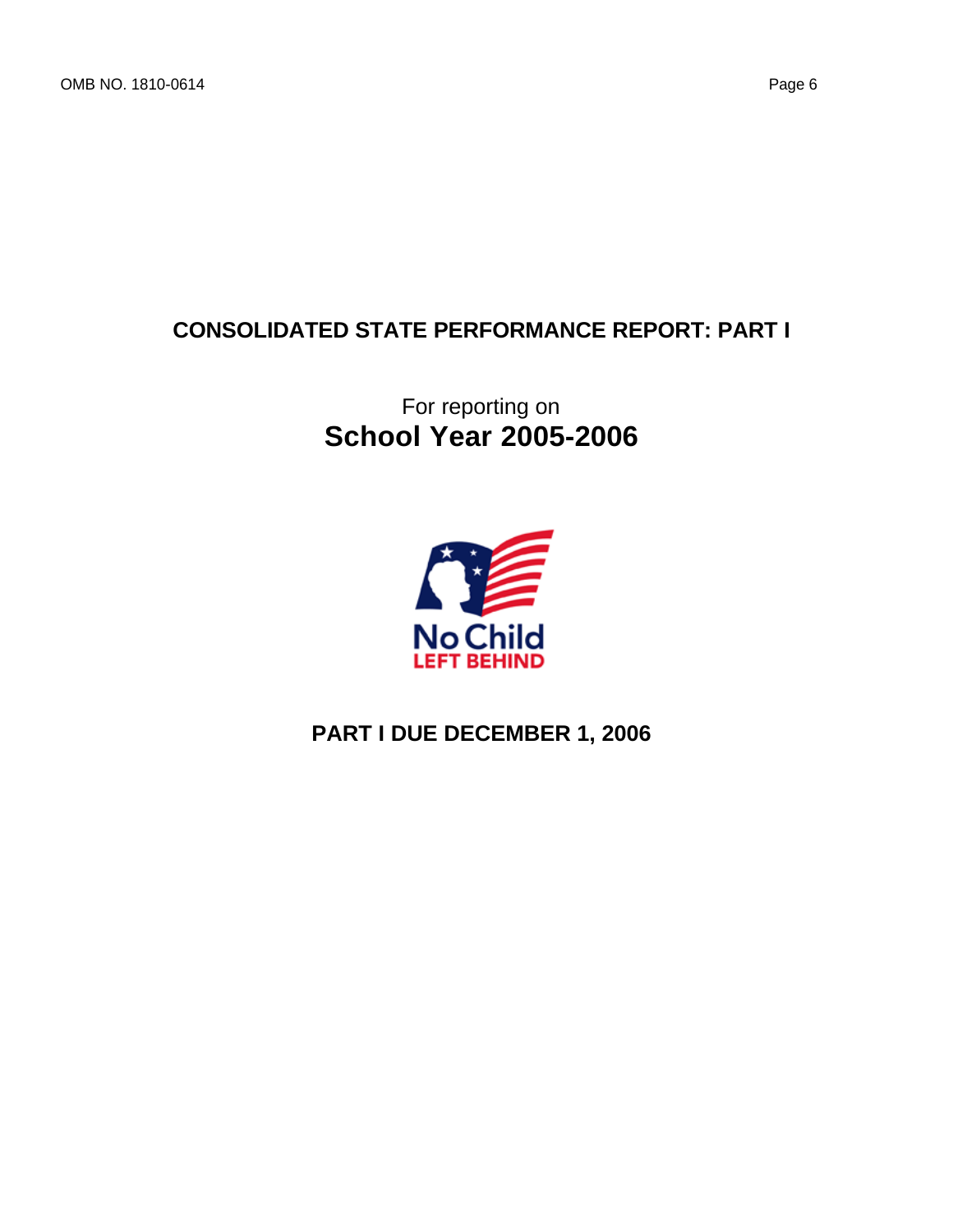# CONSOLIDATED STATE PERFORMANCE REPORT: PART I

For reporting on
**School Year 2005-2006**

No Child
LEFT BEHIND

## PART I DUE DECEMBER 1, 2006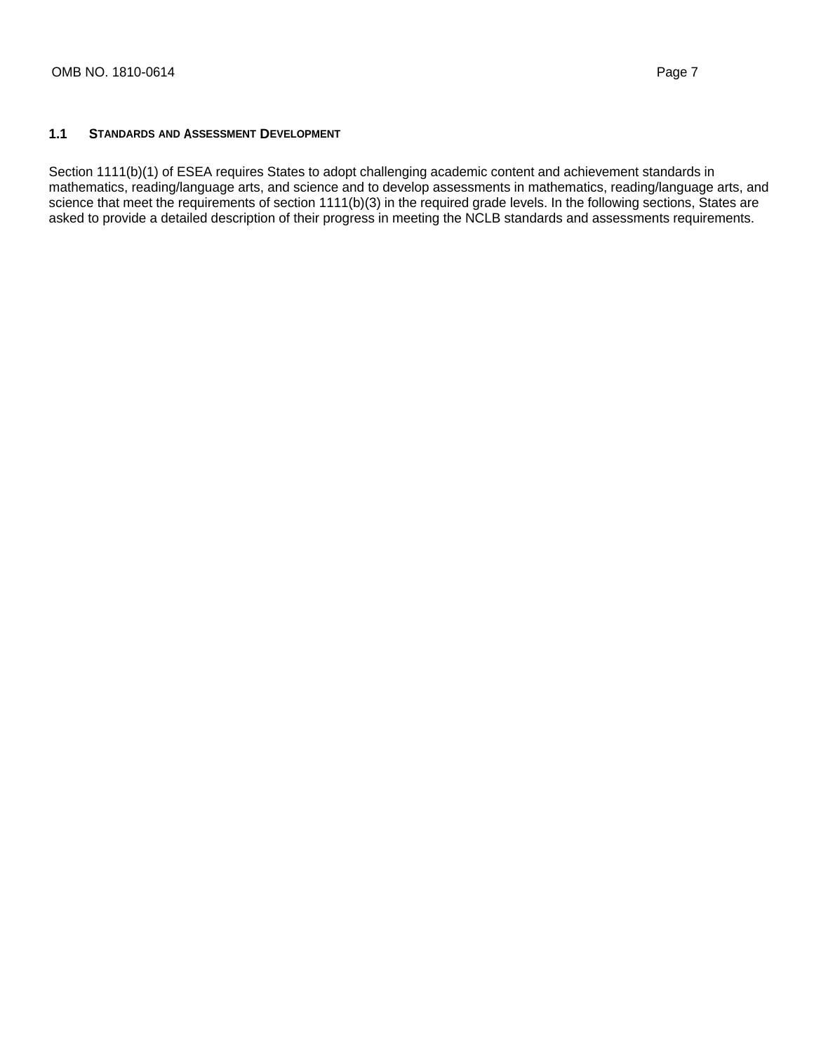## 1.1 STANDARDS AND ASSESSMENT DEVELOPMENT

Section 1111(b)(1) of ESEA requires States to adopt challenging academic content and achievement standards in mathematics, reading/language arts, and science and to develop assessments in mathematics, reading/language arts, and science that meet the requirements of section 1111(b)(3) in the required grade levels. In the following sections, States are asked to provide a detailed description of their progress in meeting the NCLB standards and assessments requirements.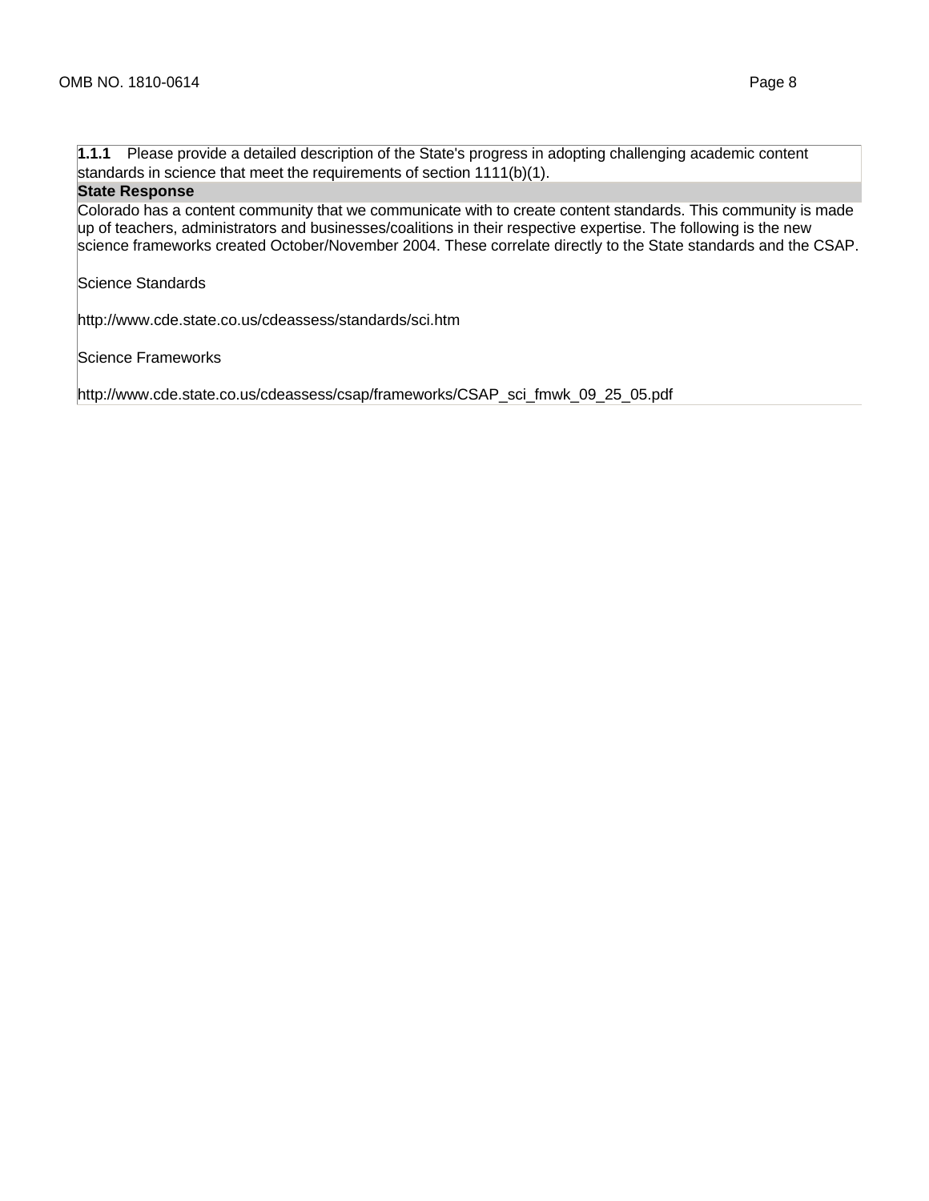**1.1.1** Please provide a detailed description of the State's progress in adopting challenging academic content standards in science that meet the requirements of section 1111(b)(1).

**State Response**

Colorado has a content community that we communicate with to create content standards. This community is made up of teachers, administrators and businesses/coalitions in their respective expertise. The following is the new science frameworks created October/November 2004. These correlate directly to the State standards and the CSAP.

Science Standards

http://www.cde.state.co.us/cdeassess/standards/sci.htm

Science Frameworks

http://www.cde.state.co.us/cdeassess/csap/frameworks/CSAP_sci_fmwk_09_25_05.pdf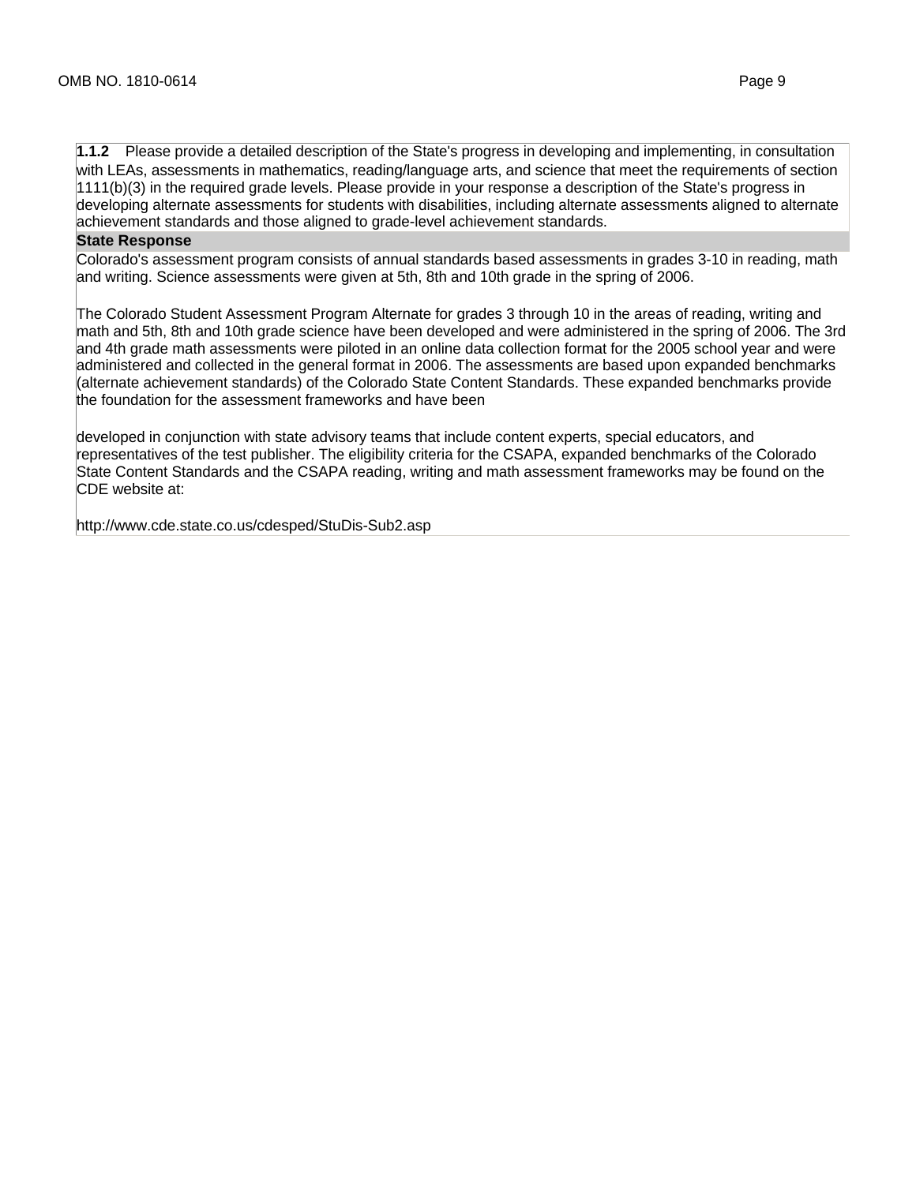**1.1.2** Please provide a detailed description of the State's progress in developing and implementing, in consultation with LEAs, assessments in mathematics, reading/language arts, and science that meet the requirements of section 1111(b)(3) in the required grade levels. Please provide in your response a description of the State's progress in developing alternate assessments for students with disabilities, including alternate assessments aligned to alternate achievement standards and those aligned to grade-level achievement standards.

**State Response**

Colorado's assessment program consists of annual standards based assessments in grades 3-10 in reading, math and writing. Science assessments were given at 5th, 8th and 10th grade in the spring of 2006.

The Colorado Student Assessment Program Alternate for grades 3 through 10 in the areas of reading, writing and math and 5th, 8th and 10th grade science have been developed and were administered in the spring of 2006. The 3rd and 4th grade math assessments were piloted in an online data collection format for the 2005 school year and were administered and collected in the general format in 2006. The assessments are based upon expanded benchmarks (alternate achievement standards) of the Colorado State Content Standards. These expanded benchmarks provide the foundation for the assessment frameworks and have been

developed in conjunction with state advisory teams that include content experts, special educators, and representatives of the test publisher. The eligibility criteria for the CSAPA, expanded benchmarks of the Colorado State Content Standards and the CSAPA reading, writing and math assessment frameworks may be found on the CDE website at:

http://www.cde.state.co.us/cdesped/StuDis-Sub2.asp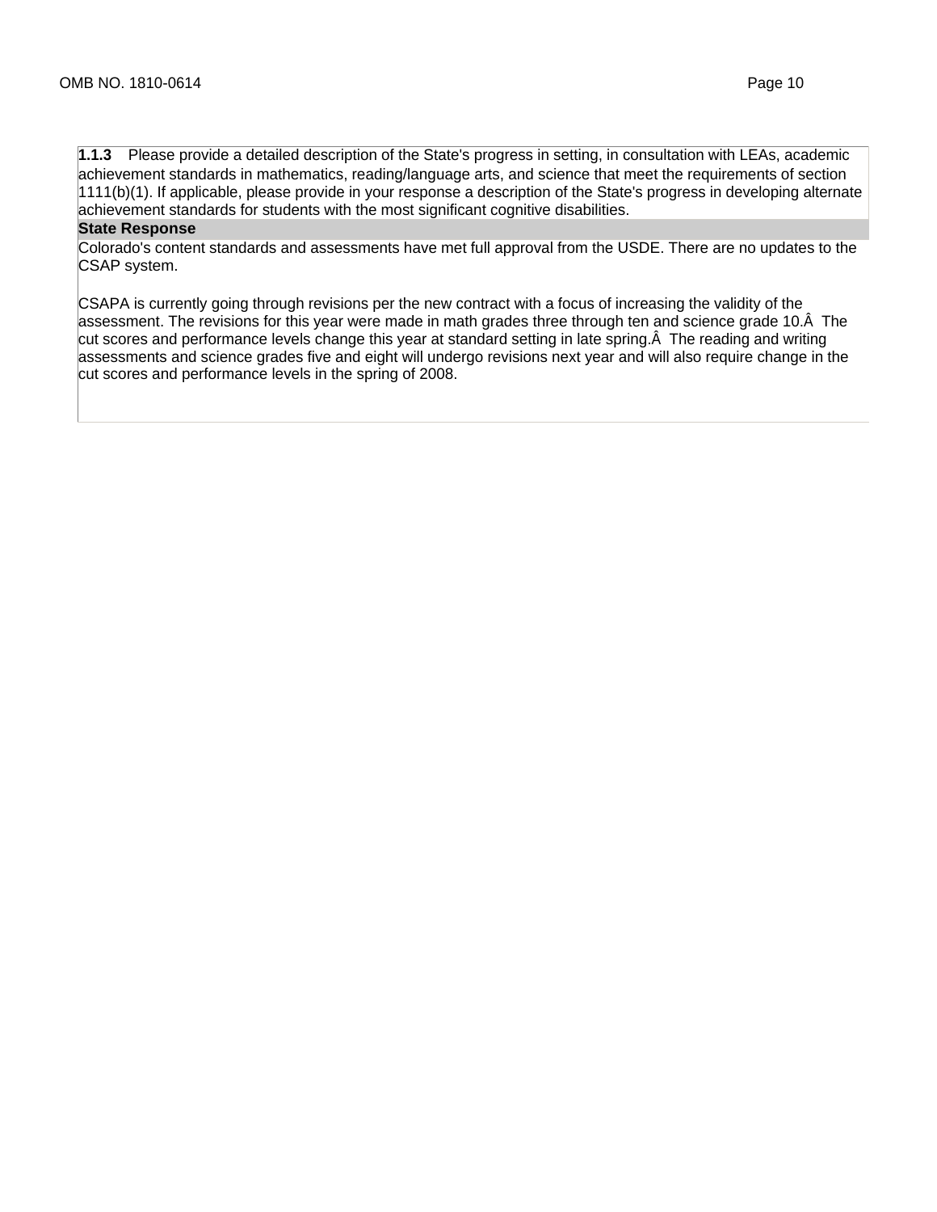**1.1.3** Please provide a detailed description of the State's progress in setting, in consultation with LEAs, academic achievement standards in mathematics, reading/language arts, and science that meet the requirements of section 1111(b)(1). If applicable, please provide in your response a description of the State's progress in developing alternate achievement standards for students with the most significant cognitive disabilities.

**State Response**

Colorado's content standards and assessments have met full approval from the USDE. There are no updates to the CSAP system.

CSAPA is currently going through revisions per the new contract with a focus of increasing the validity of the assessment. The revisions for this year were made in math grades three through ten and science grade 10.Â  The cut scores and performance levels change this year at standard setting in late spring.Â  The reading and writing assessments and science grades five and eight will undergo revisions next year and will also require change in the cut scores and performance levels in the spring of 2008.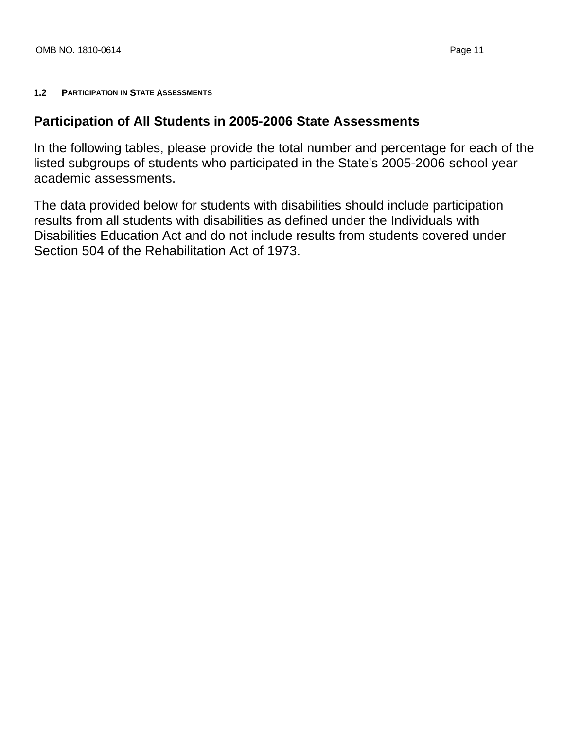## 1.2 PARTICIPATION IN STATE ASSESSMENTS

### Participation of All Students in 2005-2006 State Assessments

In the following tables, please provide the total number and percentage for each of the listed subgroups of students who participated in the State's 2005-2006 school year academic assessments.

The data provided below for students with disabilities should include participation results from all students with disabilities as defined under the Individuals with Disabilities Education Act and do not include results from students covered under Section 504 of the Rehabilitation Act of 1973.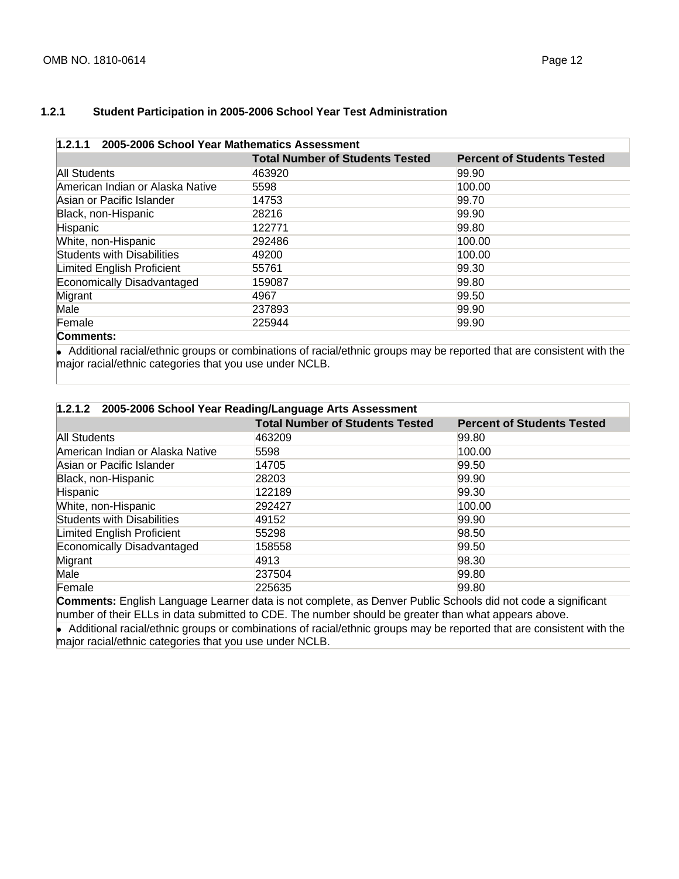### 1.2.1 Student Participation in 2005-2006 School Year Test Administration

**1.2.1.1 2005-2006 School Year Mathematics Assessment**

| | Total Number of Students Tested | Percent of Students Tested |
|---|---|---|
| All Students | 463920 | 99.90 |
| American Indian or Alaska Native | 5598 | 100.00 |
| Asian or Pacific Islander | 14753 | 99.70 |
| Black, non-Hispanic | 28216 | 99.90 |
| Hispanic | 122771 | 99.80 |
| White, non-Hispanic | 292486 | 100.00 |
| Students with Disabilities | 49200 | 100.00 |
| Limited English Proficient | 55761 | 99.30 |
| Economically Disadvantaged | 159087 | 99.80 |
| Migrant | 4967 | 99.50 |
| Male | 237893 | 99.90 |
| Female | 225944 | 99.90 |

**Comments:**

- Additional racial/ethnic groups or combinations of racial/ethnic groups may be reported that are consistent with the major racial/ethnic categories that you use under NCLB.

**1.2.1.2 2005-2006 School Year Reading/Language Arts Assessment**

| | Total Number of Students Tested | Percent of Students Tested |
|---|---|---|
| All Students | 463209 | 99.80 |
| American Indian or Alaska Native | 5598 | 100.00 |
| Asian or Pacific Islander | 14705 | 99.50 |
| Black, non-Hispanic | 28203 | 99.90 |
| Hispanic | 122189 | 99.30 |
| White, non-Hispanic | 292427 | 100.00 |
| Students with Disabilities | 49152 | 99.90 |
| Limited English Proficient | 55298 | 98.50 |
| Economically Disadvantaged | 158558 | 99.50 |
| Migrant | 4913 | 98.30 |
| Male | 237504 | 99.80 |
| Female | 225635 | 99.80 |

**Comments:** English Language Learner data is not complete, as Denver Public Schools did not code a significant number of their ELLs in data submitted to CDE. The number should be greater than what appears above.

- Additional racial/ethnic groups or combinations of racial/ethnic groups may be reported that are consistent with the major racial/ethnic categories that you use under NCLB.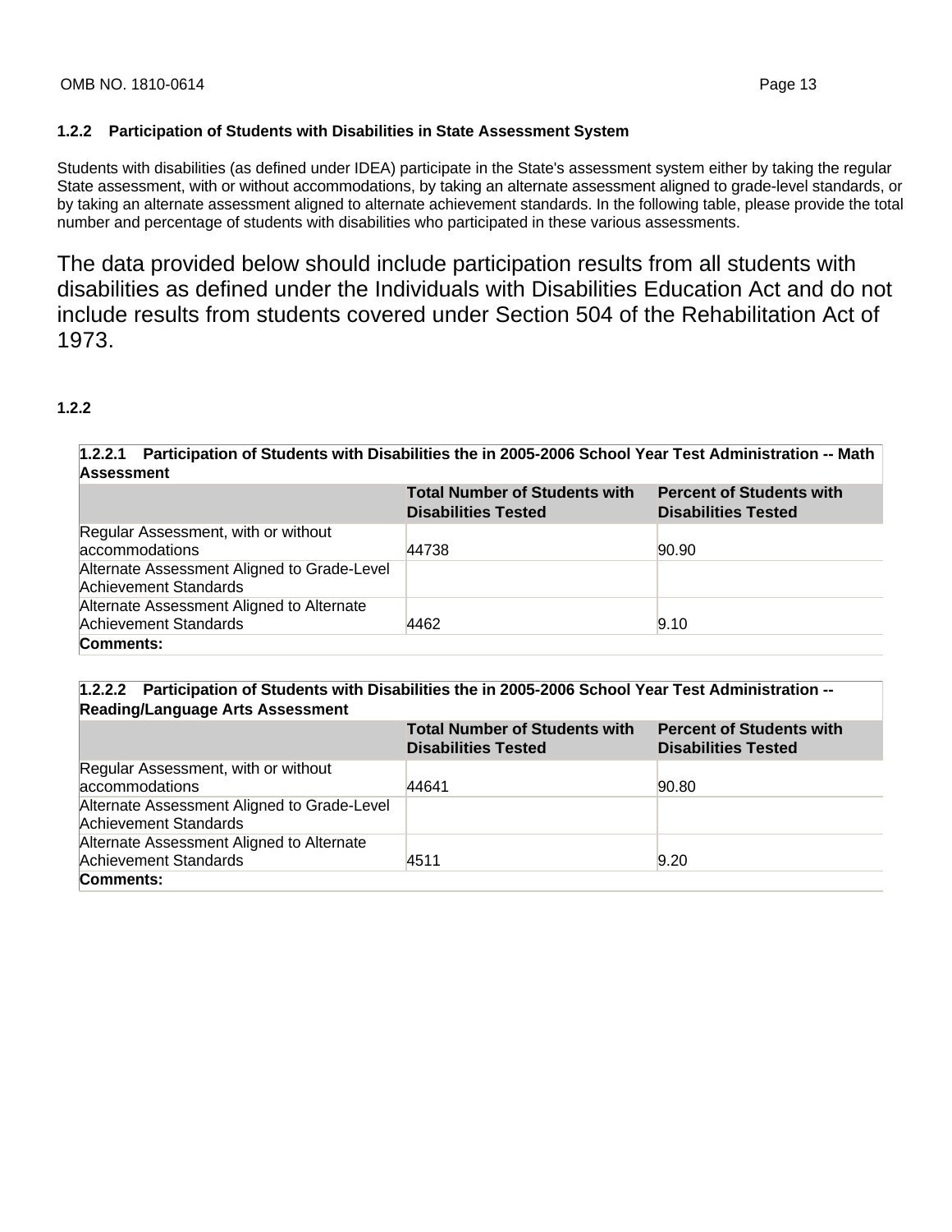### 1.2.2 Participation of Students with Disabilities in State Assessment System

Students with disabilities (as defined under IDEA) participate in the State's assessment system either by taking the regular State assessment, with or without accommodations, by taking an alternate assessment aligned to grade-level standards, or by taking an alternate assessment aligned to alternate achievement standards. In the following table, please provide the total number and percentage of students with disabilities who participated in these various assessments.

The data provided below should include participation results from all students with disabilities as defined under the Individuals with Disabilities Education Act and do not include results from students covered under Section 504 of the Rehabilitation Act of 1973.

**1.2.2**

**1.2.2.1 Participation of Students with Disabilities the in 2005-2006 School Year Test Administration -- Math Assessment**

| | Total Number of Students with Disabilities Tested | Percent of Students with Disabilities Tested |
|---|---|---|
| Regular Assessment, with or without accommodations | 44738 | 90.90 |
| Alternate Assessment Aligned to Grade-Level Achievement Standards | | |
| Alternate Assessment Aligned to Alternate Achievement Standards | 4462 | 9.10 |
| **Comments:** | | |

**1.2.2.2 Participation of Students with Disabilities the in 2005-2006 School Year Test Administration -- Reading/Language Arts Assessment**

| | Total Number of Students with Disabilities Tested | Percent of Students with Disabilities Tested |
|---|---|---|
| Regular Assessment, with or without accommodations | 44641 | 90.80 |
| Alternate Assessment Aligned to Grade-Level Achievement Standards | | |
| Alternate Assessment Aligned to Alternate Achievement Standards | 4511 | 9.20 |
| **Comments:** | | |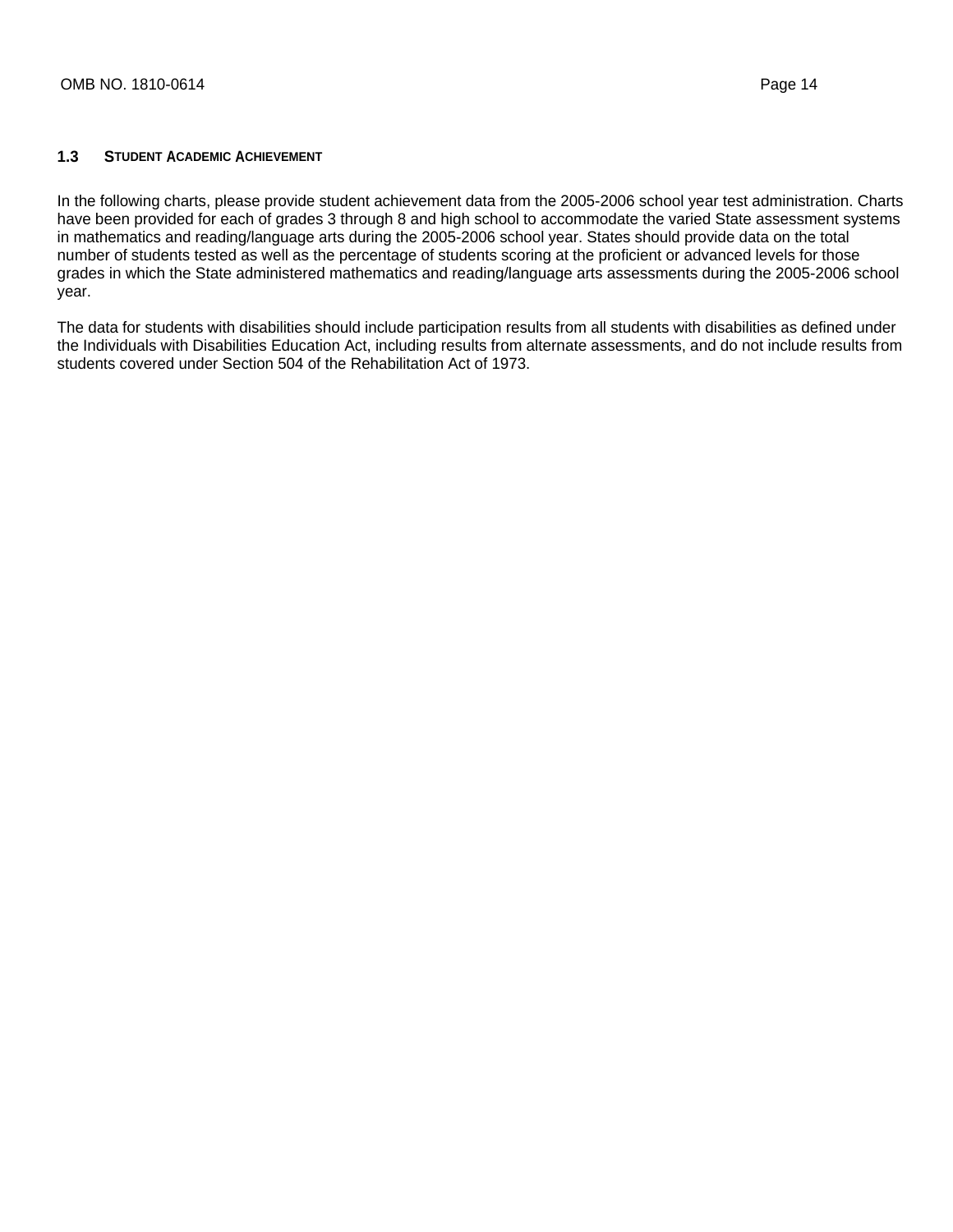## 1.3 Student Academic Achievement

In the following charts, please provide student achievement data from the 2005-2006 school year test administration. Charts have been provided for each of grades 3 through 8 and high school to accommodate the varied State assessment systems in mathematics and reading/language arts during the 2005-2006 school year. States should provide data on the total number of students tested as well as the percentage of students scoring at the proficient or advanced levels for those grades in which the State administered mathematics and reading/language arts assessments during the 2005-2006 school year.

The data for students with disabilities should include participation results from all students with disabilities as defined under the Individuals with Disabilities Education Act, including results from alternate assessments, and do not include results from students covered under Section 504 of the Rehabilitation Act of 1973.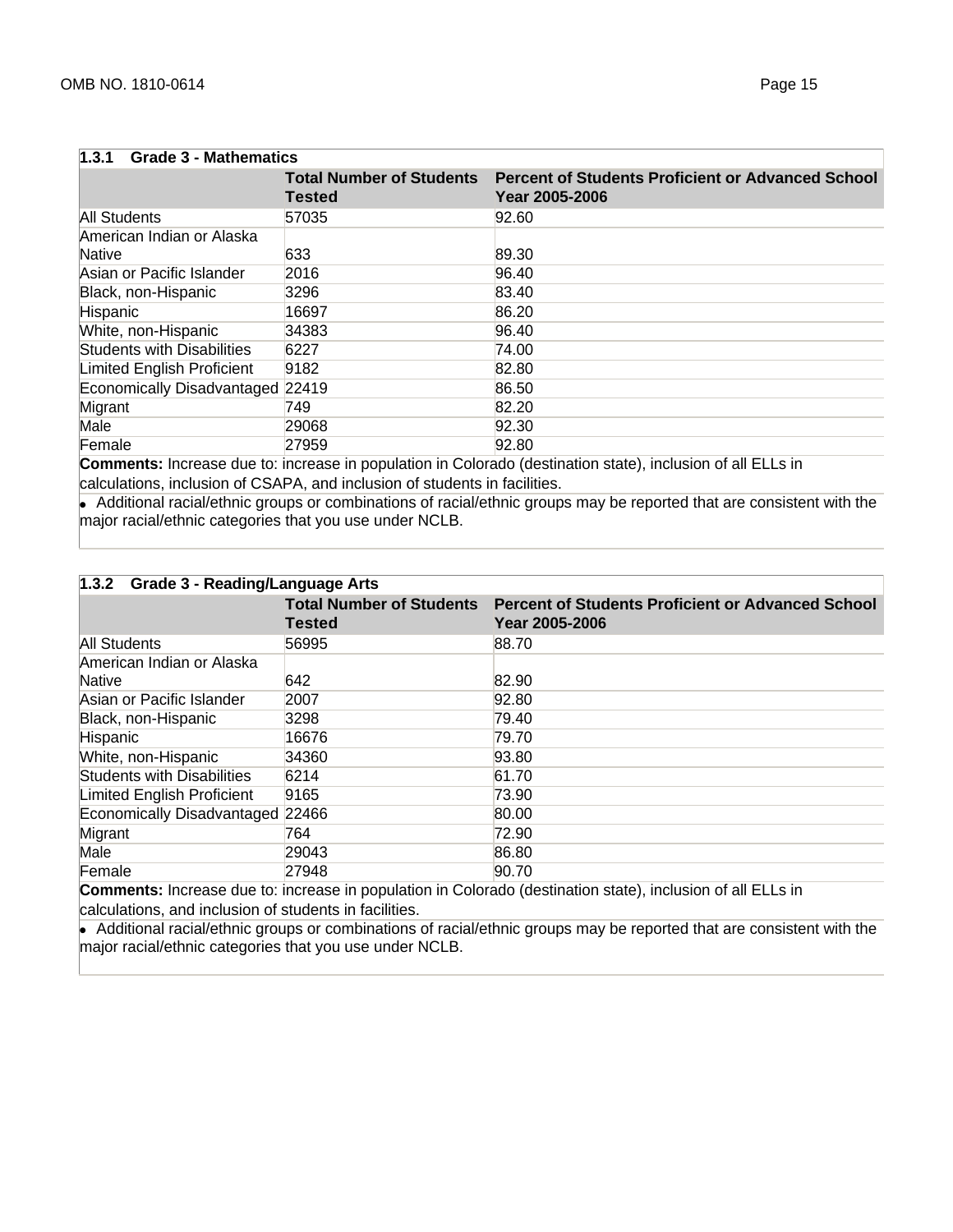### 1.3.1 Grade 3 - Mathematics

| | Total Number of Students Tested | Percent of Students Proficient or Advanced School Year 2005-2006 |
|---|---|---|
| All Students | 57035 | 92.60 |
| American Indian or Alaska Native | 633 | 89.30 |
| Asian or Pacific Islander | 2016 | 96.40 |
| Black, non-Hispanic | 3296 | 83.40 |
| Hispanic | 16697 | 86.20 |
| White, non-Hispanic | 34383 | 96.40 |
| Students with Disabilities | 6227 | 74.00 |
| Limited English Proficient | 9182 | 82.80 |
| Economically Disadvantaged | 22419 | 86.50 |
| Migrant | 749 | 82.20 |
| Male | 29068 | 92.30 |
| Female | 27959 | 92.80 |

**Comments:** Increase due to: increase in population in Colorado (destination state), inclusion of all ELLs in calculations, inclusion of CSAPA, and inclusion of students in facilities.

- Additional racial/ethnic groups or combinations of racial/ethnic groups may be reported that are consistent with the major racial/ethnic categories that you use under NCLB.

### 1.3.2 Grade 3 - Reading/Language Arts

| | Total Number of Students Tested | Percent of Students Proficient or Advanced School Year 2005-2006 |
|---|---|---|
| All Students | 56995 | 88.70 |
| American Indian or Alaska Native | 642 | 82.90 |
| Asian or Pacific Islander | 2007 | 92.80 |
| Black, non-Hispanic | 3298 | 79.40 |
| Hispanic | 16676 | 79.70 |
| White, non-Hispanic | 34360 | 93.80 |
| Students with Disabilities | 6214 | 61.70 |
| Limited English Proficient | 9165 | 73.90 |
| Economically Disadvantaged | 22466 | 80.00 |
| Migrant | 764 | 72.90 |
| Male | 29043 | 86.80 |
| Female | 27948 | 90.70 |

**Comments:** Increase due to: increase in population in Colorado (destination state), inclusion of all ELLs in calculations, and inclusion of students in facilities.

- Additional racial/ethnic groups or combinations of racial/ethnic groups may be reported that are consistent with the major racial/ethnic categories that you use under NCLB.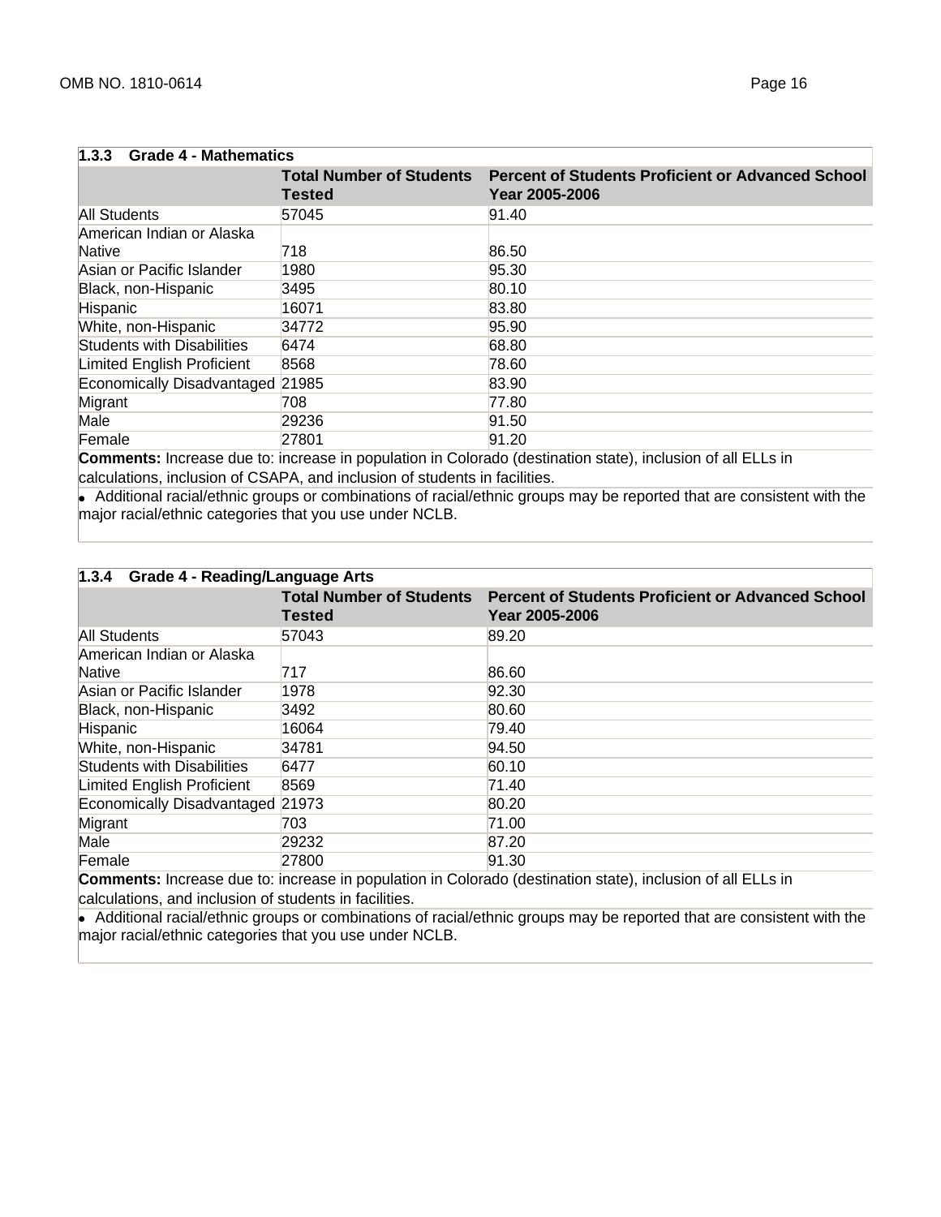### 1.3.3 Grade 4 - Mathematics

| | Total Number of Students Tested | Percent of Students Proficient or Advanced School Year 2005-2006 |
|---|---|---|
| All Students | 57045 | 91.40 |
| American Indian or Alaska Native | 718 | 86.50 |
| Asian or Pacific Islander | 1980 | 95.30 |
| Black, non-Hispanic | 3495 | 80.10 |
| Hispanic | 16071 | 83.80 |
| White, non-Hispanic | 34772 | 95.90 |
| Students with Disabilities | 6474 | 68.80 |
| Limited English Proficient | 8568 | 78.60 |
| Economically Disadvantaged | 21985 | 83.90 |
| Migrant | 708 | 77.80 |
| Male | 29236 | 91.50 |
| Female | 27801 | 91.20 |

**Comments:** Increase due to: increase in population in Colorado (destination state), inclusion of all ELLs in calculations, inclusion of CSAPA, and inclusion of students in facilities.

- Additional racial/ethnic groups or combinations of racial/ethnic groups may be reported that are consistent with the major racial/ethnic categories that you use under NCLB.

### 1.3.4 Grade 4 - Reading/Language Arts

| | Total Number of Students Tested | Percent of Students Proficient or Advanced School Year 2005-2006 |
|---|---|---|
| All Students | 57043 | 89.20 |
| American Indian or Alaska Native | 717 | 86.60 |
| Asian or Pacific Islander | 1978 | 92.30 |
| Black, non-Hispanic | 3492 | 80.60 |
| Hispanic | 16064 | 79.40 |
| White, non-Hispanic | 34781 | 94.50 |
| Students with Disabilities | 6477 | 60.10 |
| Limited English Proficient | 8569 | 71.40 |
| Economically Disadvantaged | 21973 | 80.20 |
| Migrant | 703 | 71.00 |
| Male | 29232 | 87.20 |
| Female | 27800 | 91.30 |

**Comments:** Increase due to: increase in population in Colorado (destination state), inclusion of all ELLs in calculations, and inclusion of students in facilities.

- Additional racial/ethnic groups or combinations of racial/ethnic groups may be reported that are consistent with the major racial/ethnic categories that you use under NCLB.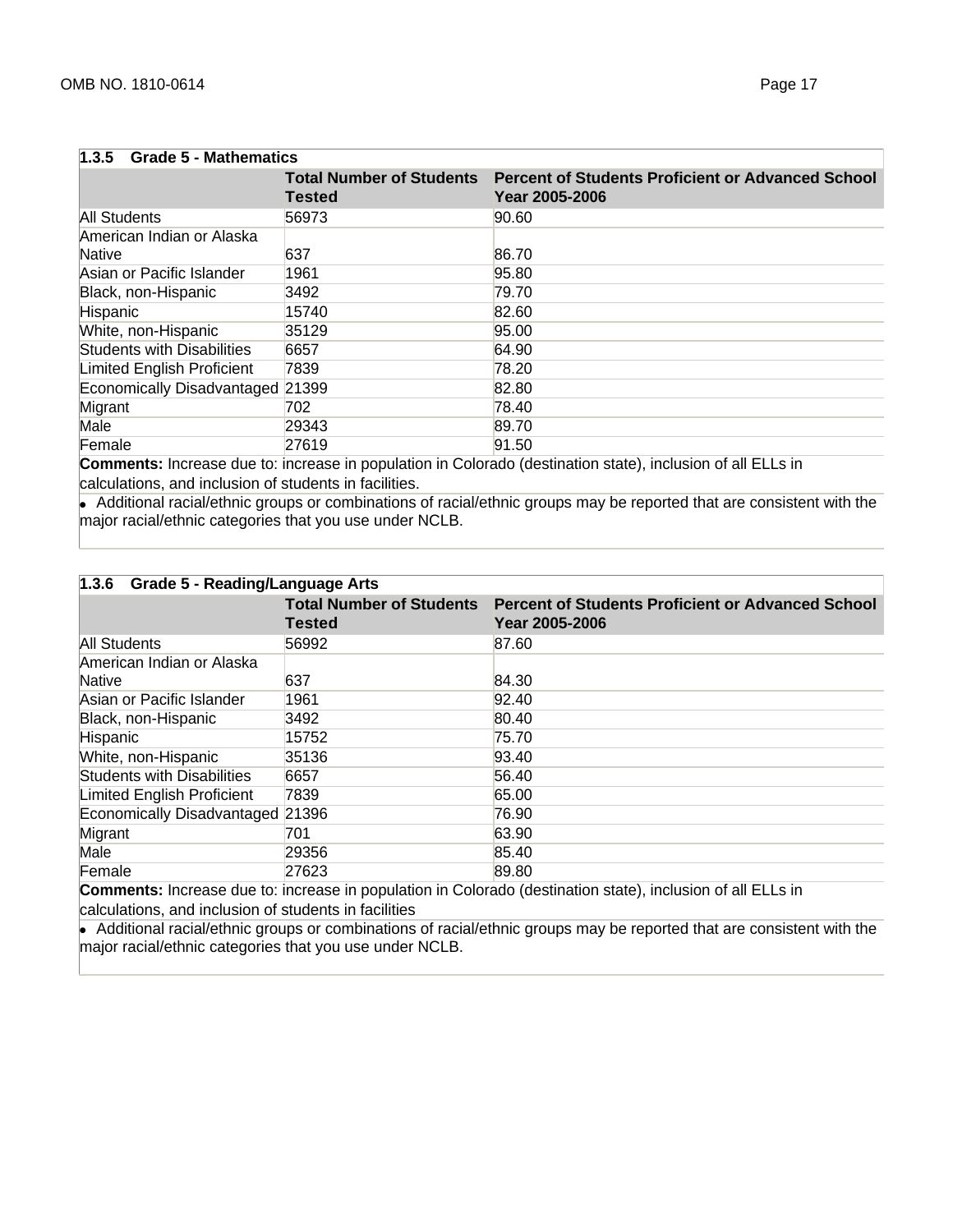### 1.3.5 Grade 5 - Mathematics

| | Total Number of Students Tested | Percent of Students Proficient or Advanced School Year 2005-2006 |
|---|---|---|
| All Students | 56973 | 90.60 |
| American Indian or Alaska Native | 637 | 86.70 |
| Asian or Pacific Islander | 1961 | 95.80 |
| Black, non-Hispanic | 3492 | 79.70 |
| Hispanic | 15740 | 82.60 |
| White, non-Hispanic | 35129 | 95.00 |
| Students with Disabilities | 6657 | 64.90 |
| Limited English Proficient | 7839 | 78.20 |
| Economically Disadvantaged | 21399 | 82.80 |
| Migrant | 702 | 78.40 |
| Male | 29343 | 89.70 |
| Female | 27619 | 91.50 |

**Comments:** Increase due to: increase in population in Colorado (destination state), inclusion of all ELLs in calculations, and inclusion of students in facilities.

- Additional racial/ethnic groups or combinations of racial/ethnic groups may be reported that are consistent with the major racial/ethnic categories that you use under NCLB.

### 1.3.6 Grade 5 - Reading/Language Arts

| | Total Number of Students Tested | Percent of Students Proficient or Advanced School Year 2005-2006 |
|---|---|---|
| All Students | 56992 | 87.60 |
| American Indian or Alaska Native | 637 | 84.30 |
| Asian or Pacific Islander | 1961 | 92.40 |
| Black, non-Hispanic | 3492 | 80.40 |
| Hispanic | 15752 | 75.70 |
| White, non-Hispanic | 35136 | 93.40 |
| Students with Disabilities | 6657 | 56.40 |
| Limited English Proficient | 7839 | 65.00 |
| Economically Disadvantaged | 21396 | 76.90 |
| Migrant | 701 | 63.90 |
| Male | 29356 | 85.40 |
| Female | 27623 | 89.80 |

**Comments:** Increase due to: increase in population in Colorado (destination state), inclusion of all ELLs in calculations, and inclusion of students in facilities

- Additional racial/ethnic groups or combinations of racial/ethnic groups may be reported that are consistent with the major racial/ethnic categories that you use under NCLB.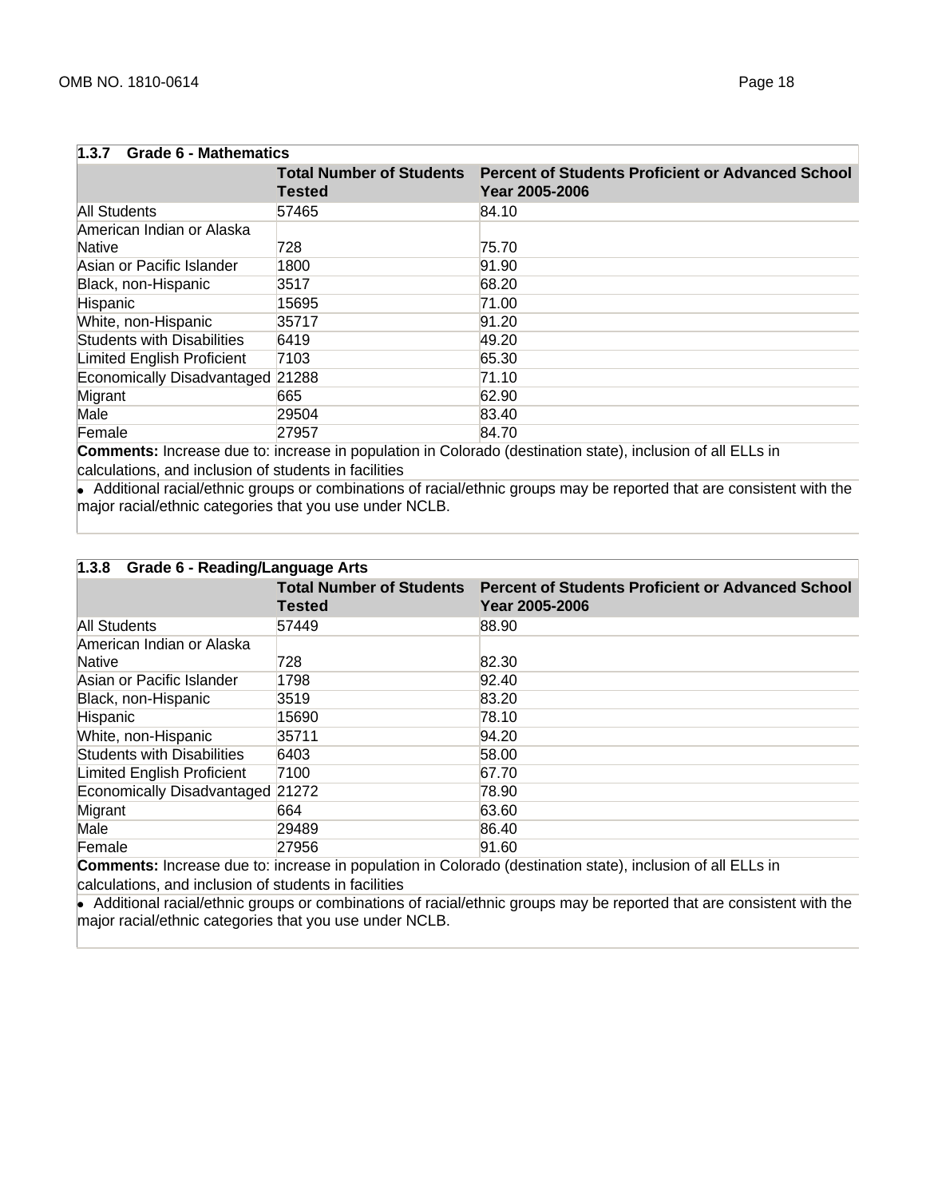### 1.3.7 Grade 6 - Mathematics

| | Total Number of Students Tested | Percent of Students Proficient or Advanced School Year 2005-2006 |
|---|---|---|
| All Students | 57465 | 84.10 |
| American Indian or Alaska Native | 728 | 75.70 |
| Asian or Pacific Islander | 1800 | 91.90 |
| Black, non-Hispanic | 3517 | 68.20 |
| Hispanic | 15695 | 71.00 |
| White, non-Hispanic | 35717 | 91.20 |
| Students with Disabilities | 6419 | 49.20 |
| Limited English Proficient | 7103 | 65.30 |
| Economically Disadvantaged | 21288 | 71.10 |
| Migrant | 665 | 62.90 |
| Male | 29504 | 83.40 |
| Female | 27957 | 84.70 |

**Comments:** Increase due to: increase in population in Colorado (destination state), inclusion of all ELLs in calculations, and inclusion of students in facilities

- Additional racial/ethnic groups or combinations of racial/ethnic groups may be reported that are consistent with the major racial/ethnic categories that you use under NCLB.

### 1.3.8 Grade 6 - Reading/Language Arts

| | Total Number of Students Tested | Percent of Students Proficient or Advanced School Year 2005-2006 |
|---|---|---|
| All Students | 57449 | 88.90 |
| American Indian or Alaska Native | 728 | 82.30 |
| Asian or Pacific Islander | 1798 | 92.40 |
| Black, non-Hispanic | 3519 | 83.20 |
| Hispanic | 15690 | 78.10 |
| White, non-Hispanic | 35711 | 94.20 |
| Students with Disabilities | 6403 | 58.00 |
| Limited English Proficient | 7100 | 67.70 |
| Economically Disadvantaged | 21272 | 78.90 |
| Migrant | 664 | 63.60 |
| Male | 29489 | 86.40 |
| Female | 27956 | 91.60 |

**Comments:** Increase due to: increase in population in Colorado (destination state), inclusion of all ELLs in calculations, and inclusion of students in facilities

- Additional racial/ethnic groups or combinations of racial/ethnic groups may be reported that are consistent with the major racial/ethnic categories that you use under NCLB.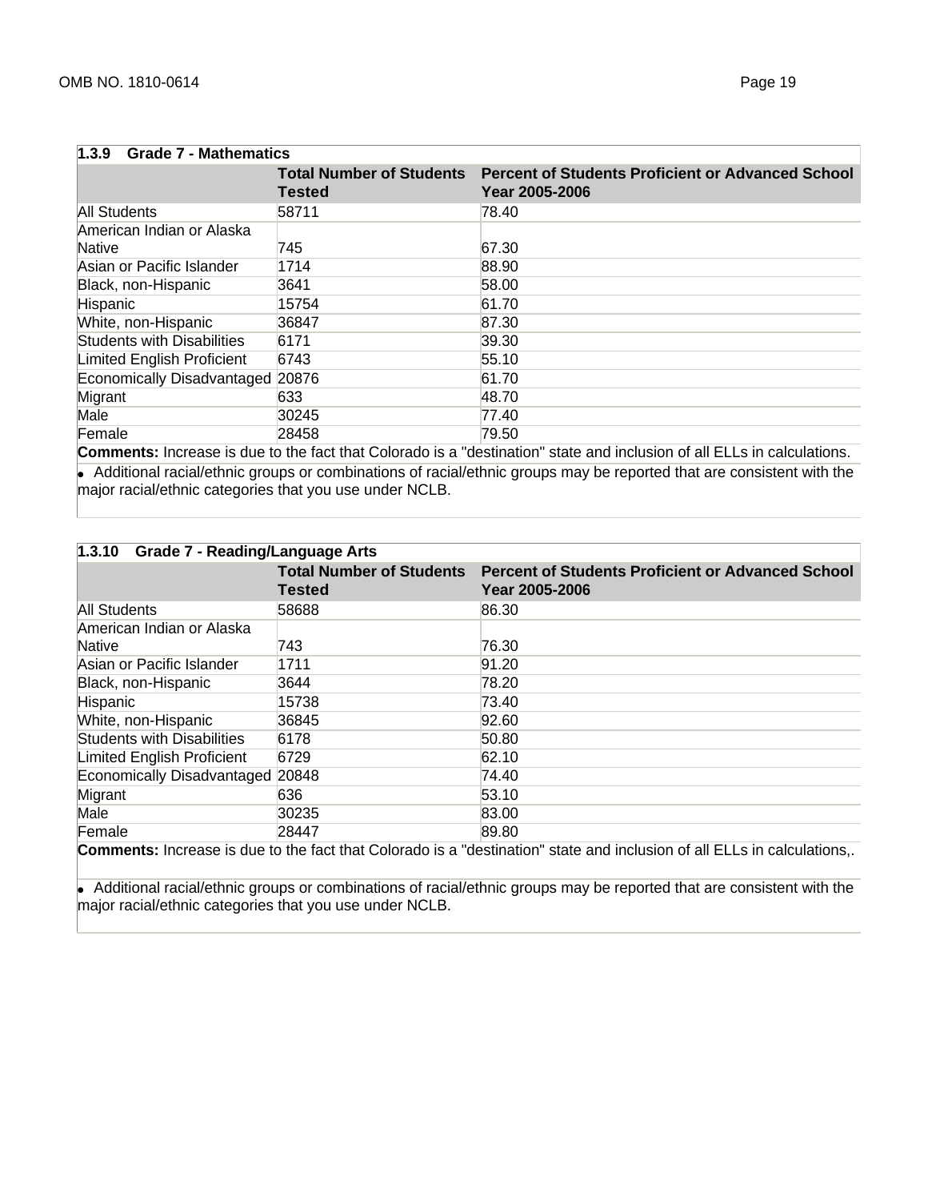### 1.3.9 Grade 7 - Mathematics

| | Total Number of Students Tested | Percent of Students Proficient or Advanced School Year 2005-2006 |
|---|---|---|
| All Students | 58711 | 78.40 |
| American Indian or Alaska Native | 745 | 67.30 |
| Asian or Pacific Islander | 1714 | 88.90 |
| Black, non-Hispanic | 3641 | 58.00 |
| Hispanic | 15754 | 61.70 |
| White, non-Hispanic | 36847 | 87.30 |
| Students with Disabilities | 6171 | 39.30 |
| Limited English Proficient | 6743 | 55.10 |
| Economically Disadvantaged | 20876 | 61.70 |
| Migrant | 633 | 48.70 |
| Male | 30245 | 77.40 |
| Female | 28458 | 79.50 |

**Comments:** Increase is due to the fact that Colorado is a "destination" state and inclusion of all ELLs in calculations.

- Additional racial/ethnic groups or combinations of racial/ethnic groups may be reported that are consistent with the major racial/ethnic categories that you use under NCLB.

### 1.3.10 Grade 7 - Reading/Language Arts

| | Total Number of Students Tested | Percent of Students Proficient or Advanced School Year 2005-2006 |
|---|---|---|
| All Students | 58688 | 86.30 |
| American Indian or Alaska Native | 743 | 76.30 |
| Asian or Pacific Islander | 1711 | 91.20 |
| Black, non-Hispanic | 3644 | 78.20 |
| Hispanic | 15738 | 73.40 |
| White, non-Hispanic | 36845 | 92.60 |
| Students with Disabilities | 6178 | 50.80 |
| Limited English Proficient | 6729 | 62.10 |
| Economically Disadvantaged | 20848 | 74.40 |
| Migrant | 636 | 53.10 |
| Male | 30235 | 83.00 |
| Female | 28447 | 89.80 |

**Comments:** Increase is due to the fact that Colorado is a "destination" state and inclusion of all ELLs in calculations,.

- Additional racial/ethnic groups or combinations of racial/ethnic groups may be reported that are consistent with the major racial/ethnic categories that you use under NCLB.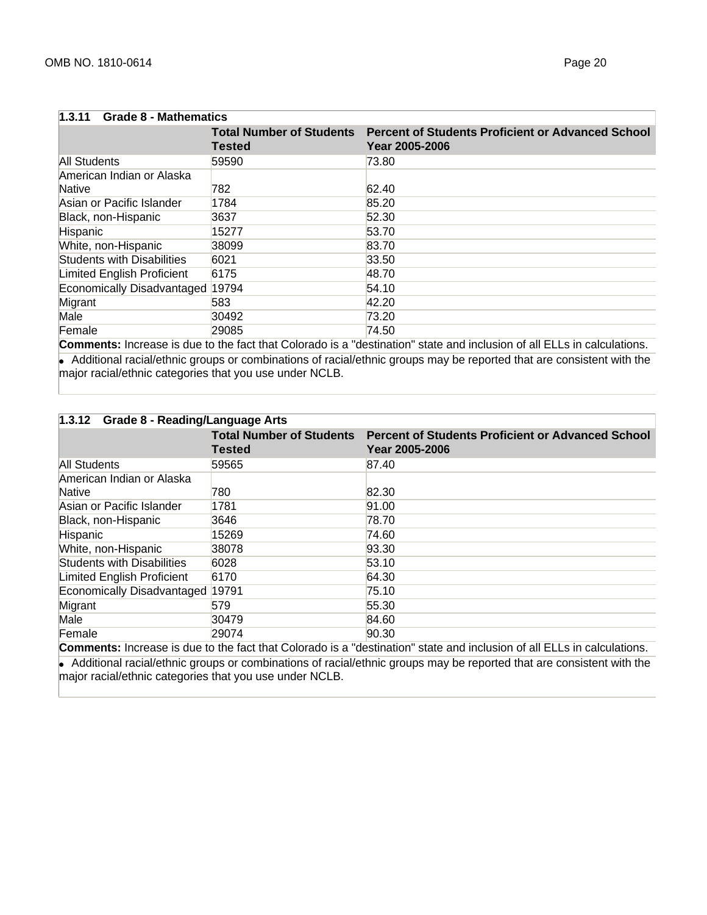### 1.3.11 Grade 8 - Mathematics

| | Total Number of Students Tested | Percent of Students Proficient or Advanced School Year 2005-2006 |
|---|---|---|
| All Students | 59590 | 73.80 |
| American Indian or Alaska Native | 782 | 62.40 |
| Asian or Pacific Islander | 1784 | 85.20 |
| Black, non-Hispanic | 3637 | 52.30 |
| Hispanic | 15277 | 53.70 |
| White, non-Hispanic | 38099 | 83.70 |
| Students with Disabilities | 6021 | 33.50 |
| Limited English Proficient | 6175 | 48.70 |
| Economically Disadvantaged | 19794 | 54.10 |
| Migrant | 583 | 42.20 |
| Male | 30492 | 73.20 |
| Female | 29085 | 74.50 |

**Comments:** Increase is due to the fact that Colorado is a "destination" state and inclusion of all ELLs in calculations.

- Additional racial/ethnic groups or combinations of racial/ethnic groups may be reported that are consistent with the major racial/ethnic categories that you use under NCLB.

### 1.3.12 Grade 8 - Reading/Language Arts

| | Total Number of Students Tested | Percent of Students Proficient or Advanced School Year 2005-2006 |
|---|---|---|
| All Students | 59565 | 87.40 |
| American Indian or Alaska Native | 780 | 82.30 |
| Asian or Pacific Islander | 1781 | 91.00 |
| Black, non-Hispanic | 3646 | 78.70 |
| Hispanic | 15269 | 74.60 |
| White, non-Hispanic | 38078 | 93.30 |
| Students with Disabilities | 6028 | 53.10 |
| Limited English Proficient | 6170 | 64.30 |
| Economically Disadvantaged | 19791 | 75.10 |
| Migrant | 579 | 55.30 |
| Male | 30479 | 84.60 |
| Female | 29074 | 90.30 |

**Comments:** Increase is due to the fact that Colorado is a "destination" state and inclusion of all ELLs in calculations.

- Additional racial/ethnic groups or combinations of racial/ethnic groups may be reported that are consistent with the major racial/ethnic categories that you use under NCLB.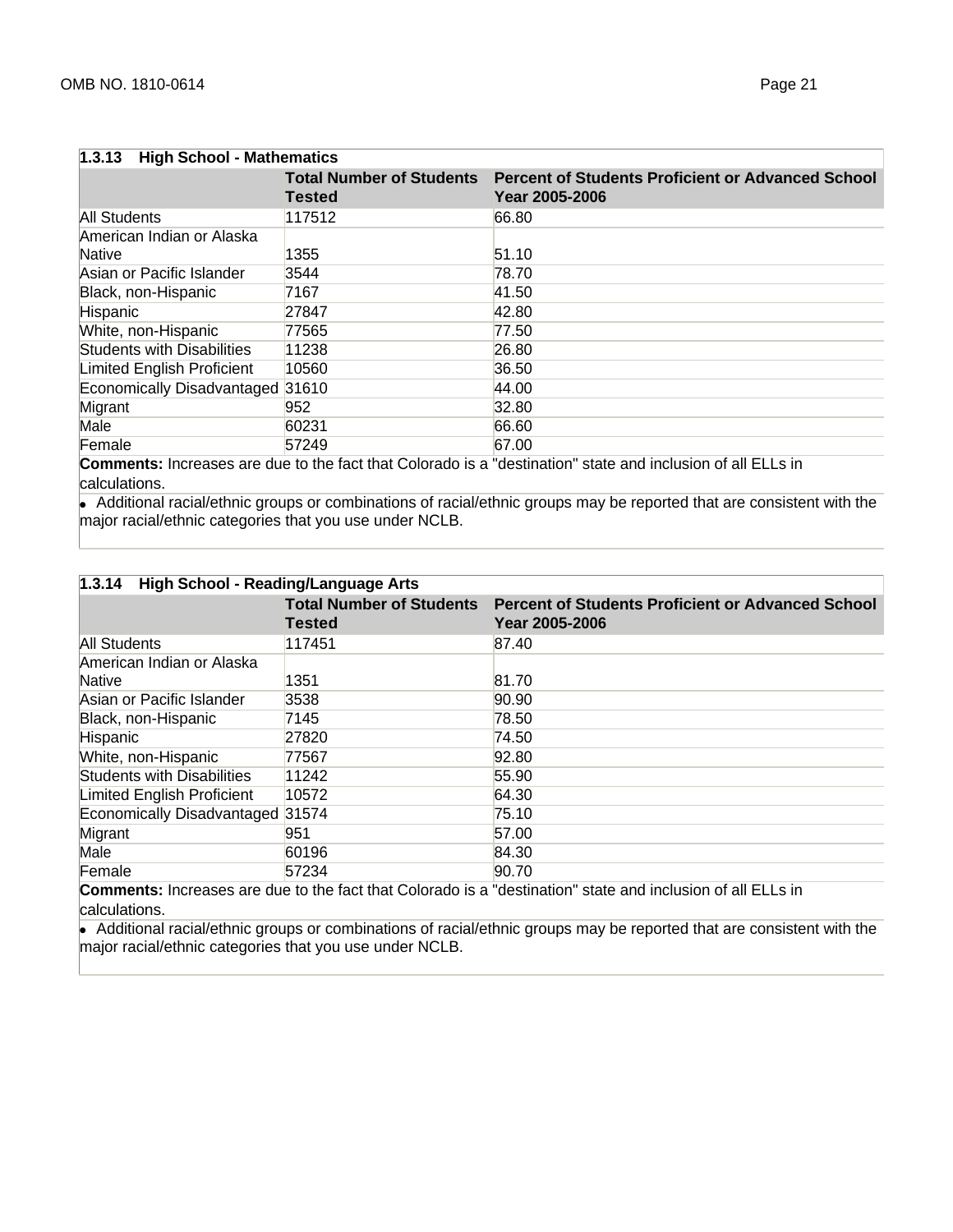### 1.3.13 High School - Mathematics

| | Total Number of Students Tested | Percent of Students Proficient or Advanced School Year 2005-2006 |
|---|---|---|
| All Students | 117512 | 66.80 |
| American Indian or Alaska Native | 1355 | 51.10 |
| Asian or Pacific Islander | 3544 | 78.70 |
| Black, non-Hispanic | 7167 | 41.50 |
| Hispanic | 27847 | 42.80 |
| White, non-Hispanic | 77565 | 77.50 |
| Students with Disabilities | 11238 | 26.80 |
| Limited English Proficient | 10560 | 36.50 |
| Economically Disadvantaged | 31610 | 44.00 |
| Migrant | 952 | 32.80 |
| Male | 60231 | 66.60 |
| Female | 57249 | 67.00 |

**Comments:** Increases are due to the fact that Colorado is a "destination" state and inclusion of all ELLs in calculations.

- Additional racial/ethnic groups or combinations of racial/ethnic groups may be reported that are consistent with the major racial/ethnic categories that you use under NCLB.

### 1.3.14 High School - Reading/Language Arts

| | Total Number of Students Tested | Percent of Students Proficient or Advanced School Year 2005-2006 |
|---|---|---|
| All Students | 117451 | 87.40 |
| American Indian or Alaska Native | 1351 | 81.70 |
| Asian or Pacific Islander | 3538 | 90.90 |
| Black, non-Hispanic | 7145 | 78.50 |
| Hispanic | 27820 | 74.50 |
| White, non-Hispanic | 77567 | 92.80 |
| Students with Disabilities | 11242 | 55.90 |
| Limited English Proficient | 10572 | 64.30 |
| Economically Disadvantaged | 31574 | 75.10 |
| Migrant | 951 | 57.00 |
| Male | 60196 | 84.30 |
| Female | 57234 | 90.70 |

**Comments:** Increases are due to the fact that Colorado is a "destination" state and inclusion of all ELLs in calculations.

- Additional racial/ethnic groups or combinations of racial/ethnic groups may be reported that are consistent with the major racial/ethnic categories that you use under NCLB.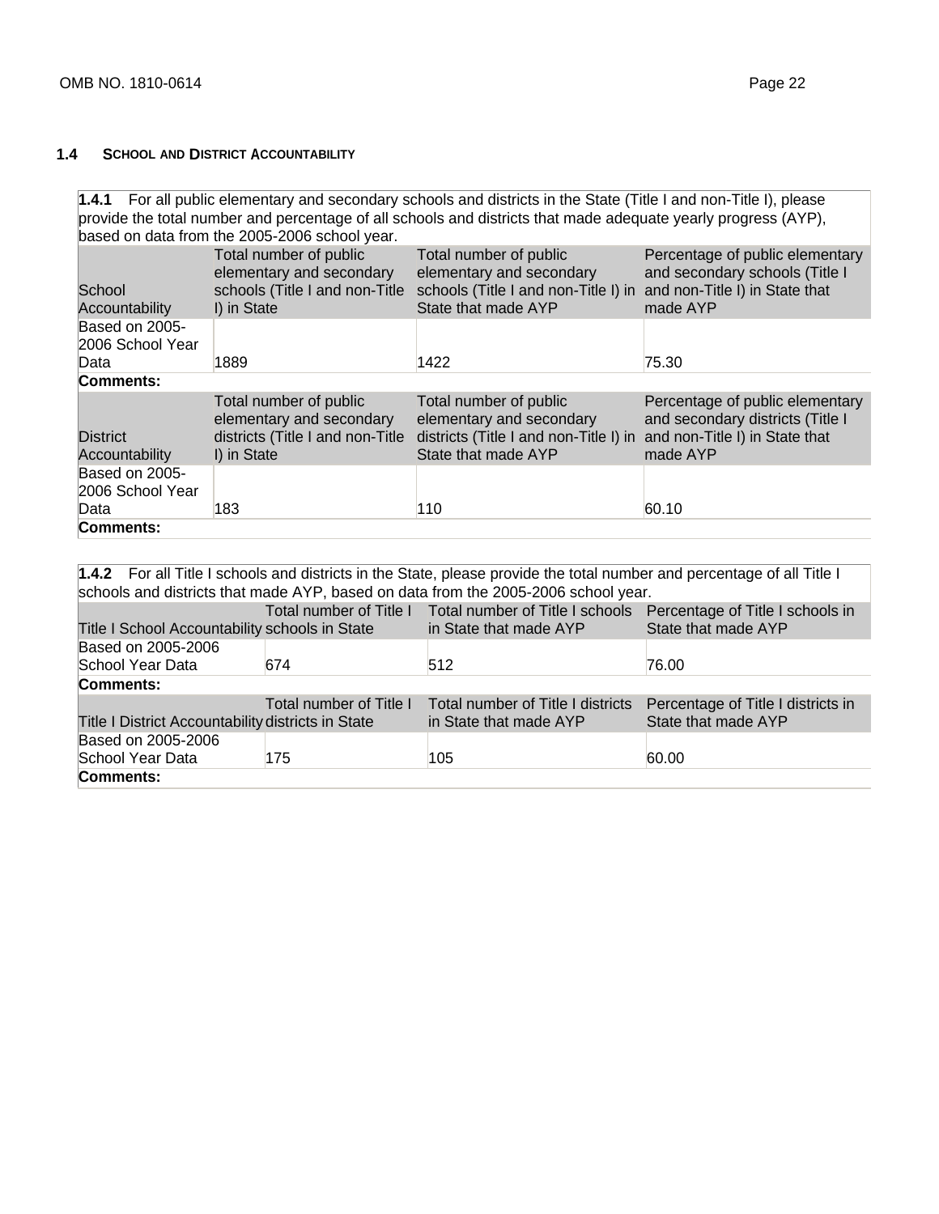## 1.4 School and District Accountability

**1.4.1** For all public elementary and secondary schools and districts in the State (Title I and non-Title I), please provide the total number and percentage of all schools and districts that made adequate yearly progress (AYP), based on data from the 2005-2006 school year.

| School Accountability | Total number of public elementary and secondary schools (Title I and non-Title I) in State | Total number of public elementary and secondary schools (Title I and non-Title I) in State that made AYP | Percentage of public elementary and secondary schools (Title I and non-Title I) in State that made AYP |
|---|---|---|---|
| Based on 2005-2006 School Year Data | 1889 | 1422 | 75.30 |
| **Comments:** | | | |

| District Accountability | Total number of public elementary and secondary districts (Title I and non-Title I) in State | Total number of public elementary and secondary districts (Title I and non-Title I) in State that made AYP | Percentage of public elementary and secondary districts (Title I and non-Title I) in State that made AYP |
|---|---|---|---|
| Based on 2005-2006 School Year Data | 183 | 110 | 60.10 |
| **Comments:** | | | |

**1.4.2** For all Title I schools and districts in the State, please provide the total number and percentage of all Title I schools and districts that made AYP, based on data from the 2005-2006 school year.

| Title I School Accountability | Total number of Title I schools in State | Total number of Title I schools in State that made AYP | Percentage of Title I schools in State that made AYP |
|---|---|---|---|
| Based on 2005-2006 School Year Data | 674 | 512 | 76.00 |
| **Comments:** | | | |

| Title I District Accountability | Total number of Title I districts in State | Total number of Title I districts in State that made AYP | Percentage of Title I districts in State that made AYP |
|---|---|---|---|
| Based on 2005-2006 School Year Data | 175 | 105 | 60.00 |
| **Comments:** | | | |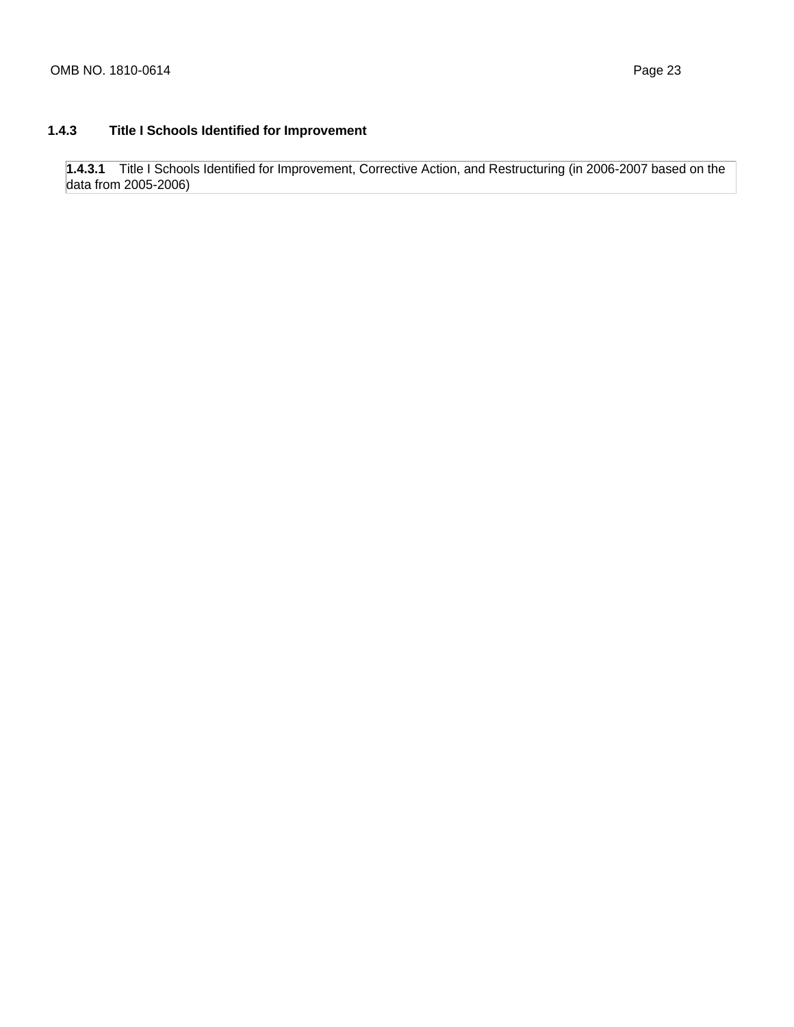### 1.4.3 Title I Schools Identified for Improvement

| **1.4.3.1** Title I Schools Identified for Improvement, Corrective Action, and Restructuring (in 2006-2007 based on the data from 2005-2006) |
| --- |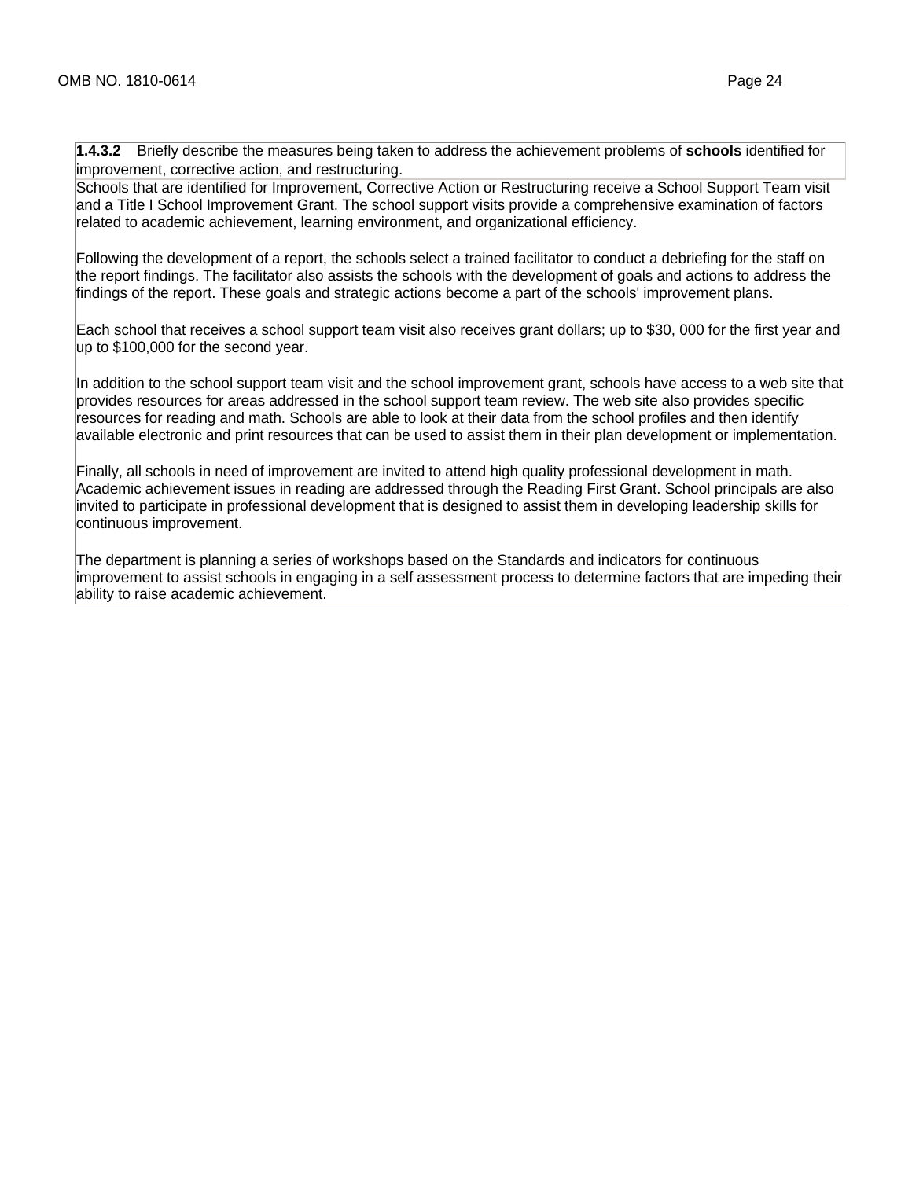**1.4.3.2** Briefly describe the measures being taken to address the achievement problems of **schools** identified for improvement, corrective action, and restructuring.

Schools that are identified for Improvement, Corrective Action or Restructuring receive a School Support Team visit and a Title I School Improvement Grant. The school support visits provide a comprehensive examination of factors related to academic achievement, learning environment, and organizational efficiency.

Following the development of a report, the schools select a trained facilitator to conduct a debriefing for the staff on the report findings. The facilitator also assists the schools with the development of goals and actions to address the findings of the report. These goals and strategic actions become a part of the schools' improvement plans.

Each school that receives a school support team visit also receives grant dollars; up to $30, 000 for the first year and up to $100,000 for the second year.

In addition to the school support team visit and the school improvement grant, schools have access to a web site that provides resources for areas addressed in the school support team review. The web site also provides specific resources for reading and math. Schools are able to look at their data from the school profiles and then identify available electronic and print resources that can be used to assist them in their plan development or implementation.

Finally, all schools in need of improvement are invited to attend high quality professional development in math. Academic achievement issues in reading are addressed through the Reading First Grant. School principals are also invited to participate in professional development that is designed to assist them in developing leadership skills for continuous improvement.

The department is planning a series of workshops based on the Standards and indicators for continuous improvement to assist schools in engaging in a self assessment process to determine factors that are impeding their ability to raise academic achievement.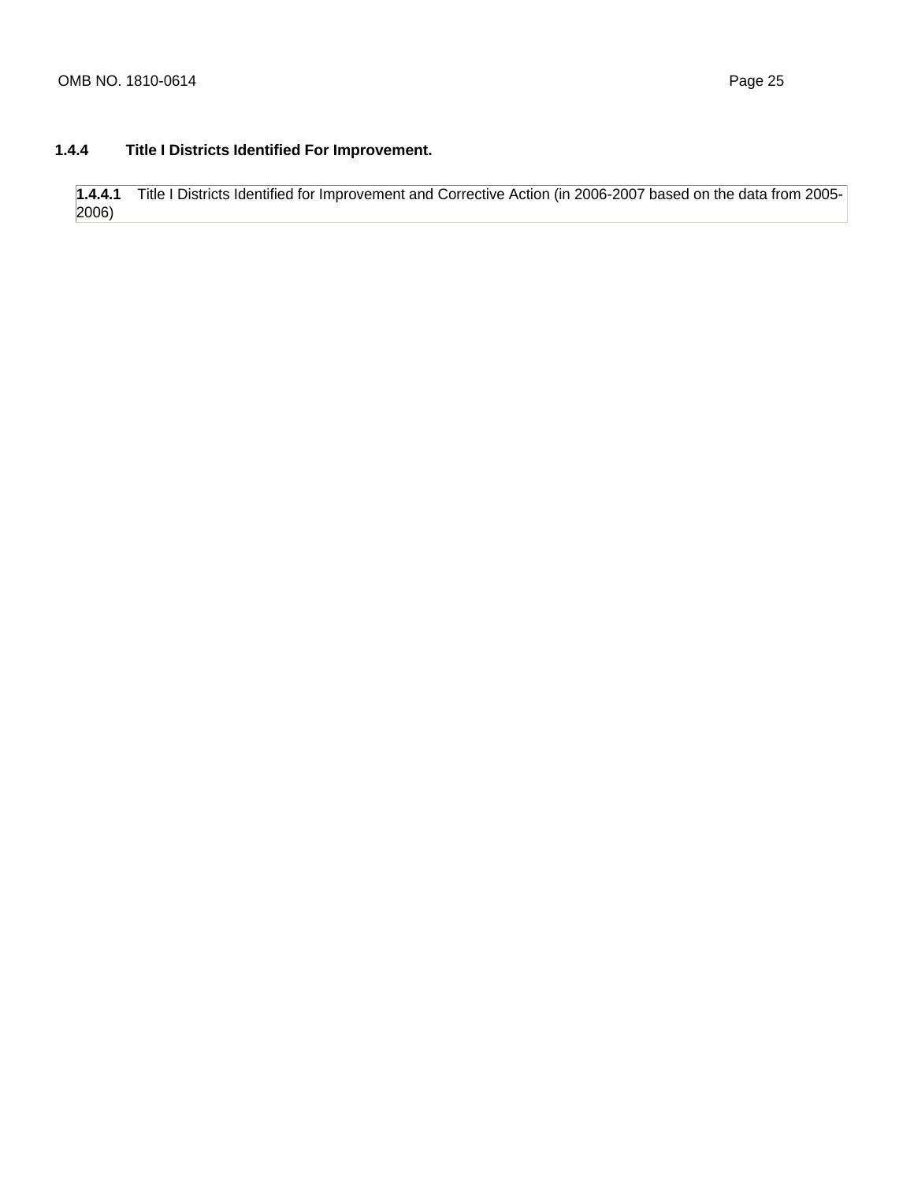### 1.4.4 Title I Districts Identified For Improvement.

| **1.4.4.1** Title I Districts Identified for Improvement and Corrective Action (in 2006-2007 based on the data from 2005-2006) |
|---|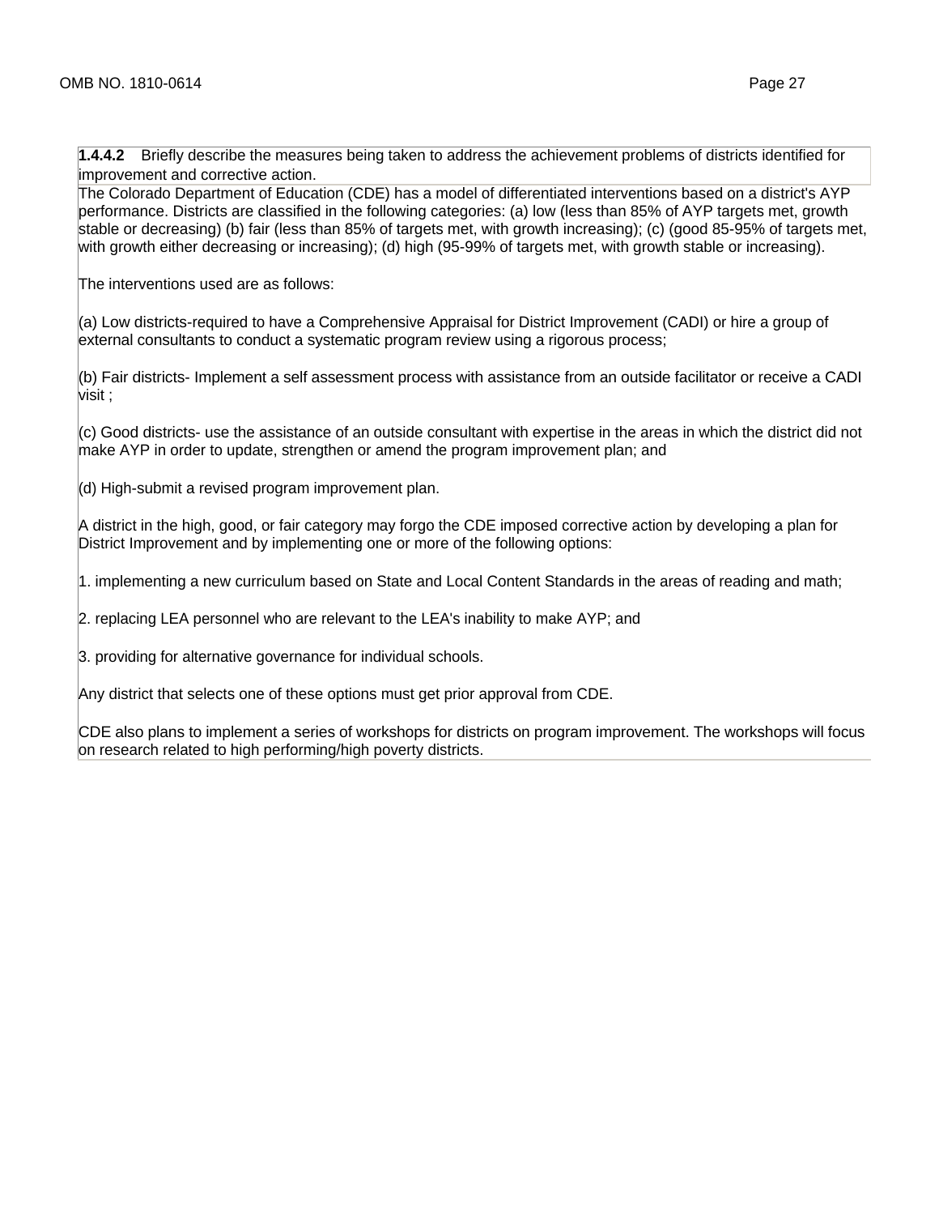**1.4.4.2** Briefly describe the measures being taken to address the achievement problems of districts identified for improvement and corrective action.

The Colorado Department of Education (CDE) has a model of differentiated interventions based on a district's AYP performance. Districts are classified in the following categories: (a) low (less than 85% of AYP targets met, growth stable or decreasing) (b) fair (less than 85% of targets met, with growth increasing); (c) (good 85-95% of targets met, with growth either decreasing or increasing); (d) high (95-99% of targets met, with growth stable or increasing).

The interventions used are as follows:

(a) Low districts-required to have a Comprehensive Appraisal for District Improvement (CADI) or hire a group of external consultants to conduct a systematic program review using a rigorous process;

(b) Fair districts- Implement a self assessment process with assistance from an outside facilitator or receive a CADI visit ;

(c) Good districts- use the assistance of an outside consultant with expertise in the areas in which the district did not make AYP in order to update, strengthen or amend the program improvement plan; and

(d) High-submit a revised program improvement plan.

A district in the high, good, or fair category may forgo the CDE imposed corrective action by developing a plan for District Improvement and by implementing one or more of the following options:

1. implementing a new curriculum based on State and Local Content Standards in the areas of reading and math;

2. replacing LEA personnel who are relevant to the LEA's inability to make AYP; and

3. providing for alternative governance for individual schools.

Any district that selects one of these options must get prior approval from CDE.

CDE also plans to implement a series of workshops for districts on program improvement. The workshops will focus on research related to high performing/high poverty districts.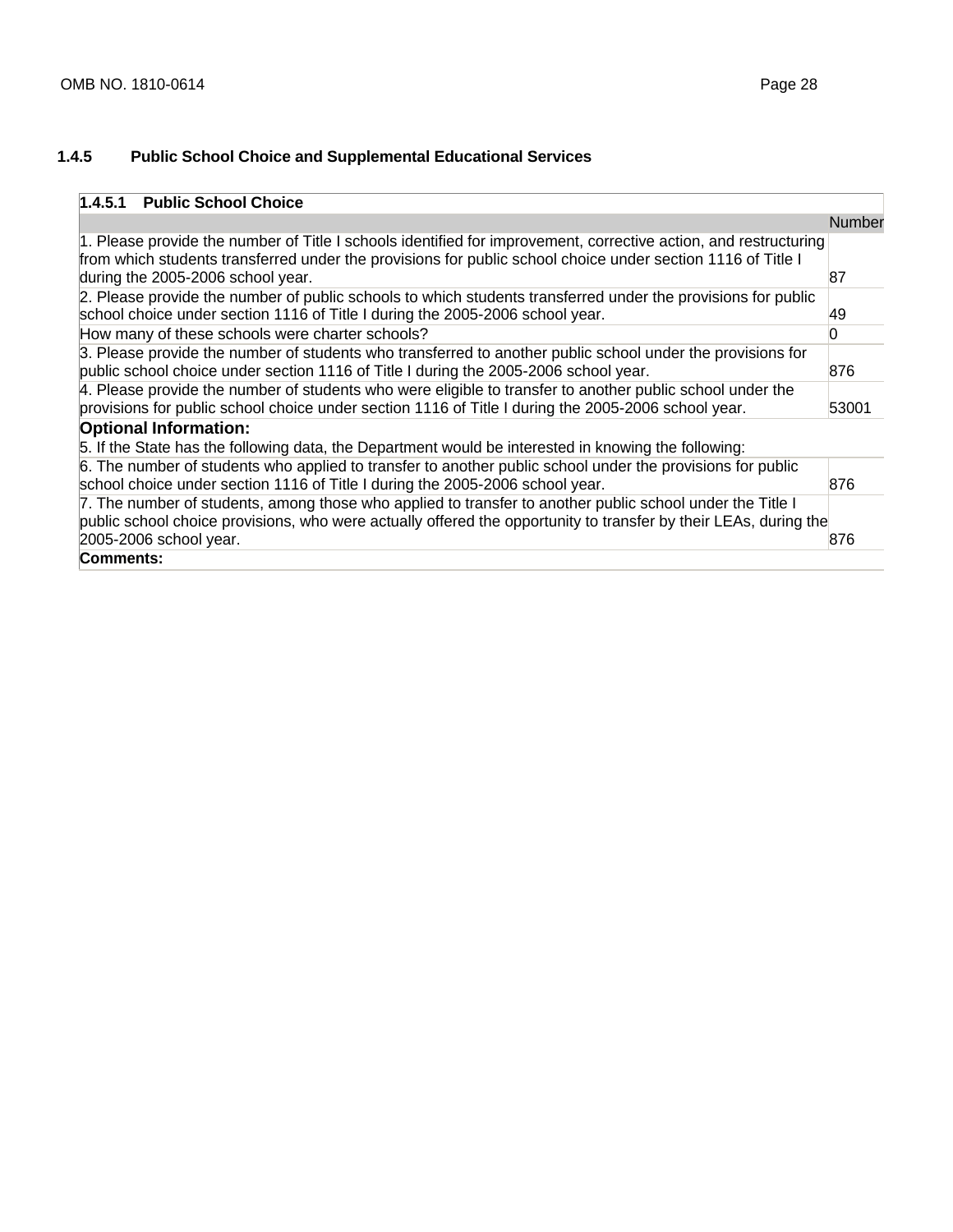### 1.4.5 Public School Choice and Supplemental Educational Services

| 1.4.5.1 Public School Choice | |
|---|---|
| | Number |
| 1. Please provide the number of Title I schools identified for improvement, corrective action, and restructuring from which students transferred under the provisions for public school choice under section 1116 of Title I during the 2005-2006 school year. | 87 |
| 2. Please provide the number of public schools to which students transferred under the provisions for public school choice under section 1116 of Title I during the 2005-2006 school year. | 49 |
| How many of these schools were charter schools? | 0 |
| 3. Please provide the number of students who transferred to another public school under the provisions for public school choice under section 1116 of Title I during the 2005-2006 school year. | 876 |
| 4. Please provide the number of students who were eligible to transfer to another public school under the provisions for public school choice under section 1116 of Title I during the 2005-2006 school year. | 53001 |
| **Optional Information:** 5. If the State has the following data, the Department would be interested in knowing the following: | |
| 6. The number of students who applied to transfer to another public school under the provisions for public school choice under section 1116 of Title I during the 2005-2006 school year. | 876 |
| 7. The number of students, among those who applied to transfer to another public school under the Title I public school choice provisions, who were actually offered the opportunity to transfer by their LEAs, during the 2005-2006 school year. | 876 |
| **Comments:** | |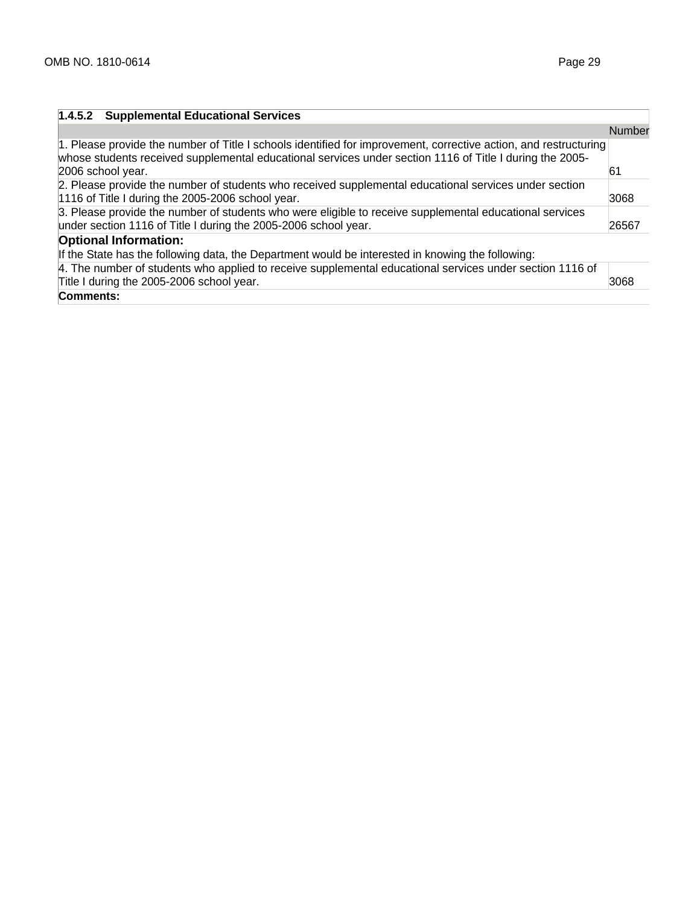| 1.4.5.2 Supplemental Educational Services | |
|---|---|
| | Number |
| 1. Please provide the number of Title I schools identified for improvement, corrective action, and restructuring whose students received supplemental educational services under section 1116 of Title I during the 2005-2006 school year. | 61 |
| 2. Please provide the number of students who received supplemental educational services under section 1116 of Title I during the 2005-2006 school year. | 3068 |
| 3. Please provide the number of students who were eligible to receive supplemental educational services under section 1116 of Title I during the 2005-2006 school year. | 26567 |
| **Optional Information:** If the State has the following data, the Department would be interested in knowing the following: | |
| 4. The number of students who applied to receive supplemental educational services under section 1116 of Title I during the 2005-2006 school year. | 3068 |
| **Comments:** | |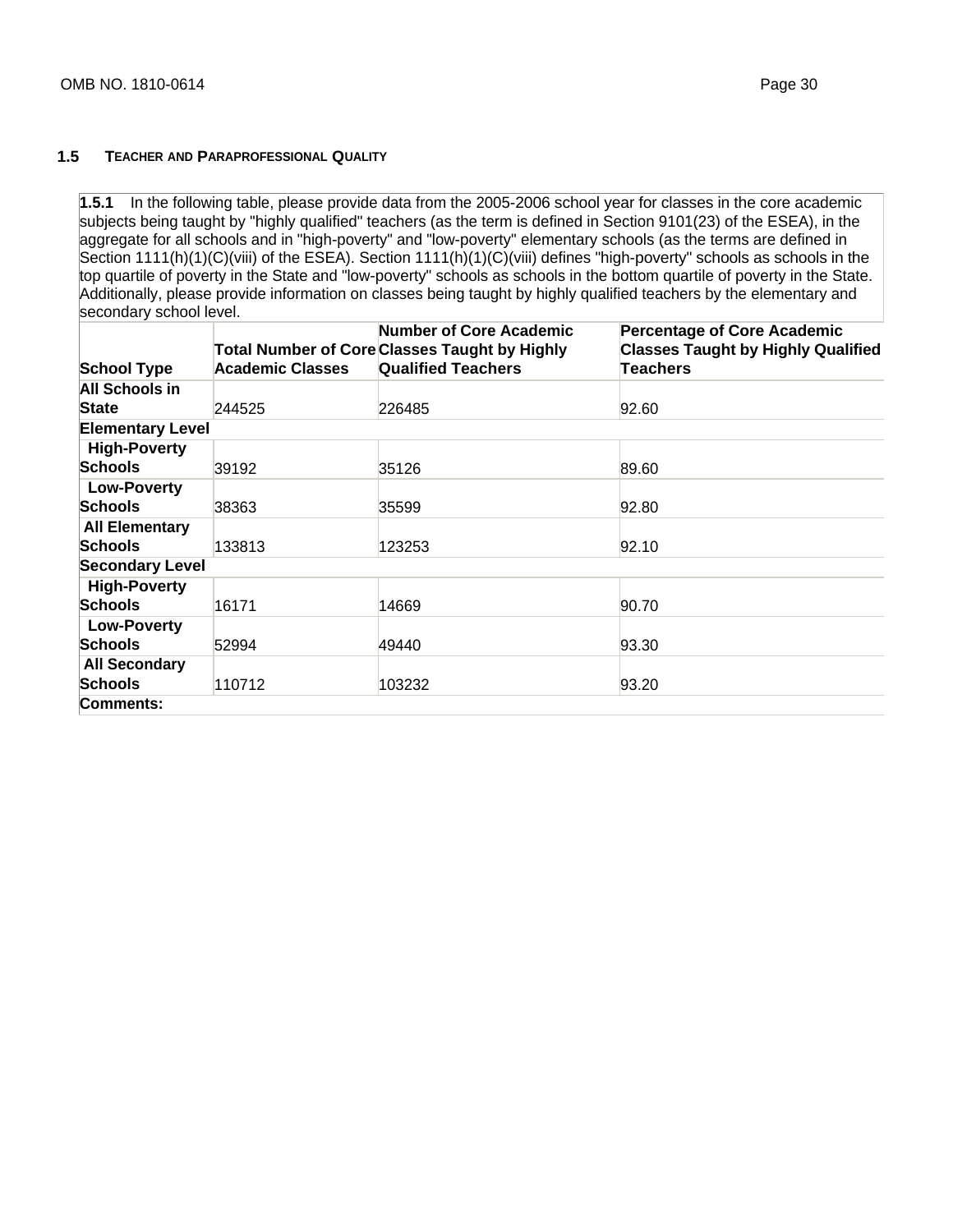## 1.5 Teacher and Paraprofessional Quality

**1.5.1** In the following table, please provide data from the 2005-2006 school year for classes in the core academic subjects being taught by "highly qualified" teachers (as the term is defined in Section 9101(23) of the ESEA), in the aggregate for all schools and in "high-poverty" and "low-poverty" elementary schools (as the terms are defined in Section 1111(h)(1)(C)(viii) of the ESEA). Section 1111(h)(1)(C)(viii) defines "high-poverty" schools as schools in the top quartile of poverty in the State and "low-poverty" schools as schools in the bottom quartile of poverty in the State. Additionally, please provide information on classes being taught by highly qualified teachers by the elementary and secondary school level.

| School Type | Total Number of Core Academic Classes | Number of Core Academic Classes Taught by Highly Qualified Teachers | Percentage of Core Academic Classes Taught by Highly Qualified Teachers |
|---|---|---|---|
| **All Schools in State** | 244525 | 226485 | 92.60 |
| **Elementary Level** | | | |
| **High-Poverty Schools** | 39192 | 35126 | 89.60 |
| **Low-Poverty Schools** | 38363 | 35599 | 92.80 |
| **All Elementary Schools** | 133813 | 123253 | 92.10 |
| **Secondary Level** | | | |
| **High-Poverty Schools** | 16171 | 14669 | 90.70 |
| **Low-Poverty Schools** | 52994 | 49440 | 93.30 |
| **All Secondary Schools** | 110712 | 103232 | 93.20 |
| **Comments:** | | | |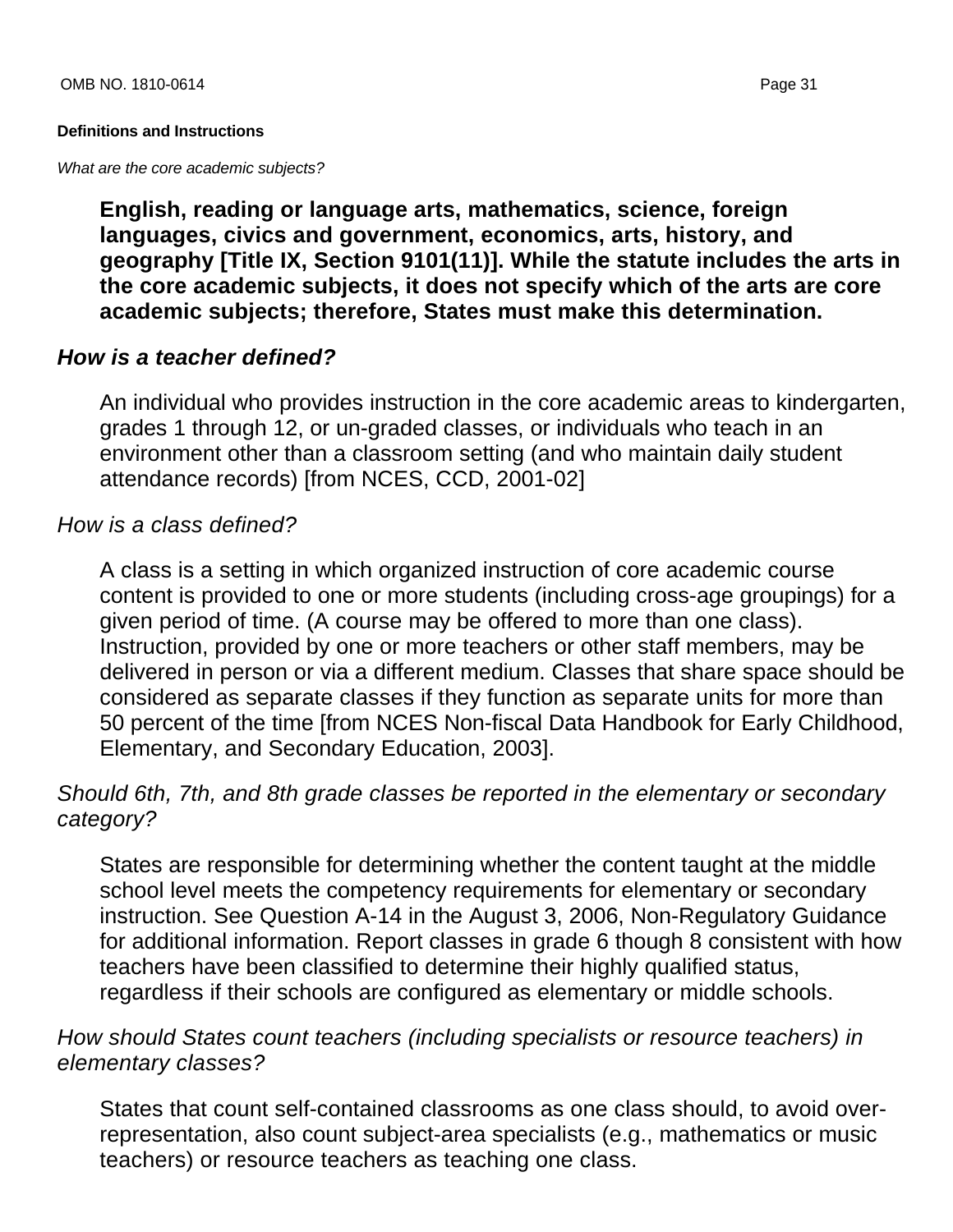**Definitions and Instructions**

*What are the core academic subjects?*

**English, reading or language arts, mathematics, science, foreign languages, civics and government, economics, arts, history, and geography [Title IX, Section 9101(11)]. While the statute includes the arts in the core academic subjects, it does not specify which of the arts are core academic subjects; therefore, States must make this determination.**

***How is a teacher defined?***

An individual who provides instruction in the core academic areas to kindergarten, grades 1 through 12, or un-graded classes, or individuals who teach in an environment other than a classroom setting (and who maintain daily student attendance records) [from NCES, CCD, 2001-02]

*How is a class defined?*

A class is a setting in which organized instruction of core academic course content is provided to one or more students (including cross-age groupings) for a given period of time. (A course may be offered to more than one class). Instruction, provided by one or more teachers or other staff members, may be delivered in person or via a different medium. Classes that share space should be considered as separate classes if they function as separate units for more than 50 percent of the time [from NCES Non-fiscal Data Handbook for Early Childhood, Elementary, and Secondary Education, 2003].

*Should 6th, 7th, and 8th grade classes be reported in the elementary or secondary category?*

States are responsible for determining whether the content taught at the middle school level meets the competency requirements for elementary or secondary instruction. See Question A-14 in the August 3, 2006, Non-Regulatory Guidance for additional information. Report classes in grade 6 though 8 consistent with how teachers have been classified to determine their highly qualified status, regardless if their schools are configured as elementary or middle schools.

*How should States count teachers (including specialists or resource teachers) in elementary classes?*

States that count self-contained classrooms as one class should, to avoid over-representation, also count subject-area specialists (e.g., mathematics or music teachers) or resource teachers as teaching one class.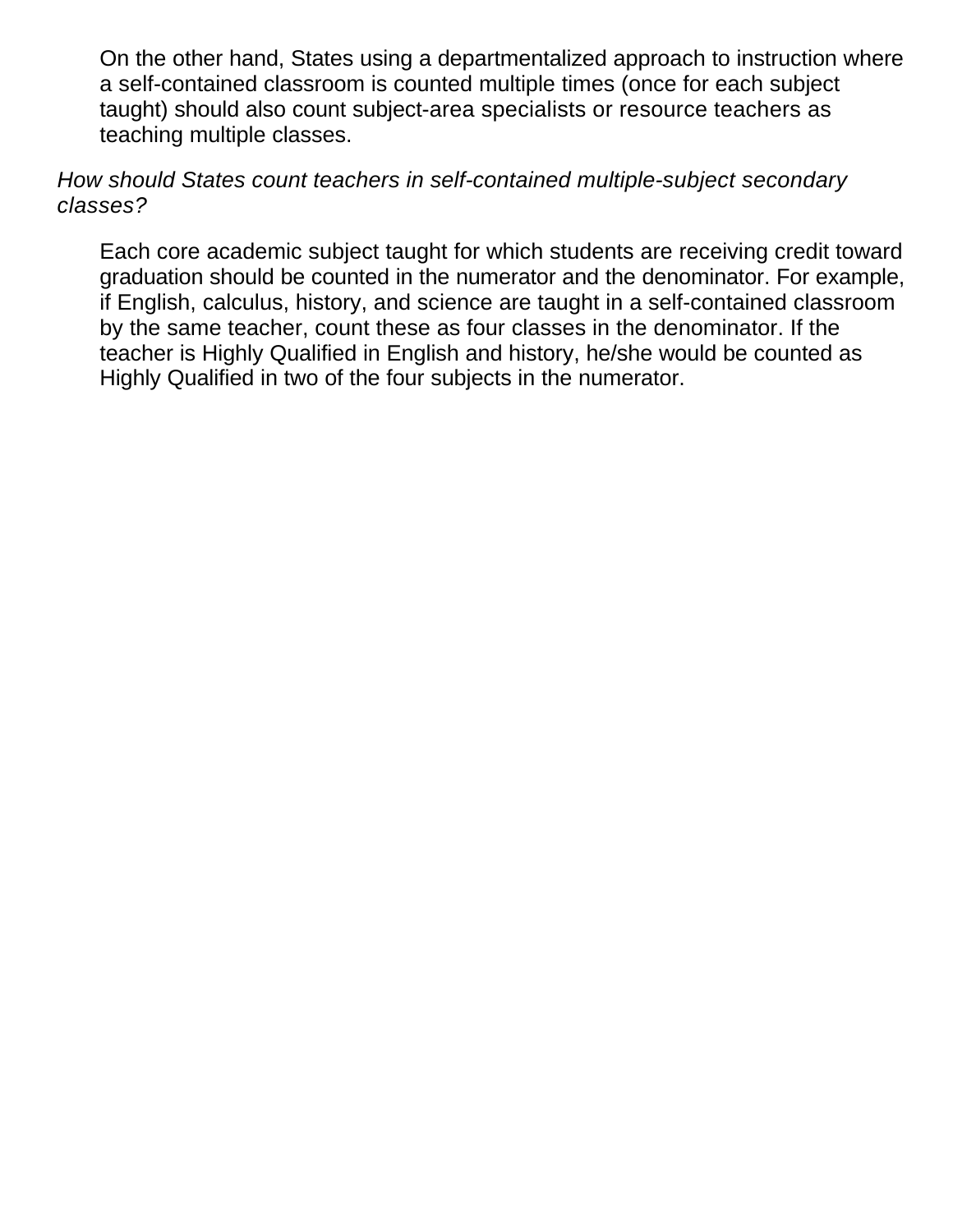On the other hand, States using a departmentalized approach to instruction where a self-contained classroom is counted multiple times (once for each subject taught) should also count subject-area specialists or resource teachers as teaching multiple classes.

*How should States count teachers in self-contained multiple-subject secondary classes?*

Each core academic subject taught for which students are receiving credit toward graduation should be counted in the numerator and the denominator. For example, if English, calculus, history, and science are taught in a self-contained classroom by the same teacher, count these as four classes in the denominator. If the teacher is Highly Qualified in English and history, he/she would be counted as Highly Qualified in two of the four subjects in the numerator.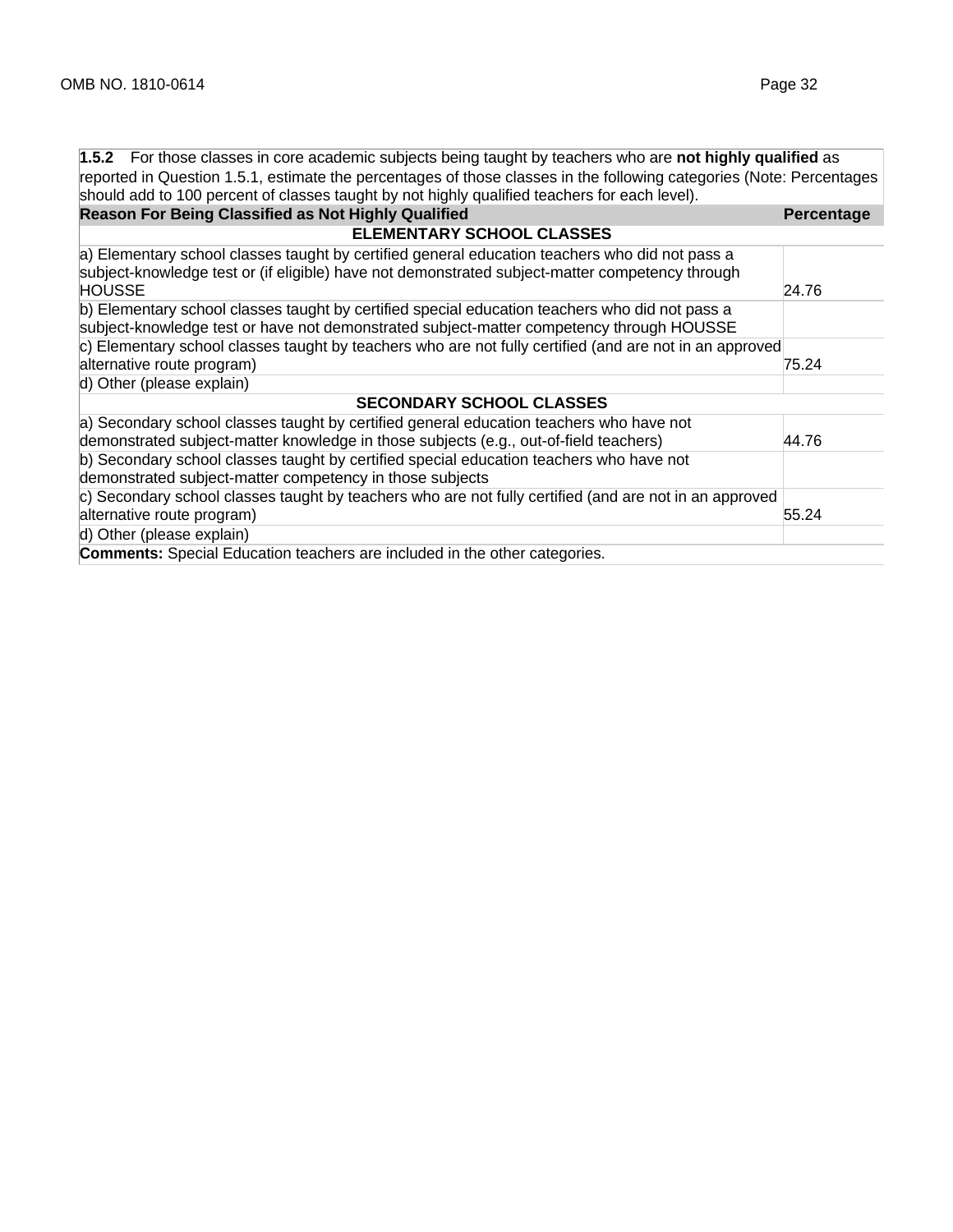**1.5.2** For those classes in core academic subjects being taught by teachers who are **not highly qualified** as reported in Question 1.5.1, estimate the percentages of those classes in the following categories (Note: Percentages should add to 100 percent of classes taught by not highly qualified teachers for each level).

| Reason For Being Classified as Not Highly Qualified | Percentage |
|---|---|
| **ELEMENTARY SCHOOL CLASSES** | |
| a) Elementary school classes taught by certified general education teachers who did not pass a subject-knowledge test or (if eligible) have not demonstrated subject-matter competency through HOUSSE | 24.76 |
| b) Elementary school classes taught by certified special education teachers who did not pass a subject-knowledge test or have not demonstrated subject-matter competency through HOUSSE | |
| c) Elementary school classes taught by teachers who are not fully certified (and are not in an approved alternative route program) | 75.24 |
| d) Other (please explain) | |
| **SECONDARY SCHOOL CLASSES** | |
| a) Secondary school classes taught by certified general education teachers who have not demonstrated subject-matter knowledge in those subjects (e.g., out-of-field teachers) | 44.76 |
| b) Secondary school classes taught by certified special education teachers who have not demonstrated subject-matter competency in those subjects | |
| c) Secondary school classes taught by teachers who are not fully certified (and are not in an approved alternative route program) | 55.24 |
| d) Other (please explain) | |

**Comments:** Special Education teachers are included in the other categories.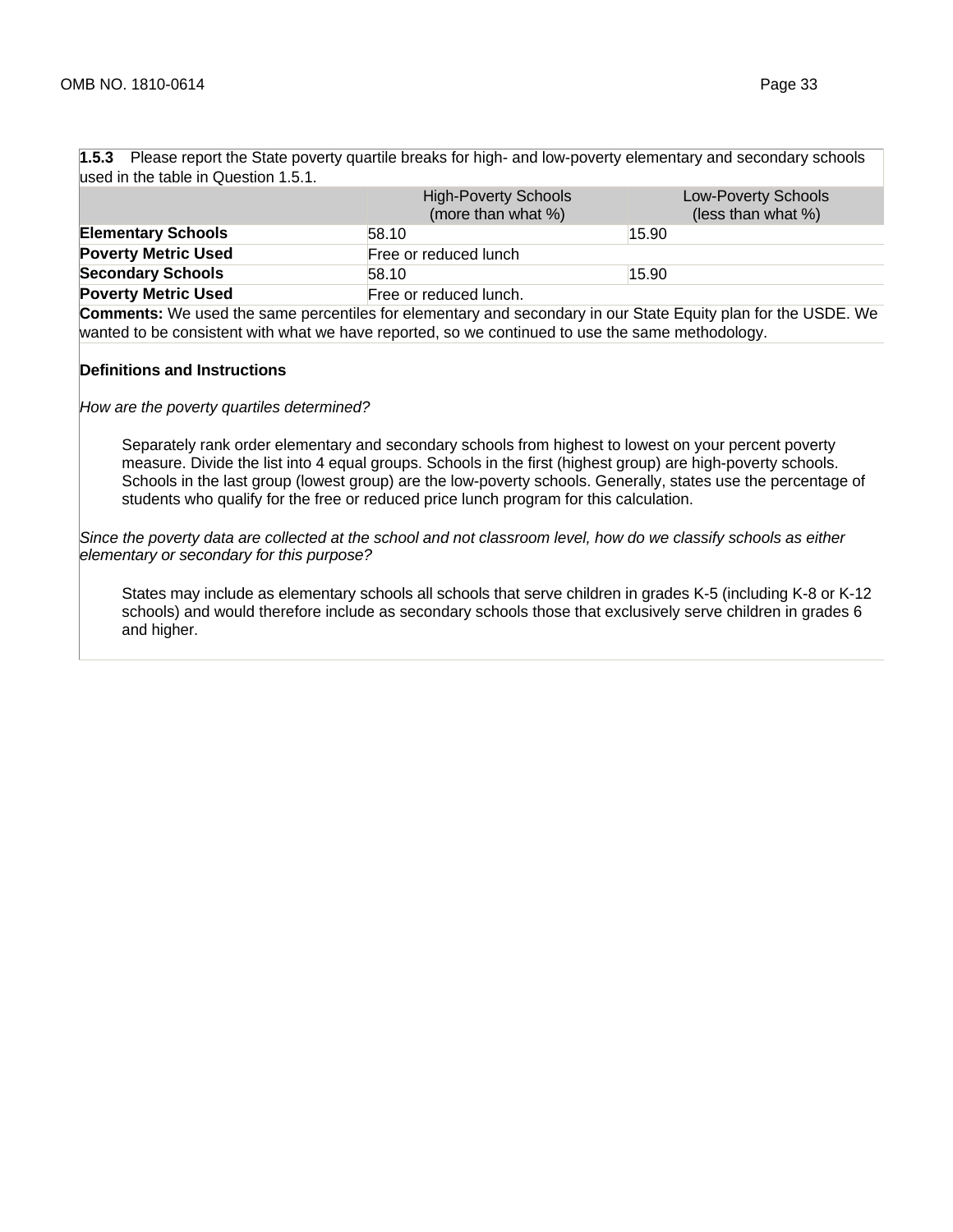**1.5.3** Please report the State poverty quartile breaks for high- and low-poverty elementary and secondary schools used in the table in Question 1.5.1.

| | High-Poverty Schools (more than what %) | Low-Poverty Schools (less than what %) |
|---|---|---|
| **Elementary Schools** | 58.10 | 15.90 |
| **Poverty Metric Used** | Free or reduced lunch | |
| **Secondary Schools** | 58.10 | 15.90 |
| **Poverty Metric Used** | Free or reduced lunch. | |

**Comments:** We used the same percentiles for elementary and secondary in our State Equity plan for the USDE. We wanted to be consistent with what we have reported, so we continued to use the same methodology.

**Definitions and Instructions**

*How are the poverty quartiles determined?*

> Separately rank order elementary and secondary schools from highest to lowest on your percent poverty measure. Divide the list into 4 equal groups. Schools in the first (highest group) are high-poverty schools. Schools in the last group (lowest group) are the low-poverty schools. Generally, states use the percentage of students who qualify for the free or reduced price lunch program for this calculation.

*Since the poverty data are collected at the school and not classroom level, how do we classify schools as either elementary or secondary for this purpose?*

> States may include as elementary schools all schools that serve children in grades K-5 (including K-8 or K-12 schools) and would therefore include as secondary schools those that exclusively serve children in grades 6 and higher.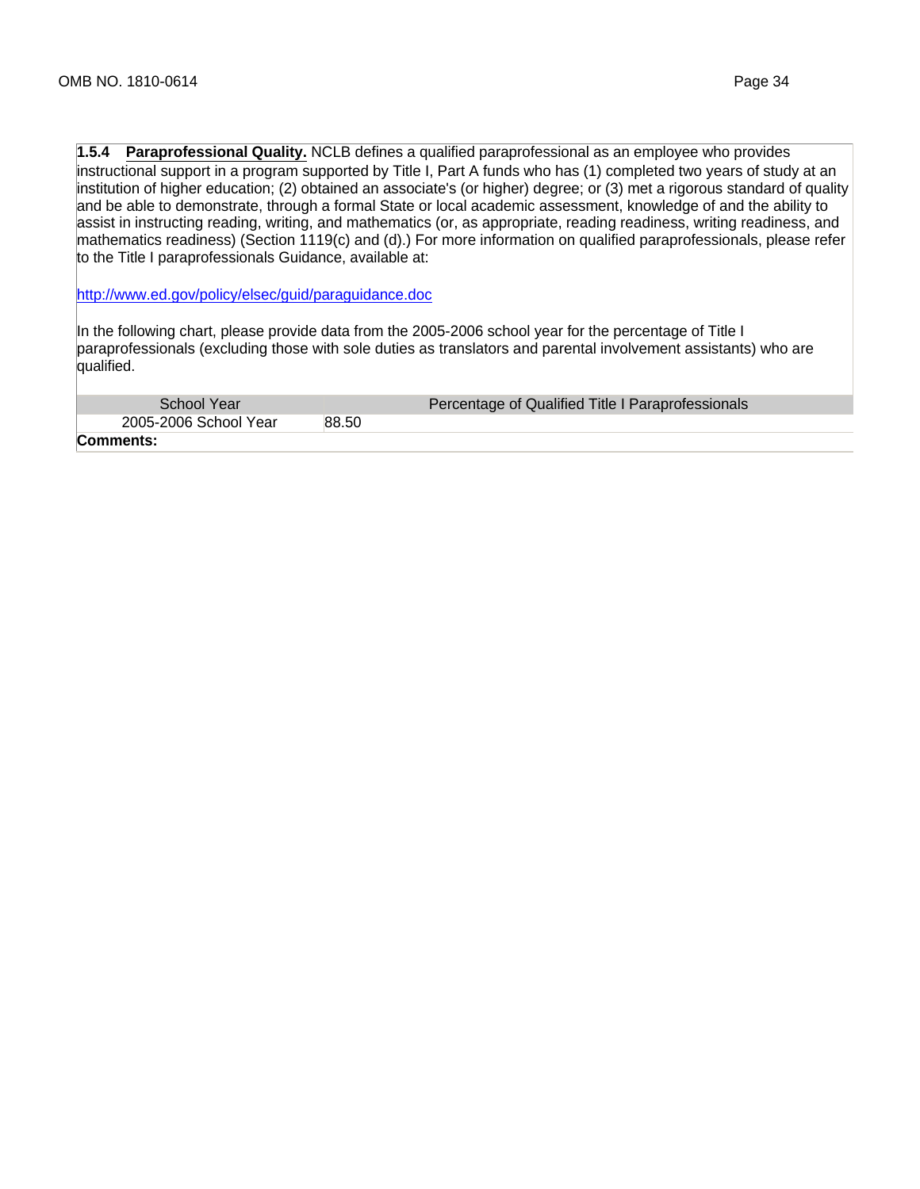**1.5.4 Paraprofessional Quality.** NCLB defines a qualified paraprofessional as an employee who provides instructional support in a program supported by Title I, Part A funds who has (1) completed two years of study at an institution of higher education; (2) obtained an associate's (or higher) degree; or (3) met a rigorous standard of quality and be able to demonstrate, through a formal State or local academic assessment, knowledge of and the ability to assist in instructing reading, writing, and mathematics (or, as appropriate, reading readiness, writing readiness, and mathematics readiness) (Section 1119(c) and (d).) For more information on qualified paraprofessionals, please refer to the Title I paraprofessionals Guidance, available at:

http://www.ed.gov/policy/elsec/guid/paraguidance.doc

In the following chart, please provide data from the 2005-2006 school year for the percentage of Title I paraprofessionals (excluding those with sole duties as translators and parental involvement assistants) who are qualified.

| School Year | Percentage of Qualified Title I Paraprofessionals |
|---|---|
| 2005-2006 School Year | 88.50 |

**Comments:**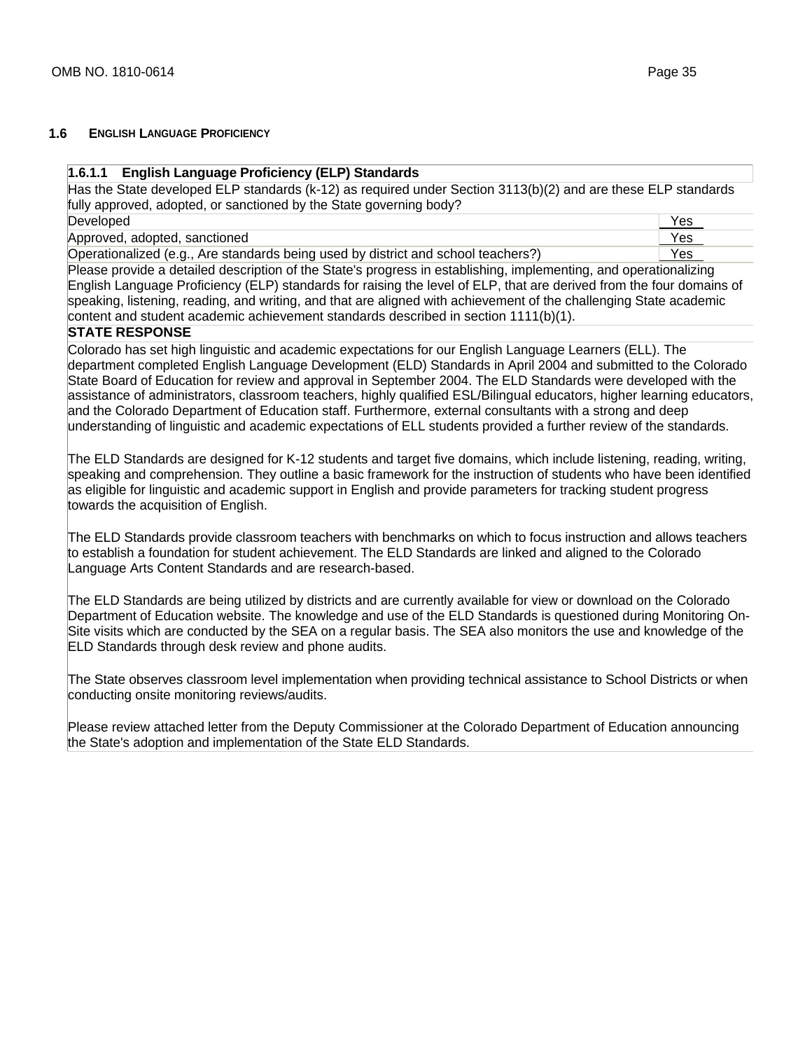## 1.6 ENGLISH LANGUAGE PROFICIENCY

### 1.6.1.1 English Language Proficiency (ELP) Standards

Has the State developed ELP standards (k-12) as required under Section 3113(b)(2) and are these ELP standards fully approved, adopted, or sanctioned by the State governing body?

| | |
|---|---|
| Developed | Yes |
| Approved, adopted, sanctioned | Yes |
| Operationalized (e.g., Are standards being used by district and school teachers?) | Yes |

Please provide a detailed description of the State's progress in establishing, implementing, and operationalizing English Language Proficiency (ELP) standards for raising the level of ELP, that are derived from the four domains of speaking, listening, reading, and writing, and that are aligned with achievement of the challenging State academic content and student academic achievement standards described in section 1111(b)(1).

**STATE RESPONSE**

Colorado has set high linguistic and academic expectations for our English Language Learners (ELL). The department completed English Language Development (ELD) Standards in April 2004 and submitted to the Colorado State Board of Education for review and approval in September 2004. The ELD Standards were developed with the assistance of administrators, classroom teachers, highly qualified ESL/Bilingual educators, higher learning educators, and the Colorado Department of Education staff. Furthermore, external consultants with a strong and deep understanding of linguistic and academic expectations of ELL students provided a further review of the standards.

The ELD Standards are designed for K-12 students and target five domains, which include listening, reading, writing, speaking and comprehension. They outline a basic framework for the instruction of students who have been identified as eligible for linguistic and academic support in English and provide parameters for tracking student progress towards the acquisition of English.

The ELD Standards provide classroom teachers with benchmarks on which to focus instruction and allows teachers to establish a foundation for student achievement. The ELD Standards are linked and aligned to the Colorado Language Arts Content Standards and are research-based.

The ELD Standards are being utilized by districts and are currently available for view or download on the Colorado Department of Education website. The knowledge and use of the ELD Standards is questioned during Monitoring On-Site visits which are conducted by the SEA on a regular basis. The SEA also monitors the use and knowledge of the ELD Standards through desk review and phone audits.

The State observes classroom level implementation when providing technical assistance to School Districts or when conducting onsite monitoring reviews/audits.

Please review attached letter from the Deputy Commissioner at the Colorado Department of Education announcing the State's adoption and implementation of the State ELD Standards.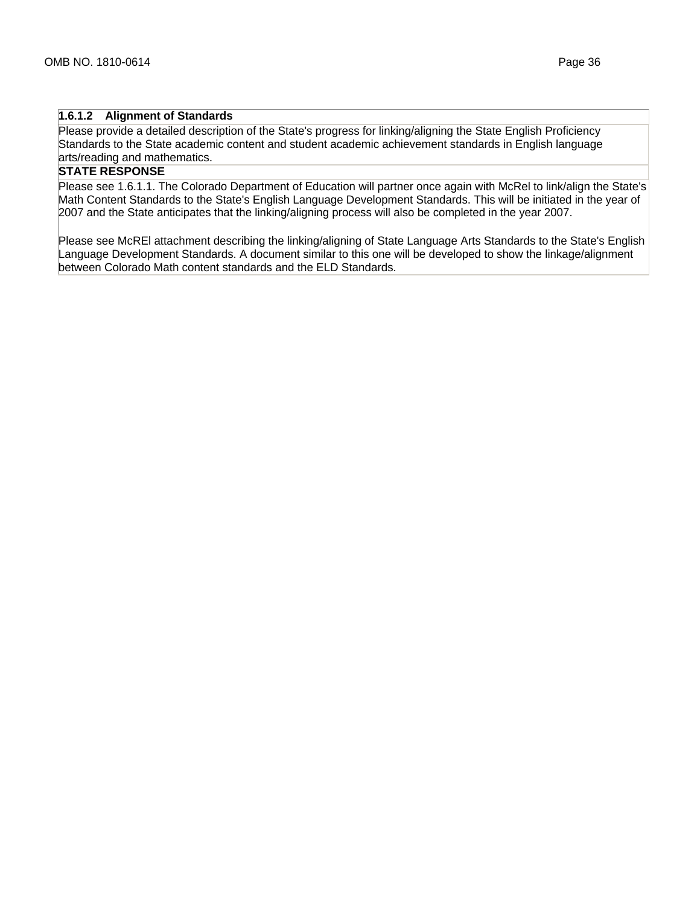### 1.6.1.2 Alignment of Standards

Please provide a detailed description of the State's progress for linking/aligning the State English Proficiency Standards to the State academic content and student academic achievement standards in English language arts/reading and mathematics.

**STATE RESPONSE**

Please see 1.6.1.1. The Colorado Department of Education will partner once again with McRel to link/align the State's Math Content Standards to the State's English Language Development Standards. This will be initiated in the year of 2007 and the State anticipates that the linking/aligning process will also be completed in the year 2007.

Please see McREl attachment describing the linking/aligning of State Language Arts Standards to the State's English Language Development Standards. A document similar to this one will be developed to show the linkage/alignment between Colorado Math content standards and the ELD Standards.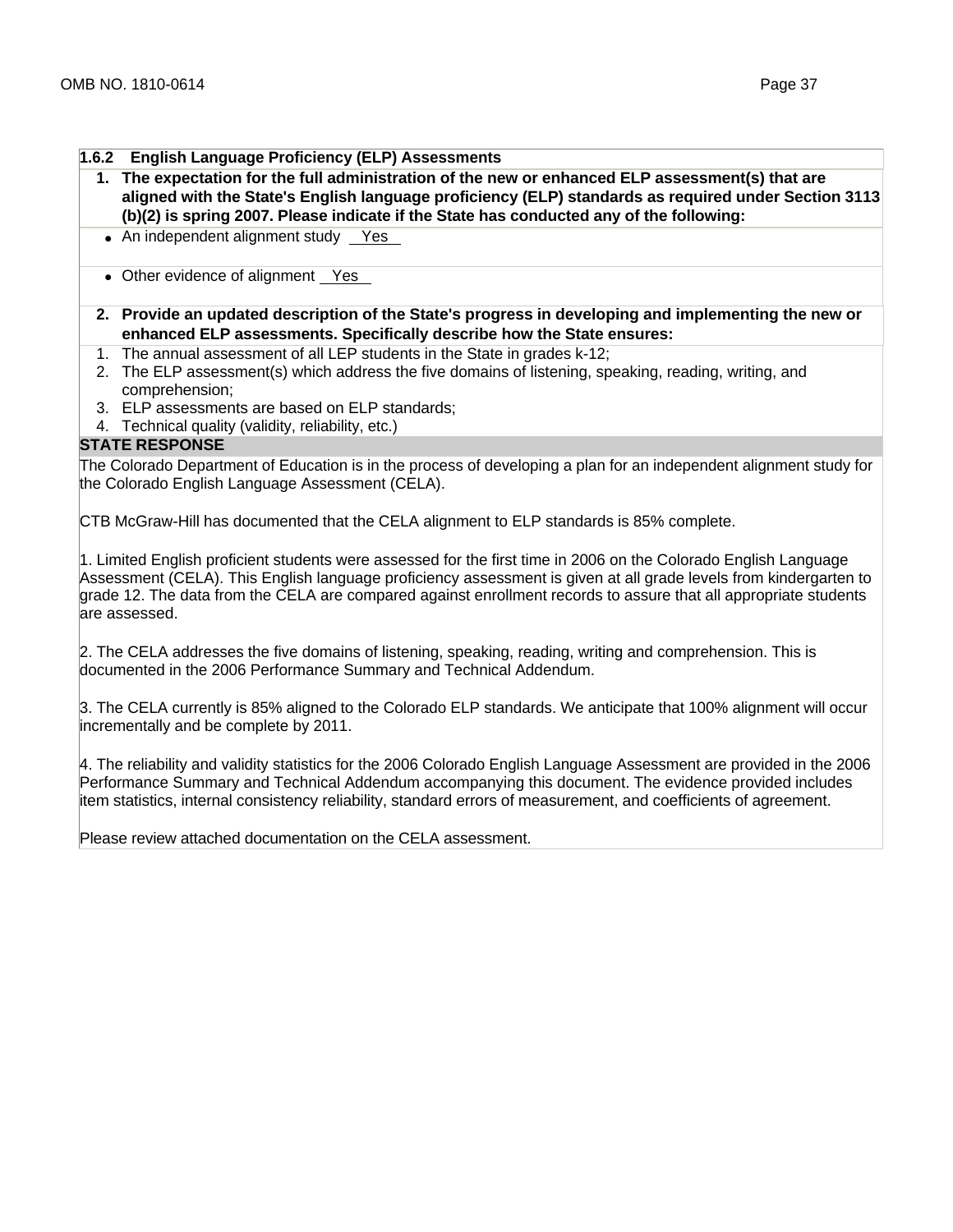### 1.6.2 English Language Proficiency (ELP) Assessments

**1. The expectation for the full administration of the new or enhanced ELP assessment(s) that are aligned with the State's English language proficiency (ELP) standards as required under Section 3113 (b)(2) is spring 2007. Please indicate if the State has conducted any of the following:**

- An independent alignment study Yes
- Other evidence of alignment Yes

**2. Provide an updated description of the State's progress in developing and implementing the new or enhanced ELP assessments. Specifically describe how the State ensures:**

1. The annual assessment of all LEP students in the State in grades k-12;
2. The ELP assessment(s) which address the five domains of listening, speaking, reading, writing, and comprehension;
3. ELP assessments are based on ELP standards;
4. Technical quality (validity, reliability, etc.)

**STATE RESPONSE**

The Colorado Department of Education is in the process of developing a plan for an independent alignment study for the Colorado English Language Assessment (CELA).

CTB McGraw-Hill has documented that the CELA alignment to ELP standards is 85% complete.

1. Limited English proficient students were assessed for the first time in 2006 on the Colorado English Language Assessment (CELA). This English language proficiency assessment is given at all grade levels from kindergarten to grade 12. The data from the CELA are compared against enrollment records to assure that all appropriate students are assessed.

2. The CELA addresses the five domains of listening, speaking, reading, writing and comprehension. This is documented in the 2006 Performance Summary and Technical Addendum.

3. The CELA currently is 85% aligned to the Colorado ELP standards. We anticipate that 100% alignment will occur incrementally and be complete by 2011.

4. The reliability and validity statistics for the 2006 Colorado English Language Assessment are provided in the 2006 Performance Summary and Technical Addendum accompanying this document. The evidence provided includes item statistics, internal consistency reliability, standard errors of measurement, and coefficients of agreement.

Please review attached documentation on the CELA assessment.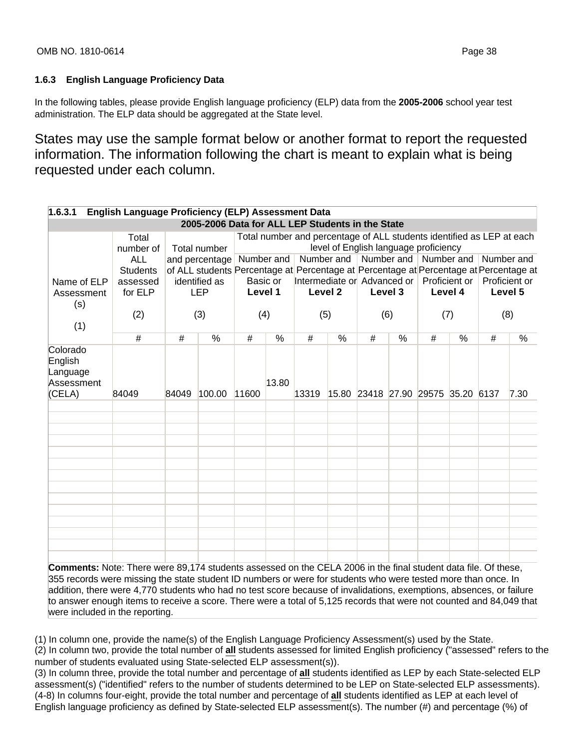### 1.6.3 English Language Proficiency Data

In the following tables, please provide English language proficiency (ELP) data from the **2005-2006** school year test administration. The ELP data should be aggregated at the State level.

States may use the sample format below or another format to report the requested information. The information following the chart is meant to explain what is being requested under each column.

**1.6.3.1 English Language Proficiency (ELP) Assessment Data**

| 2005-2006 Data for ALL LEP Students in the State | | | | | | | | | | | | | |
|---|---|---|---|---|---|---|---|---|---|---|---|---|---|
| Name of ELP Assessment (s) (1) | Total number of ALL Students assessed for ELP (2) | Total number and percentage of ALL students identified as LEP (3) | | Total number and percentage of ALL students identified as LEP at each level of English language proficiency | | | | | | | | | |
| | | | | Number and Percentage at Basic or **Level 1** (4) | | Number and Percentage at Intermediate or **Level 2** (5) | | Number and Percentage at Advanced or **Level 3** (6) | | Number and Percentage at Proficient or **Level 4** (7) | | Number and Percentage at Proficient or **Level 5** (8) | |
| | # | # | % | # | % | # | % | # | % | # | % | # | % |
| Colorado English Language Assessment (CELA) | 84049 | 84049 | 100.00 | 11600 | 13.80 | 13319 | 15.80 | 23418 | 27.90 | 29575 | 35.20 | 6137 | 7.30 |

**Comments:** Note: There were 89,174 students assessed on the CELA 2006 in the final student data file. Of these, 355 records were missing the state student ID numbers or were for students who were tested more than once. In addition, there were 4,770 students who had no test score because of invalidations, exemptions, absences, or failure to answer enough items to receive a score. There were a total of 5,125 records that were not counted and 84,049 that were included in the reporting.

(1) In column one, provide the name(s) of the English Language Proficiency Assessment(s) used by the State.
(2) In column two, provide the total number of **all** students assessed for limited English proficiency ("assessed" refers to the number of students evaluated using State-selected ELP assessment(s)).
(3) In column three, provide the total number and percentage of **all** students identified as LEP by each State-selected ELP assessment(s) ("identified" refers to the number of students determined to be LEP on State-selected ELP assessments).
(4-8) In columns four-eight, provide the total number and percentage of **all** students identified as LEP at each level of English language proficiency as defined by State-selected ELP assessment(s). The number (#) and percentage (%) of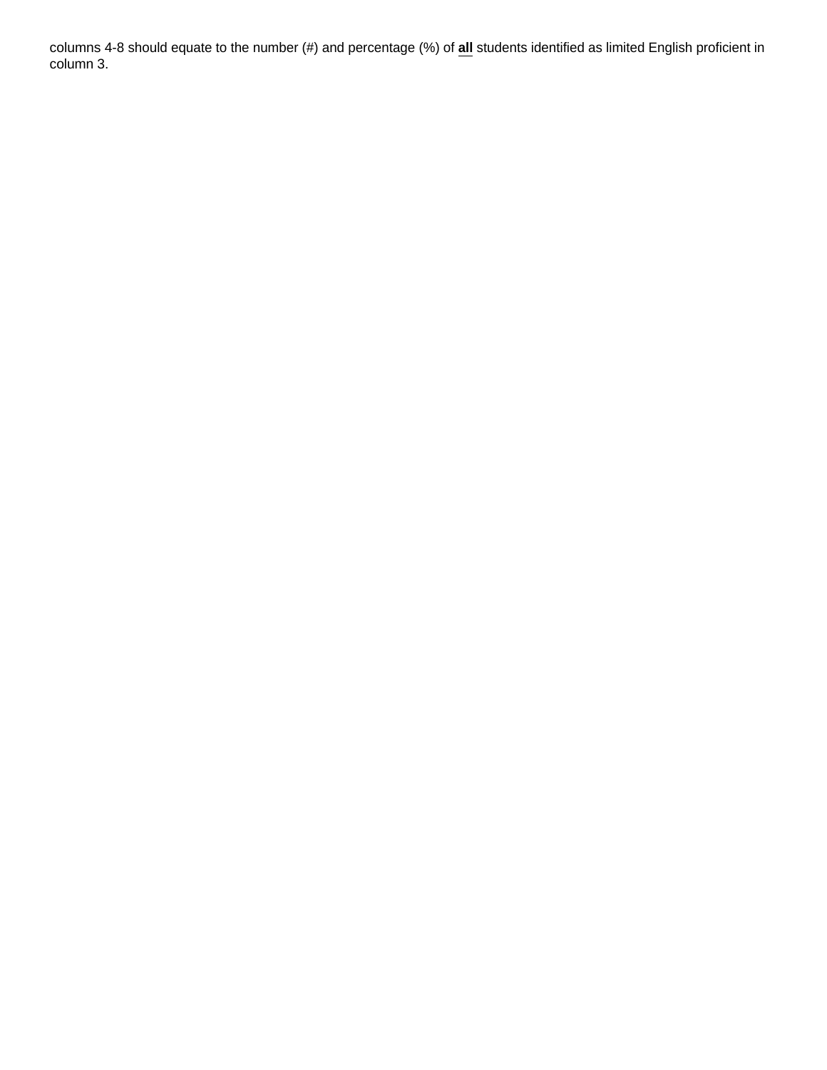columns 4-8 should equate to the number (#) and percentage (%) of **all** students identified as limited English proficient in column 3.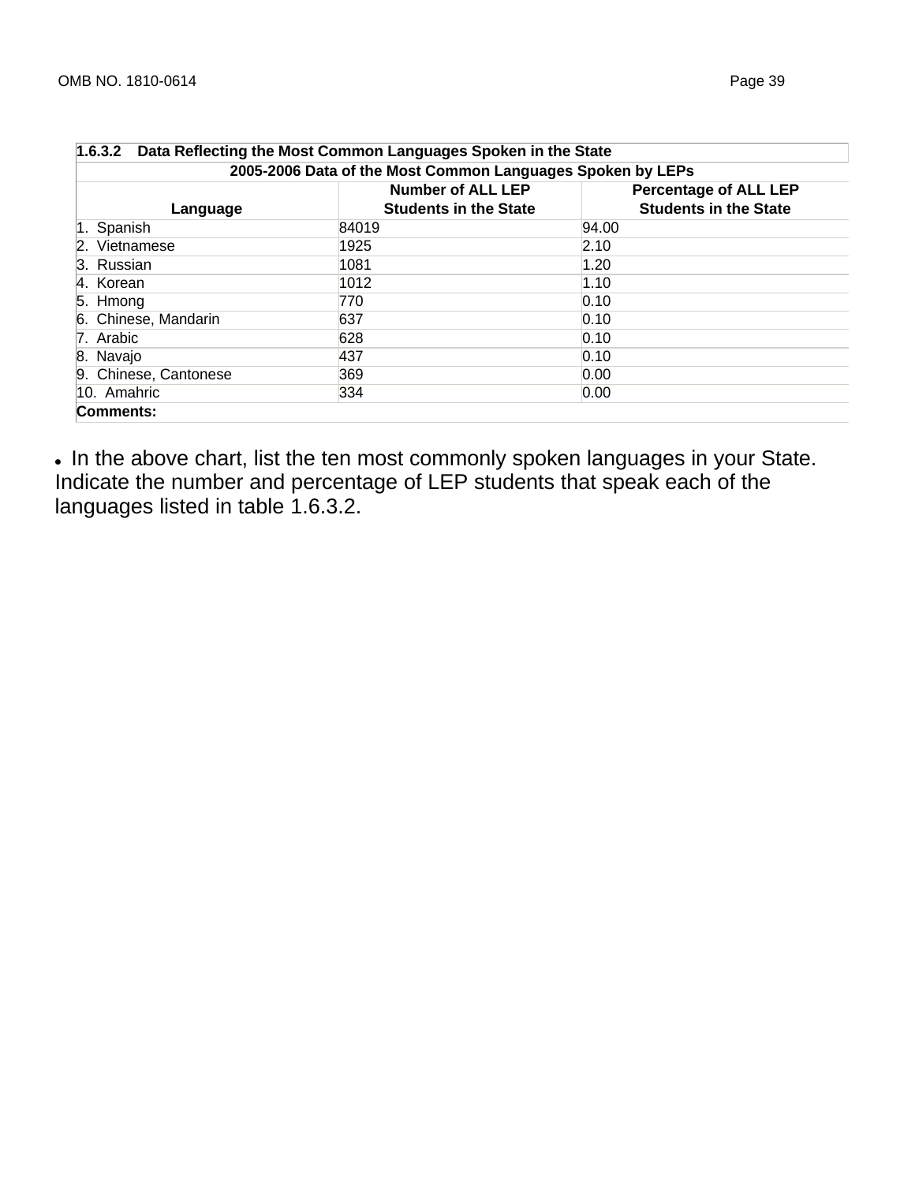| 1.6.3.2 Data Reflecting the Most Common Languages Spoken in the State | | |
|---|---|---|
| **2005-2006 Data of the Most Common Languages Spoken by LEPs** | | |
| **Language** | **Number of ALL LEP Students in the State** | **Percentage of ALL LEP Students in the State** |
| 1. Spanish | 84019 | 94.00 |
| 2. Vietnamese | 1925 | 2.10 |
| 3. Russian | 1081 | 1.20 |
| 4. Korean | 1012 | 1.10 |
| 5. Hmong | 770 | 0.10 |
| 6. Chinese, Mandarin | 637 | 0.10 |
| 7. Arabic | 628 | 0.10 |
| 8. Navajo | 437 | 0.10 |
| 9. Chinese, Cantonese | 369 | 0.00 |
| 10. Amahric | 334 | 0.00 |
| **Comments:** | | |

- In the above chart, list the ten most commonly spoken languages in your State. Indicate the number and percentage of LEP students that speak each of the languages listed in table 1.6.3.2.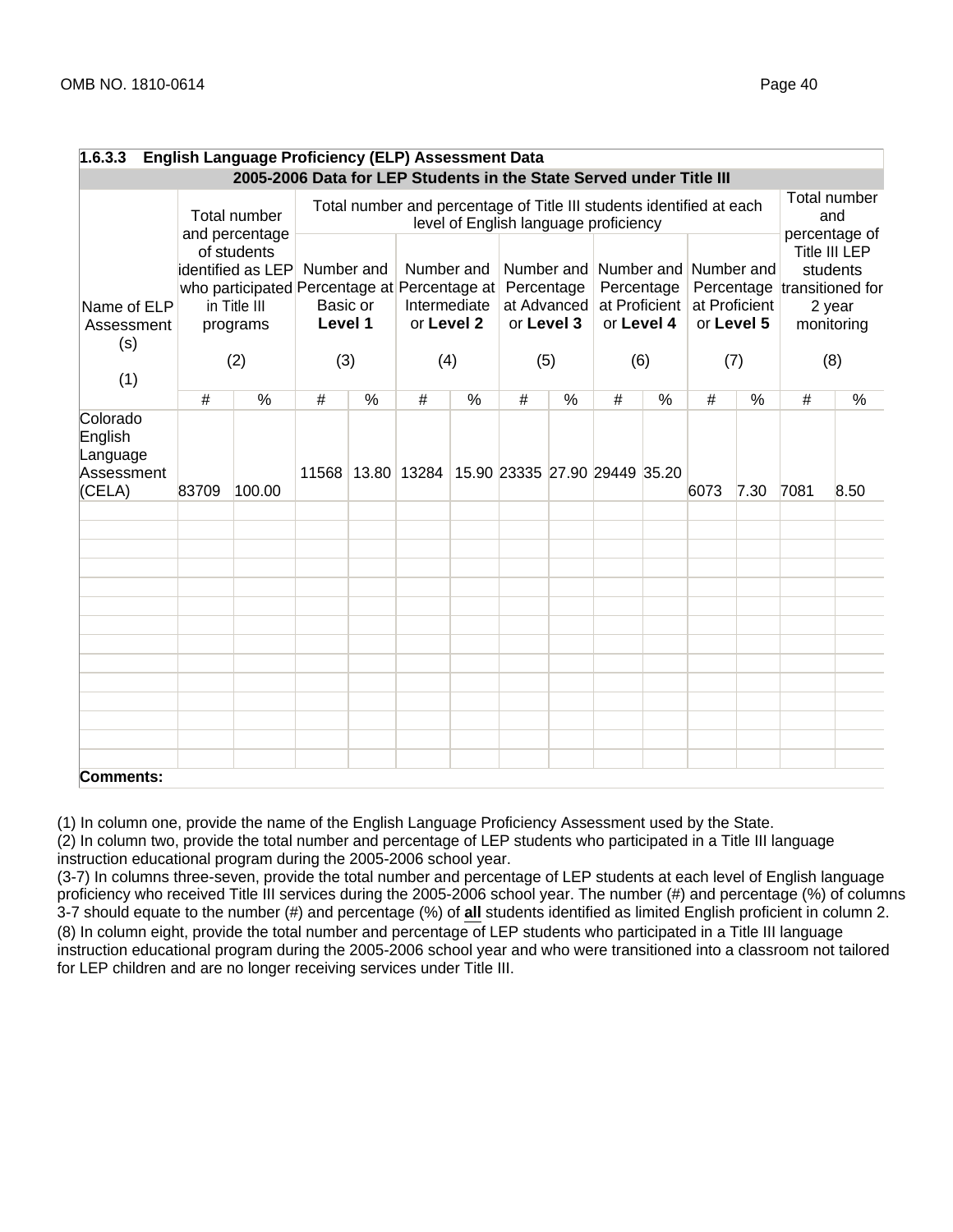## 1.6.3.3 English Language Proficiency (ELP) Assessment Data

| 2005-2006 Data for LEP Students in the State Served under Title III | | | | | | | | | | | | | | |
|---|---|---|---|---|---|---|---|---|---|---|---|---|---|---|
| Name of ELP Assessment (s) (1) | Total number and percentage of students identified as LEP who participated in Title III programs (2) | | Total number and percentage of Title III students identified at each level of English language proficiency | | | | | | | | | | Total number and percentage of Title III LEP students transitioned for 2 year monitoring (8) | |
| | | | Number and Percentage at Basic or **Level 1** (3) | | Number and Percentage at Intermediate or **Level 2** (4) | | Number and Percentage at Advanced or **Level 3** (5) | | Number and Percentage at Proficient or **Level 4** (6) | | Number and Percentage at Proficient or **Level 5** (7) | | | |
| | # | % | # | % | # | % | # | % | # | % | # | % | # | % |
| Colorado English Language Assessment (CELA) | 83709 | 100.00 | 11568 | 13.80 | 13284 | 15.90 | 23335 | 27.90 | 29449 | 35.20 | 6073 | 7.30 | 7081 | 8.50 |
| | | | | | | | | | | | | | | |
| | | | | | | | | | | | | | | |
| | | | | | | | | | | | | | | |
| | | | | | | | | | | | | | | |
| | | | | | | | | | | | | | | |
| | | | | | | | | | | | | | | |
| | | | | | | | | | | | | | | |
| | | | | | | | | | | | | | | |
| | | | | | | | | | | | | | | |
| | | | | | | | | | | | | | | |
| | | | | | | | | | | | | | | |
| | | | | | | | | | | | | | | |
| | | | | | | | | | | | | | | |
| | | | | | | | | | | | | | | |

**Comments:**

(1) In column one, provide the name of the English Language Proficiency Assessment used by the State.
(2) In column two, provide the total number and percentage of LEP students who participated in a Title III language instruction educational program during the 2005-2006 school year.
(3-7) In columns three-seven, provide the total number and percentage of LEP students at each level of English language proficiency who received Title III services during the 2005-2006 school year. The number (#) and percentage (%) of columns 3-7 should equate to the number (#) and percentage (%) of **all** students identified as limited English proficient in column 2.
(8) In column eight, provide the total number and percentage of LEP students who participated in a Title III language instruction educational program during the 2005-2006 school year and who were transitioned into a classroom not tailored for LEP children and are no longer receiving services under Title III.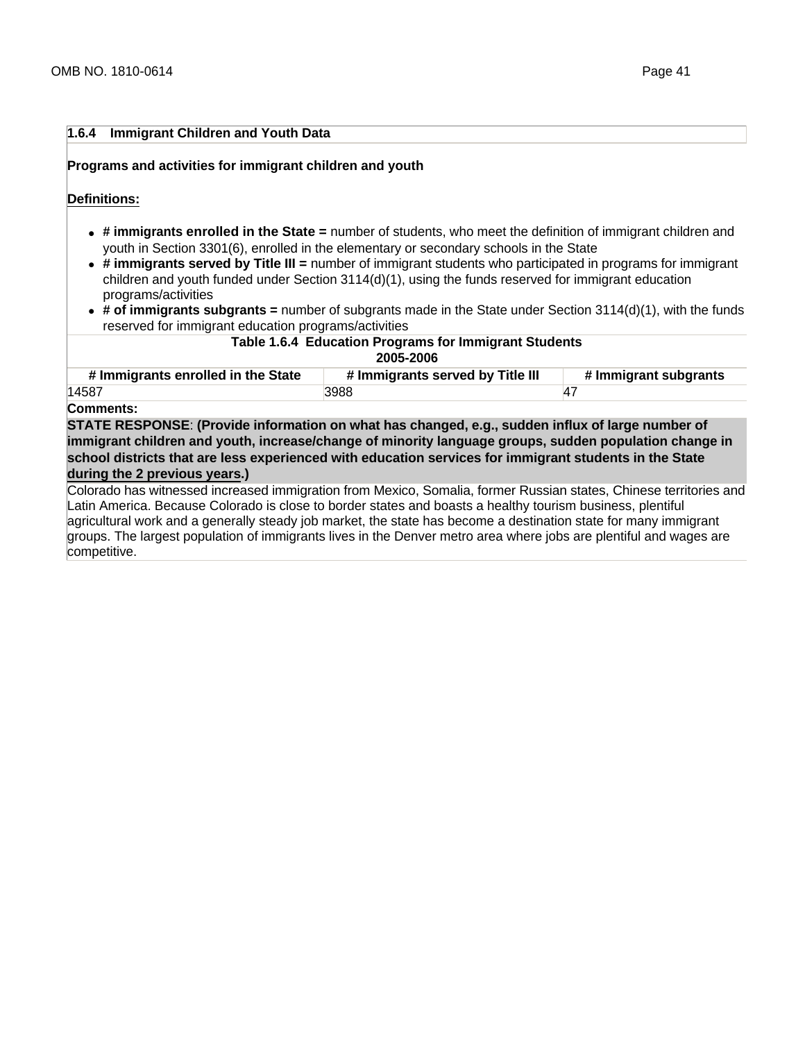## 1.6.4 Immigrant Children and Youth Data

**Programs and activities for immigrant children and youth**

**Definitions:**

- **# immigrants enrolled in the State =** number of students, who meet the definition of immigrant children and youth in Section 3301(6), enrolled in the elementary or secondary schools in the State
- **# immigrants served by Title III =** number of immigrant students who participated in programs for immigrant children and youth funded under Section 3114(d)(1), using the funds reserved for immigrant education programs/activities
- **# of immigrants subgrants =** number of subgrants made in the State under Section 3114(d)(1), with the funds reserved for immigrant education programs/activities

**Table 1.6.4 Education Programs for Immigrant Students 2005-2006**

| # Immigrants enrolled in the State | # Immigrants served by Title III | # Immigrant subgrants |
|---|---|---|
| 14587 | 3988 | 47 |

**Comments:**

**STATE RESPONSE**: **(Provide information on what has changed, e.g., sudden influx of large number of immigrant children and youth, increase/change of minority language groups, sudden population change in school districts that are less experienced with education services for immigrant students in the State during the 2 previous years.)**

Colorado has witnessed increased immigration from Mexico, Somalia, former Russian states, Chinese territories and Latin America. Because Colorado is close to border states and boasts a healthy tourism business, plentiful agricultural work and a generally steady job market, the state has become a destination state for many immigrant groups. The largest population of immigrants lives in the Denver metro area where jobs are plentiful and wages are competitive.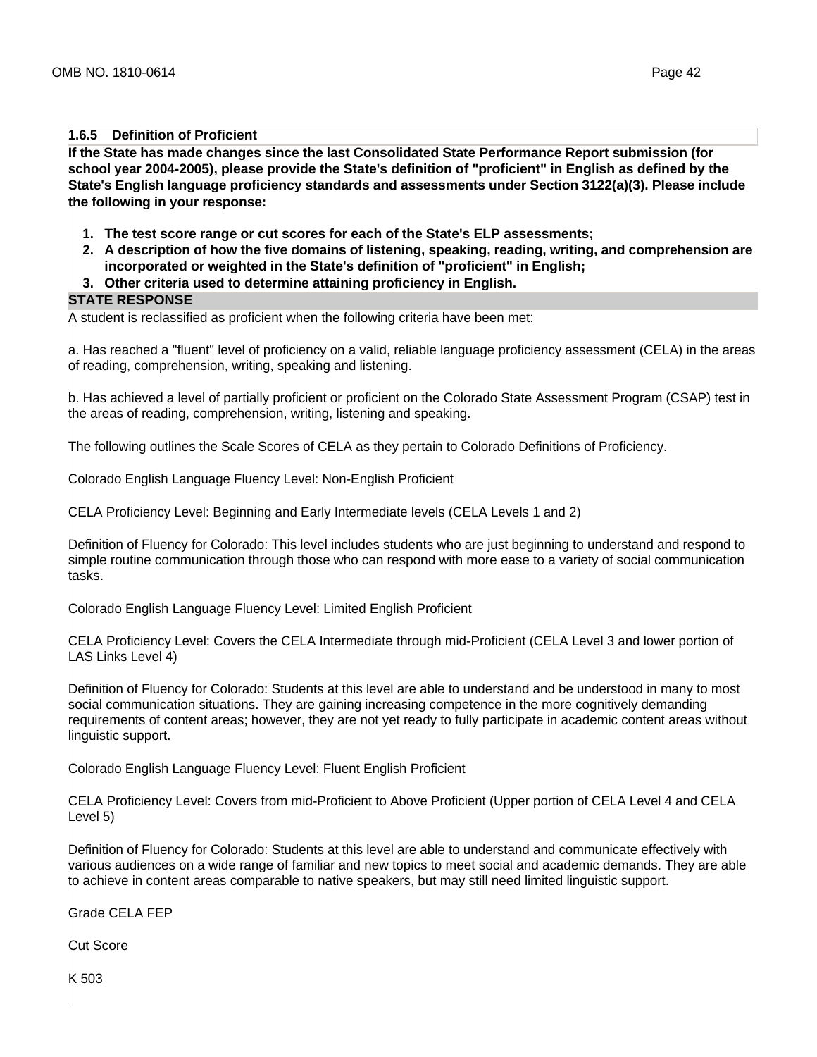### 1.6.5 Definition of Proficient

**If the State has made changes since the last Consolidated State Performance Report submission (for school year 2004-2005), please provide the State's definition of "proficient" in English as defined by the State's English language proficiency standards and assessments under Section 3122(a)(3). Please include the following in your response:**

1. **The test score range or cut scores for each of the State's ELP assessments;**
2. **A description of how the five domains of listening, speaking, reading, writing, and comprehension are incorporated or weighted in the State's definition of "proficient" in English;**
3. **Other criteria used to determine attaining proficiency in English.**

**STATE RESPONSE**

A student is reclassified as proficient when the following criteria have been met:

a. Has reached a "fluent" level of proficiency on a valid, reliable language proficiency assessment (CELA) in the areas of reading, comprehension, writing, speaking and listening.

b. Has achieved a level of partially proficient or proficient on the Colorado State Assessment Program (CSAP) test in the areas of reading, comprehension, writing, listening and speaking.

The following outlines the Scale Scores of CELA as they pertain to Colorado Definitions of Proficiency.

Colorado English Language Fluency Level: Non-English Proficient

CELA Proficiency Level: Beginning and Early Intermediate levels (CELA Levels 1 and 2)

Definition of Fluency for Colorado: This level includes students who are just beginning to understand and respond to simple routine communication through those who can respond with more ease to a variety of social communication tasks.

Colorado English Language Fluency Level: Limited English Proficient

CELA Proficiency Level: Covers the CELA Intermediate through mid-Proficient (CELA Level 3 and lower portion of LAS Links Level 4)

Definition of Fluency for Colorado: Students at this level are able to understand and be understood in many to most social communication situations. They are gaining increasing competence in the more cognitively demanding requirements of content areas; however, they are not yet ready to fully participate in academic content areas without linguistic support.

Colorado English Language Fluency Level: Fluent English Proficient

CELA Proficiency Level: Covers from mid-Proficient to Above Proficient (Upper portion of CELA Level 4 and CELA Level 5)

Definition of Fluency for Colorado: Students at this level are able to understand and communicate effectively with various audiences on a wide range of familiar and new topics to meet social and academic demands. They are able to achieve in content areas comparable to native speakers, but may still need limited linguistic support.

Grade CELA FEP

Cut Score

K 503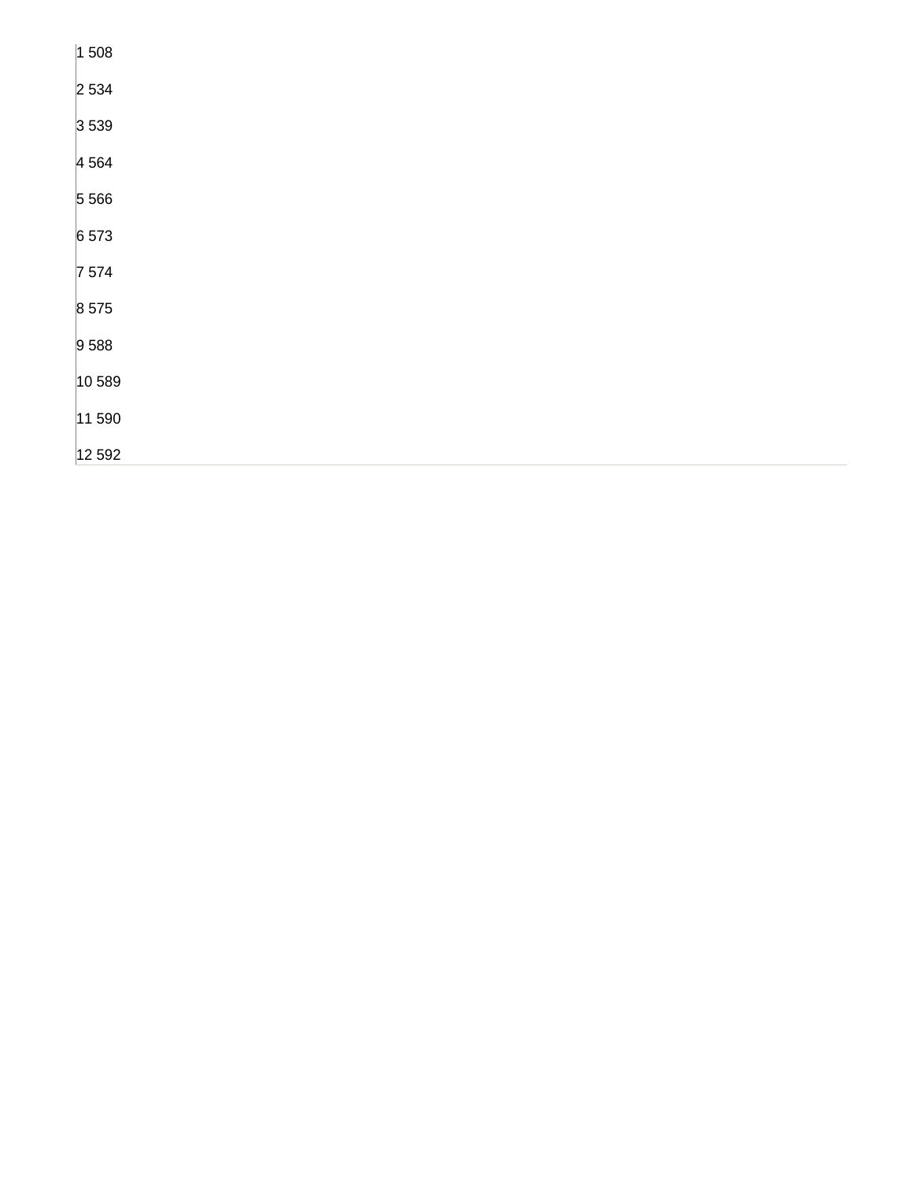1 508

2 534

3 539

4 564

5 566

6 573

7 574

8 575

9 588

10 589

11 590

12 592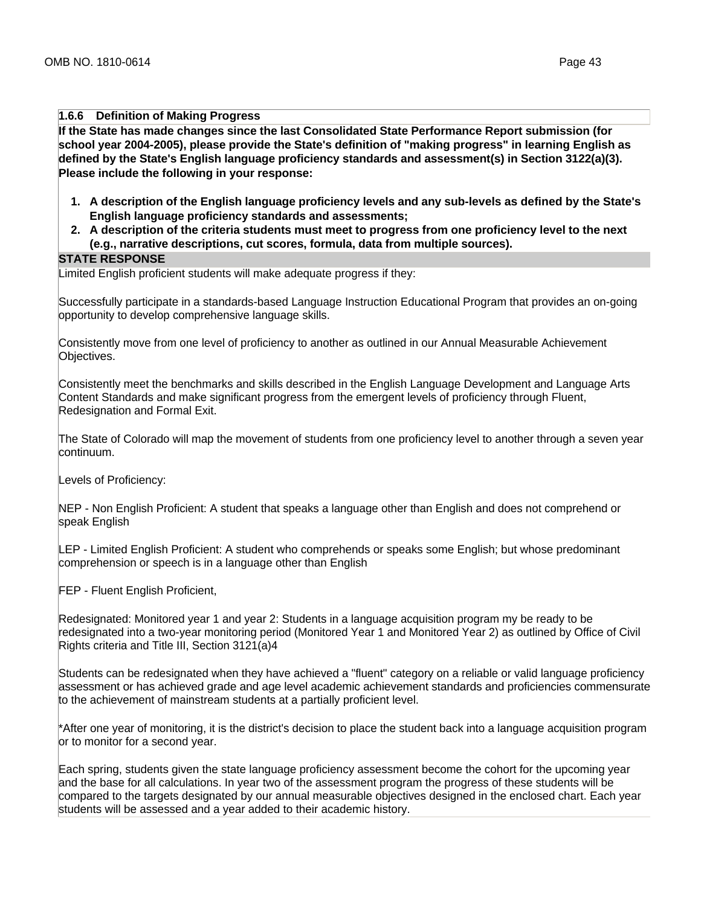### 1.6.6 Definition of Making Progress

**If the State has made changes since the last Consolidated State Performance Report submission (for school year 2004-2005), please provide the State's definition of "making progress" in learning English as defined by the State's English language proficiency standards and assessment(s) in Section 3122(a)(3). Please include the following in your response:**

1. **A description of the English language proficiency levels and any sub-levels as defined by the State's English language proficiency standards and assessments;**
2. **A description of the criteria students must meet to progress from one proficiency level to the next (e.g., narrative descriptions, cut scores, formula, data from multiple sources).**

**STATE RESPONSE**

Limited English proficient students will make adequate progress if they:

Successfully participate in a standards-based Language Instruction Educational Program that provides an on-going opportunity to develop comprehensive language skills.

Consistently move from one level of proficiency to another as outlined in our Annual Measurable Achievement Objectives.

Consistently meet the benchmarks and skills described in the English Language Development and Language Arts Content Standards and make significant progress from the emergent levels of proficiency through Fluent, Redesignation and Formal Exit.

The State of Colorado will map the movement of students from one proficiency level to another through a seven year continuum.

Levels of Proficiency:

NEP - Non English Proficient: A student that speaks a language other than English and does not comprehend or speak English

LEP - Limited English Proficient: A student who comprehends or speaks some English; but whose predominant comprehension or speech is in a language other than English

FEP - Fluent English Proficient,

Redesignated: Monitored year 1 and year 2: Students in a language acquisition program my be ready to be redesignated into a two-year monitoring period (Monitored Year 1 and Monitored Year 2) as outlined by Office of Civil Rights criteria and Title III, Section 3121(a)4

Students can be redesignated when they have achieved a "fluent" category on a reliable or valid language proficiency assessment or has achieved grade and age level academic achievement standards and proficiencies commensurate to the achievement of mainstream students at a partially proficient level.

*After one year of monitoring, it is the district's decision to place the student back into a language acquisition program or to monitor for a second year.

Each spring, students given the state language proficiency assessment become the cohort for the upcoming year and the base for all calculations. In year two of the assessment program the progress of these students will be compared to the targets designated by our annual measurable objectives designed in the enclosed chart. Each year students will be assessed and a year added to their academic history.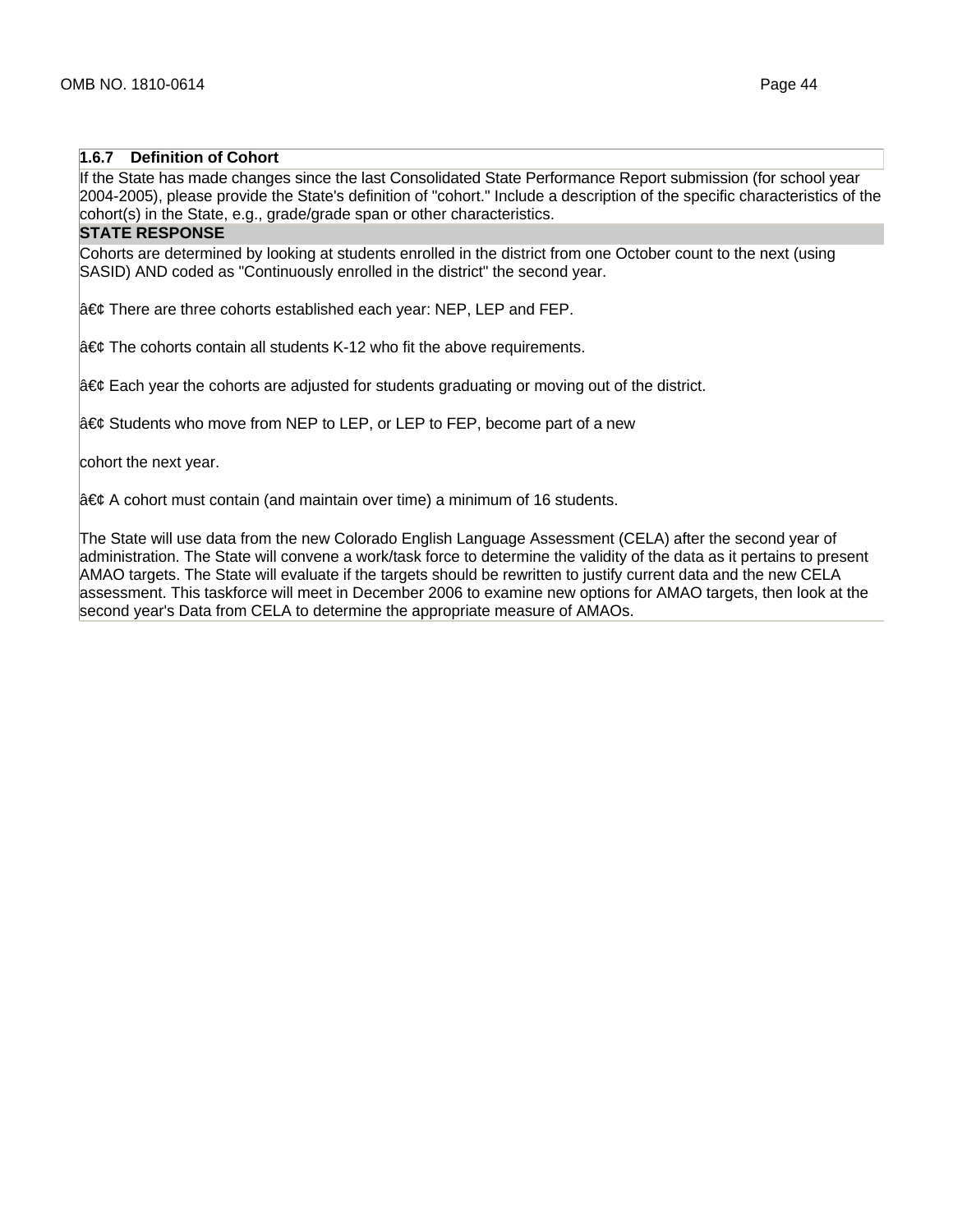### 1.6.7 Definition of Cohort

If the State has made changes since the last Consolidated State Performance Report submission (for school year 2004-2005), please provide the State's definition of "cohort." Include a description of the specific characteristics of the cohort(s) in the State, e.g., grade/grade span or other characteristics.

**STATE RESPONSE**

Cohorts are determined by looking at students enrolled in the district from one October count to the next (using SASID) AND coded as "Continuously enrolled in the district" the second year.

â€¢ There are three cohorts established each year: NEP, LEP and FEP.

â€¢ The cohorts contain all students K-12 who fit the above requirements.

â€¢ Each year the cohorts are adjusted for students graduating or moving out of the district.

â€¢ Students who move from NEP to LEP, or LEP to FEP, become part of a new

cohort the next year.

â€¢ A cohort must contain (and maintain over time) a minimum of 16 students.

The State will use data from the new Colorado English Language Assessment (CELA) after the second year of administration. The State will convene a work/task force to determine the validity of the data as it pertains to present AMAO targets. The State will evaluate if the targets should be rewritten to justify current data and the new CELA assessment. This taskforce will meet in December 2006 to examine new options for AMAO targets, then look at the second year's Data from CELA to determine the appropriate measure of AMAOs.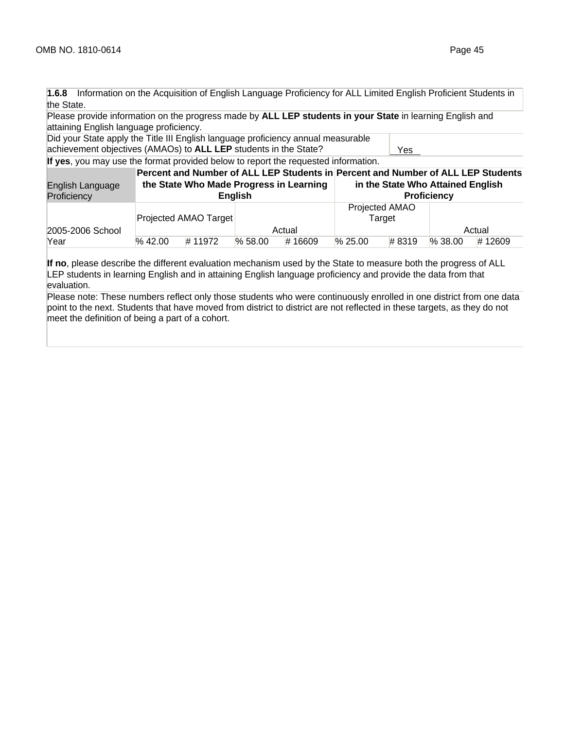**1.6.8** Information on the Acquisition of English Language Proficiency for ALL Limited English Proficient Students in the State.

Please provide information on the progress made by **ALL LEP students in your State** in learning English and attaining English language proficiency.

Did your State apply the Title III English language proficiency annual measurable achievement objectives (AMAOs) to **ALL LEP** students in the State? Yes

**If yes**, you may use the format provided below to report the requested information.

| English Language Proficiency | **Percent and Number of ALL LEP Students in the State Who Made Progress in Learning English** | | | | **Percent and Number of ALL LEP Students in the State Who Attained English Proficiency** | | | |
|---|---|---|---|---|---|---|---|---|
| 2005-2006 School Year | Projected AMAO Target | | Actual | | Projected AMAO Target | | Actual | |
| | % 42.00 | # 11972 | % 58.00 | # 16609 | % 25.00 | # 8319 | % 38.00 | # 12609 |

**If no**, please describe the different evaluation mechanism used by the State to measure both the progress of ALL LEP students in learning English and in attaining English language proficiency and provide the data from that evaluation.

Please note: These numbers reflect only those students who were continuously enrolled in one district from one data point to the next. Students that have moved from district to district are not reflected in these targets, as they do not meet the definition of being a part of a cohort.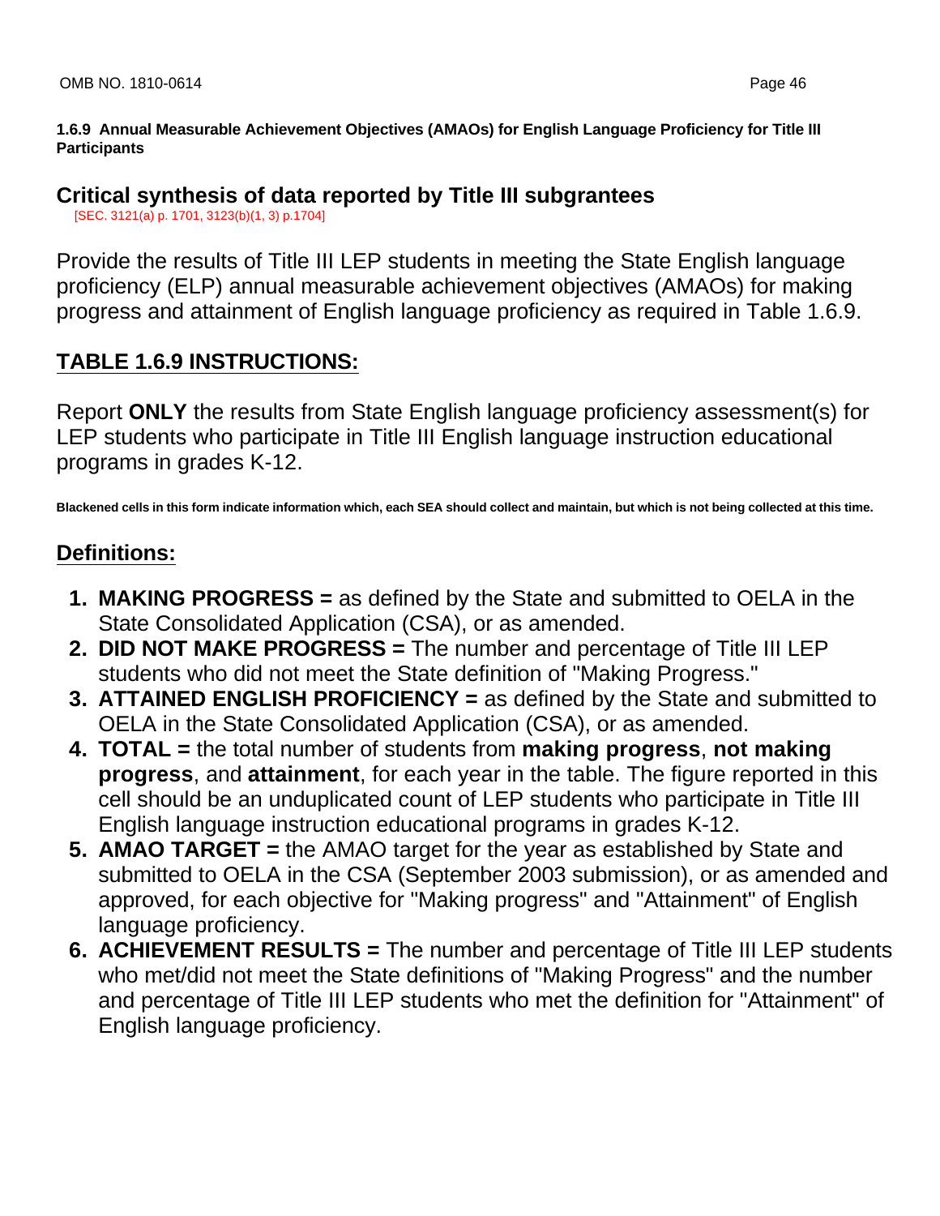**1.6.9 Annual Measurable Achievement Objectives (AMAOs) for English Language Proficiency for Title III Participants**

## Critical synthesis of data reported by Title III subgrantees

[SEC. 3121(a) p. 1701, 3123(b)(1, 3) p.1704]

Provide the results of Title III LEP students in meeting the State English language proficiency (ELP) annual measurable achievement objectives (AMAOs) for making progress and attainment of English language proficiency as required in Table 1.6.9.

## TABLE 1.6.9 INSTRUCTIONS:

Report **ONLY** the results from State English language proficiency assessment(s) for LEP students who participate in Title III English language instruction educational programs in grades K-12.

**Blackened cells in this form indicate information which, each SEA should collect and maintain, but which is not being collected at this time.**

## Definitions:

1. **MAKING PROGRESS =** as defined by the State and submitted to OELA in the State Consolidated Application (CSA), or as amended.
2. **DID NOT MAKE PROGRESS =** The number and percentage of Title III LEP students who did not meet the State definition of "Making Progress."
3. **ATTAINED ENGLISH PROFICIENCY =** as defined by the State and submitted to OELA in the State Consolidated Application (CSA), or as amended.
4. **TOTAL =** the total number of students from **making progress**, **not making progress**, and **attainment**, for each year in the table. The figure reported in this cell should be an unduplicated count of LEP students who participate in Title III English language instruction educational programs in grades K-12.
5. **AMAO TARGET =** the AMAO target for the year as established by State and submitted to OELA in the CSA (September 2003 submission), or as amended and approved, for each objective for "Making progress" and "Attainment" of English language proficiency.
6. **ACHIEVEMENT RESULTS =** The number and percentage of Title III LEP students who met/did not meet the State definitions of "Making Progress" and the number and percentage of Title III LEP students who met the definition for "Attainment" of English language proficiency.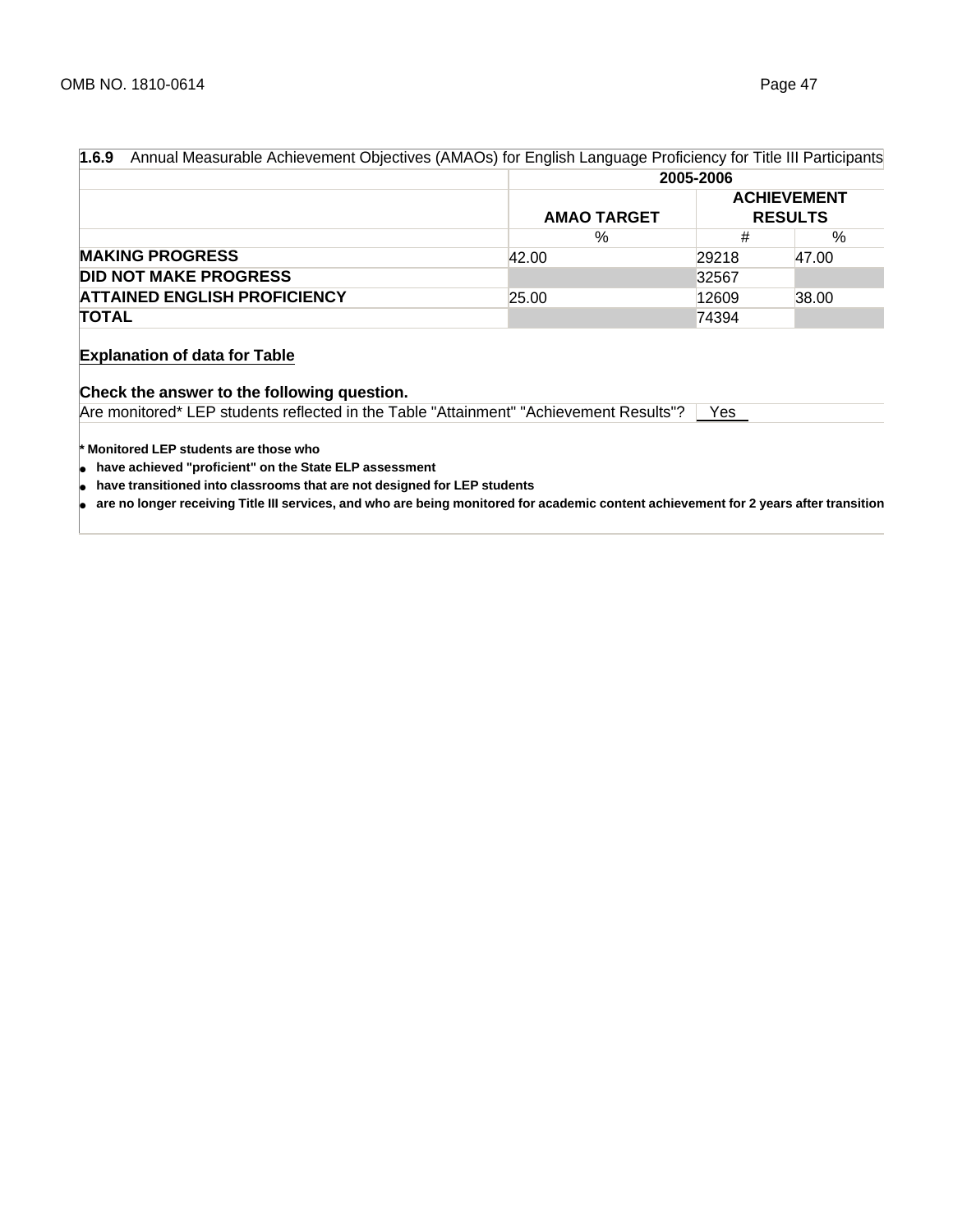| **1.6.9** Annual Measurable Achievement Objectives (AMAOs) for English Language Proficiency for Title III Participants | | | |
|---|---|---|---|
| | 2005-2006 | | |
| | AMAO TARGET | ACHIEVEMENT RESULTS | |
| | % | # | % |
| **MAKING PROGRESS** | 42.00 | 29218 | 47.00 |
| **DID NOT MAKE PROGRESS** | | 32567 | |
| **ATTAINED ENGLISH PROFICIENCY** | 25.00 | 12609 | 38.00 |
| **TOTAL** | | 74394 | |

**Explanation of data for Table**

**Check the answer to the following question.**

Are monitored* LEP students reflected in the Table "Attainment" "Achievement Results"? Yes

**\* Monitored LEP students are those who**

- **have achieved "proficient" on the State ELP assessment**
- **have transitioned into classrooms that are not designed for LEP students**
- **are no longer receiving Title III services, and who are being monitored for academic content achievement for 2 years after transition**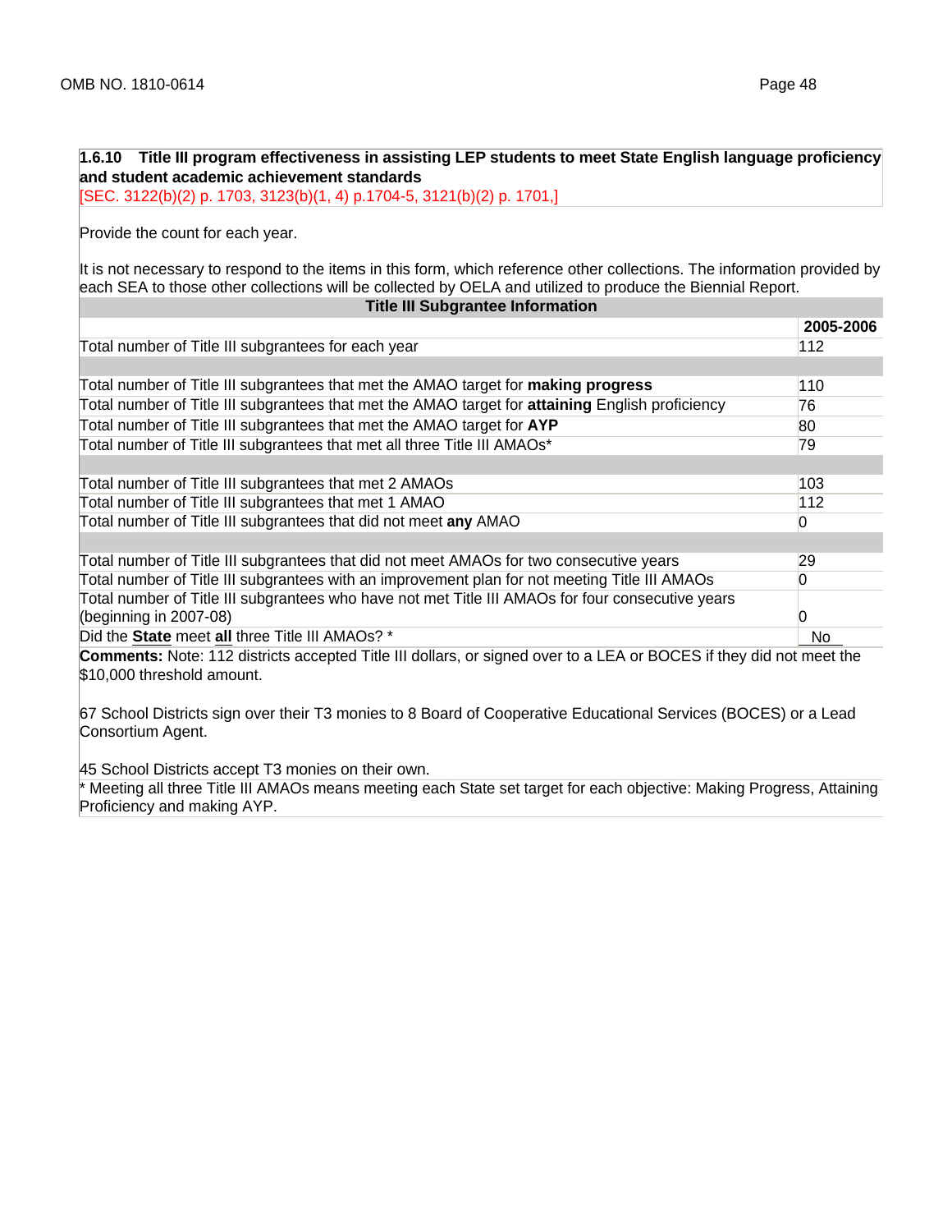**1.6.10 Title III program effectiveness in assisting LEP students to meet State English language proficiency and student academic achievement standards**
[SEC. 3122(b)(2) p. 1703, 3123(b)(1, 4) p.1704-5, 3121(b)(2) p. 1701,]

Provide the count for each year.

It is not necessary to respond to the items in this form, which reference other collections. The information provided by each SEA to those other collections will be collected by OELA and utilized to produce the Biennial Report.

| Title III Subgrantee Information | |
|---|---|
| | **2005-2006** |
| Total number of Title III subgrantees for each year | 112 |
| | |
| Total number of Title III subgrantees that met the AMAO target for **making progress** | 110 |
| Total number of Title III subgrantees that met the AMAO target for **attaining** English proficiency | 76 |
| Total number of Title III subgrantees that met the AMAO target for **AYP** | 80 |
| Total number of Title III subgrantees that met all three Title III AMAOs* | 79 |
| | |
| Total number of Title III subgrantees that met 2 AMAOs | 103 |
| Total number of Title III subgrantees that met 1 AMAO | 112 |
| Total number of Title III subgrantees that did not meet **any** AMAO | 0 |
| | |
| Total number of Title III subgrantees that did not meet AMAOs for two consecutive years | 29 |
| Total number of Title III subgrantees with an improvement plan for not meeting Title III AMAOs | 0 |
| Total number of Title III subgrantees who have not met Title III AMAOs for four consecutive years (beginning in 2007-08) | 0 |
| Did the **State** meet **all** three Title III AMAOs? * | No |

**Comments:** Note: 112 districts accepted Title III dollars, or signed over to a LEA or BOCES if they did not meet the $10,000 threshold amount.

67 School Districts sign over their T3 monies to 8 Board of Cooperative Educational Services (BOCES) or a Lead Consortium Agent.

45 School Districts accept T3 monies on their own.

* Meeting all three Title III AMAOs means meeting each State set target for each objective: Making Progress, Attaining Proficiency and making AYP.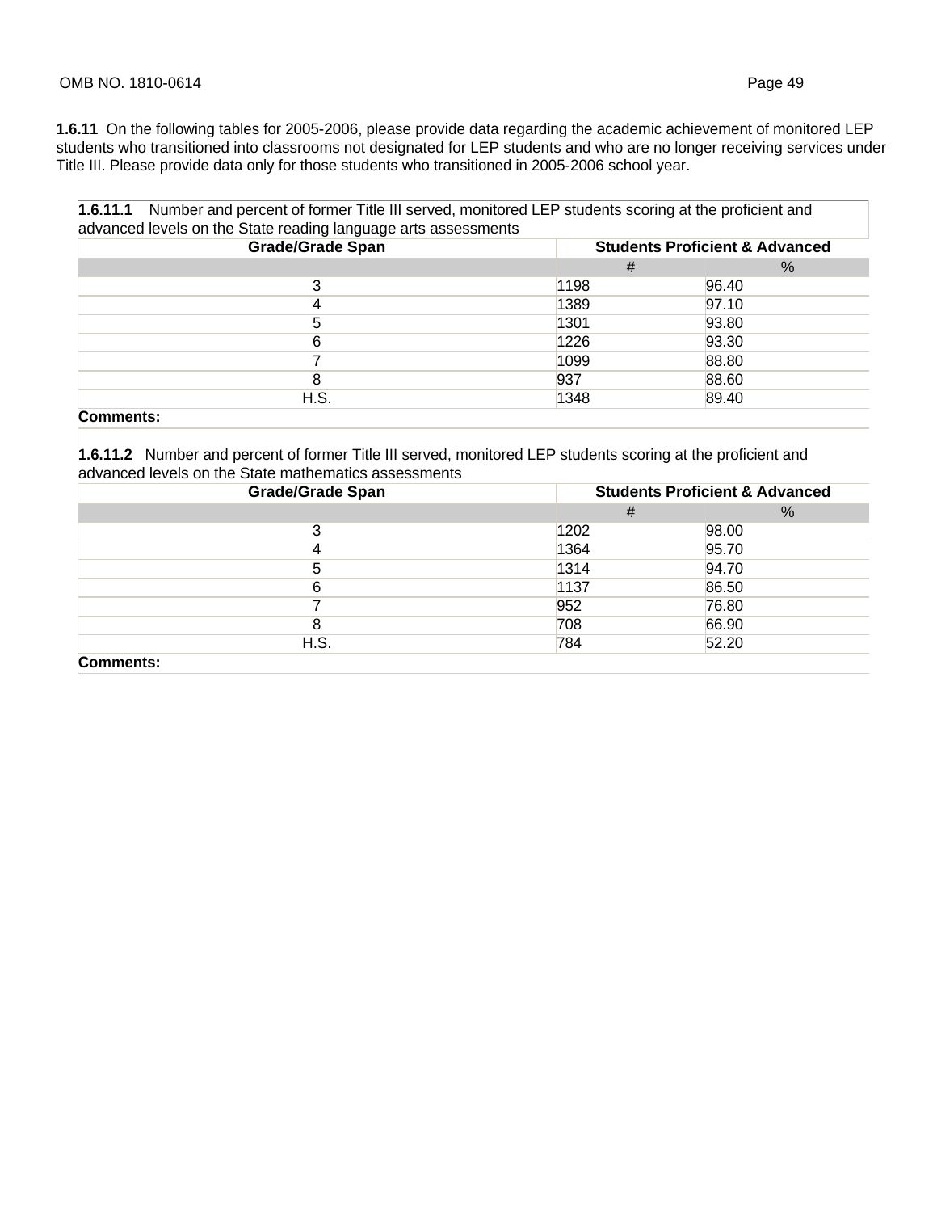**1.6.11** On the following tables for 2005-2006, please provide data regarding the academic achievement of monitored LEP students who transitioned into classrooms not designated for LEP students and who are no longer receiving services under Title III. Please provide data only for those students who transitioned in 2005-2006 school year.

**1.6.11.1** Number and percent of former Title III served, monitored LEP students scoring at the proficient and advanced levels on the State reading language arts assessments

| Grade/Grade Span | Students Proficient & Advanced | |
|---|---|---|
| | # | % |
| 3 | 1198 | 96.40 |
| 4 | 1389 | 97.10 |
| 5 | 1301 | 93.80 |
| 6 | 1226 | 93.30 |
| 7 | 1099 | 88.80 |
| 8 | 937 | 88.60 |
| H.S. | 1348 | 89.40 |

**Comments:**

**1.6.11.2** Number and percent of former Title III served, monitored LEP students scoring at the proficient and advanced levels on the State mathematics assessments

| Grade/Grade Span | Students Proficient & Advanced | |
|---|---|---|
| | # | % |
| 3 | 1202 | 98.00 |
| 4 | 1364 | 95.70 |
| 5 | 1314 | 94.70 |
| 6 | 1137 | 86.50 |
| 7 | 952 | 76.80 |
| 8 | 708 | 66.90 |
| H.S. | 784 | 52.20 |

**Comments:**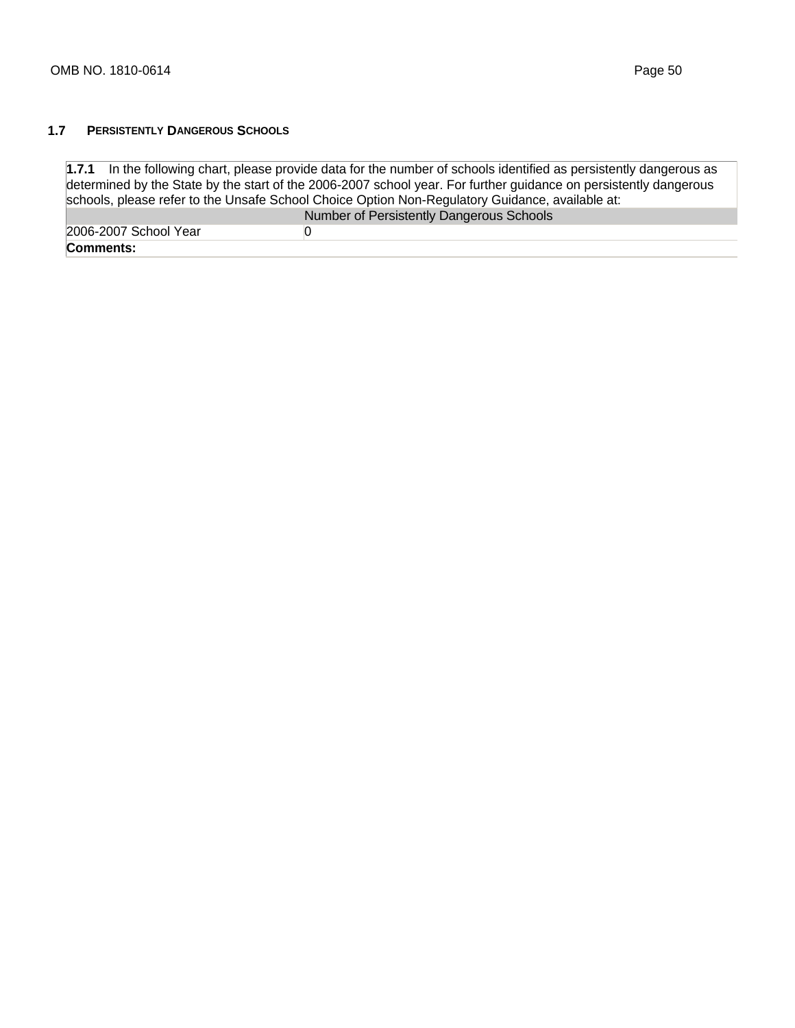## 1.7 PERSISTENTLY DANGEROUS SCHOOLS

**1.7.1** In the following chart, please provide data for the number of schools identified as persistently dangerous as determined by the State by the start of the 2006-2007 school year. For further guidance on persistently dangerous schools, please refer to the Unsafe School Choice Option Non-Regulatory Guidance, available at:

| | Number of Persistently Dangerous Schools |
|---|---|
| 2006-2007 School Year | 0 |

**Comments:**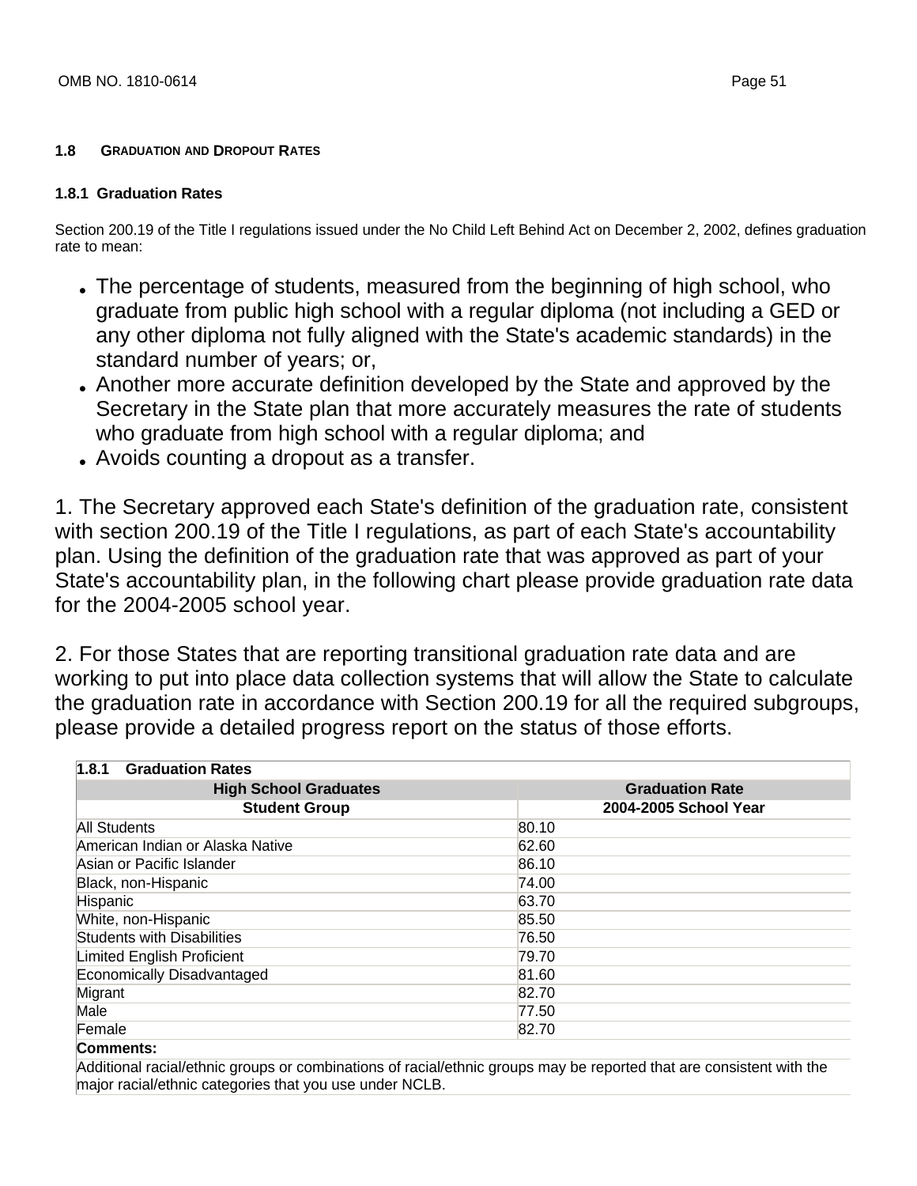### 1.8 GRADUATION AND DROPOUT RATES

#### 1.8.1 Graduation Rates

Section 200.19 of the Title I regulations issued under the No Child Left Behind Act on December 2, 2002, defines graduation rate to mean:

- The percentage of students, measured from the beginning of high school, who graduate from public high school with a regular diploma (not including a GED or any other diploma not fully aligned with the State's academic standards) in the standard number of years; or,
- Another more accurate definition developed by the State and approved by the Secretary in the State plan that more accurately measures the rate of students who graduate from high school with a regular diploma; and
- Avoids counting a dropout as a transfer.

1. The Secretary approved each State's definition of the graduation rate, consistent with section 200.19 of the Title I regulations, as part of each State's accountability plan. Using the definition of the graduation rate that was approved as part of your State's accountability plan, in the following chart please provide graduation rate data for the 2004-2005 school year.

2. For those States that are reporting transitional graduation rate data and are working to put into place data collection systems that will allow the State to calculate the graduation rate in accordance with Section 200.19 for all the required subgroups, please provide a detailed progress report on the status of those efforts.

**1.8.1 Graduation Rates**

| High School Graduates | Graduation Rate |
|---|---|
| **Student Group** | **2004-2005 School Year** |
| All Students | 80.10 |
| American Indian or Alaska Native | 62.60 |
| Asian or Pacific Islander | 86.10 |
| Black, non-Hispanic | 74.00 |
| Hispanic | 63.70 |
| White, non-Hispanic | 85.50 |
| Students with Disabilities | 76.50 |
| Limited English Proficient | 79.70 |
| Economically Disadvantaged | 81.60 |
| Migrant | 82.70 |
| Male | 77.50 |
| Female | 82.70 |

**Comments:**

Additional racial/ethnic groups or combinations of racial/ethnic groups may be reported that are consistent with the major racial/ethnic categories that you use under NCLB.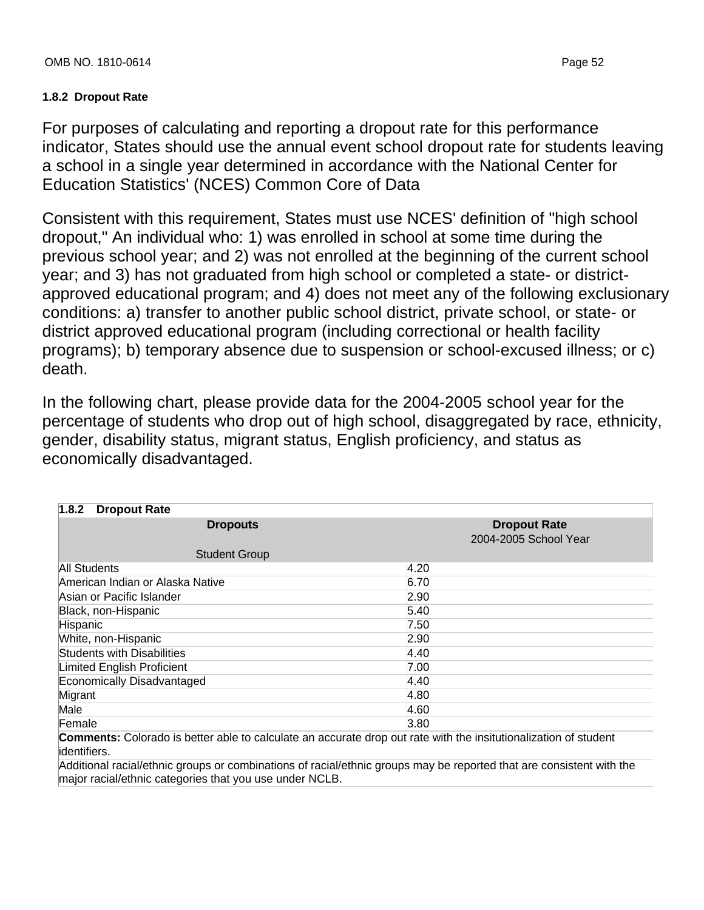### 1.8.2 Dropout Rate

For purposes of calculating and reporting a dropout rate for this performance indicator, States should use the annual event school dropout rate for students leaving a school in a single year determined in accordance with the National Center for Education Statistics' (NCES) Common Core of Data

Consistent with this requirement, States must use NCES' definition of "high school dropout," An individual who: 1) was enrolled in school at some time during the previous school year; and 2) was not enrolled at the beginning of the current school year; and 3) has not graduated from high school or completed a state- or district-approved educational program; and 4) does not meet any of the following exclusionary conditions: a) transfer to another public school district, private school, or state- or district approved educational program (including correctional or health facility programs); b) temporary absence due to suspension or school-excused illness; or c) death.

In the following chart, please provide data for the 2004-2005 school year for the percentage of students who drop out of high school, disaggregated by race, ethnicity, gender, disability status, migrant status, English proficiency, and status as economically disadvantaged.

**1.8.2 Dropout Rate**

| Dropouts | Dropout Rate |
|---|---|
| Student Group | 2004-2005 School Year |
| All Students | 4.20 |
| American Indian or Alaska Native | 6.70 |
| Asian or Pacific Islander | 2.90 |
| Black, non-Hispanic | 5.40 |
| Hispanic | 7.50 |
| White, non-Hispanic | 2.90 |
| Students with Disabilities | 4.40 |
| Limited English Proficient | 7.00 |
| Economically Disadvantaged | 4.40 |
| Migrant | 4.80 |
| Male | 4.60 |
| Female | 3.80 |

**Comments:** Colorado is better able to calculate an accurate drop out rate with the insitutionalization of student identifiers.

Additional racial/ethnic groups or combinations of racial/ethnic groups may be reported that are consistent with the major racial/ethnic categories that you use under NCLB.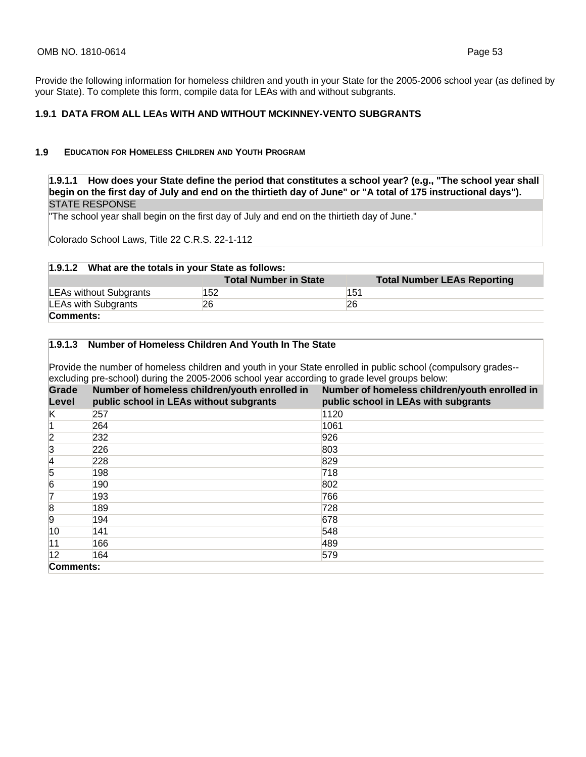Provide the following information for homeless children and youth in your State for the 2005-2006 school year (as defined by your State). To complete this form, compile data for LEAs with and without subgrants.

### 1.9.1 DATA FROM ALL LEAs WITH AND WITHOUT MCKINNEY-VENTO SUBGRANTS

## 1.9 EDUCATION FOR HOMELESS CHILDREN AND YOUTH PROGRAM

**1.9.1.1 How does your State define the period that constitutes a school year? (e.g., "The school year shall begin on the first day of July and end on the thirtieth day of June" or "A total of 175 instructional days").**

STATE RESPONSE

"The school year shall begin on the first day of July and end on the thirtieth day of June."

Colorado School Laws, Title 22 C.R.S. 22-1-112

**1.9.1.2 What are the totals in your State as follows:**

| | Total Number in State | Total Number LEAs Reporting |
|---|---|---|
| LEAs without Subgrants | 152 | 151 |
| LEAs with Subgrants | 26 | 26 |
| **Comments:** | | |

**1.9.1.3 Number of Homeless Children And Youth In The State**

Provide the number of homeless children and youth in your State enrolled in public school (compulsory grades--excluding pre-school) during the 2005-2006 school year according to grade level groups below:

| Grade Level | Number of homeless children/youth enrolled in public school in LEAs without subgrants | Number of homeless children/youth enrolled in public school in LEAs with subgrants |
|---|---|---|
| K | 257 | 1120 |
| 1 | 264 | 1061 |
| 2 | 232 | 926 |
| 3 | 226 | 803 |
| 4 | 228 | 829 |
| 5 | 198 | 718 |
| 6 | 190 | 802 |
| 7 | 193 | 766 |
| 8 | 189 | 728 |
| 9 | 194 | 678 |
| 10 | 141 | 548 |
| 11 | 166 | 489 |
| 12 | 164 | 579 |
| **Comments:** | | |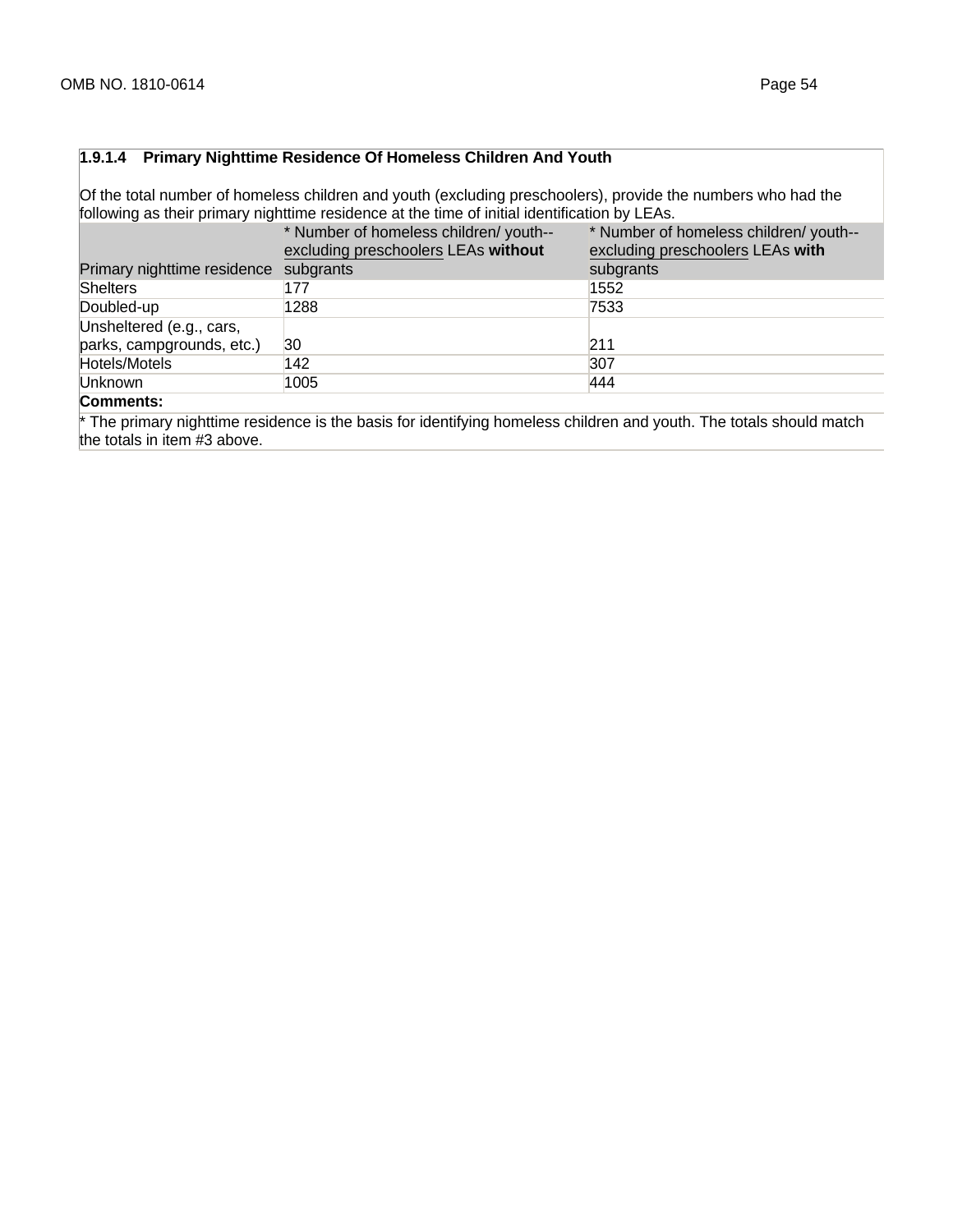### 1.9.1.4 Primary Nighttime Residence Of Homeless Children And Youth

Of the total number of homeless children and youth (excluding preschoolers), provide the numbers who had the following as their primary nighttime residence at the time of initial identification by LEAs.

| Primary nighttime residence | * Number of homeless children/ youth--excluding preschoolers LEAs **without** subgrants | * Number of homeless children/ youth--excluding preschoolers LEAs **with** subgrants |
|---|---|---|
| Shelters | 177 | 1552 |
| Doubled-up | 1288 | 7533 |
| Unsheltered (e.g., cars, parks, campgrounds, etc.) | 30 | 211 |
| Hotels/Motels | 142 | 307 |
| Unknown | 1005 | 444 |

**Comments:**

* The primary nighttime residence is the basis for identifying homeless children and youth. The totals should match the totals in item #3 above.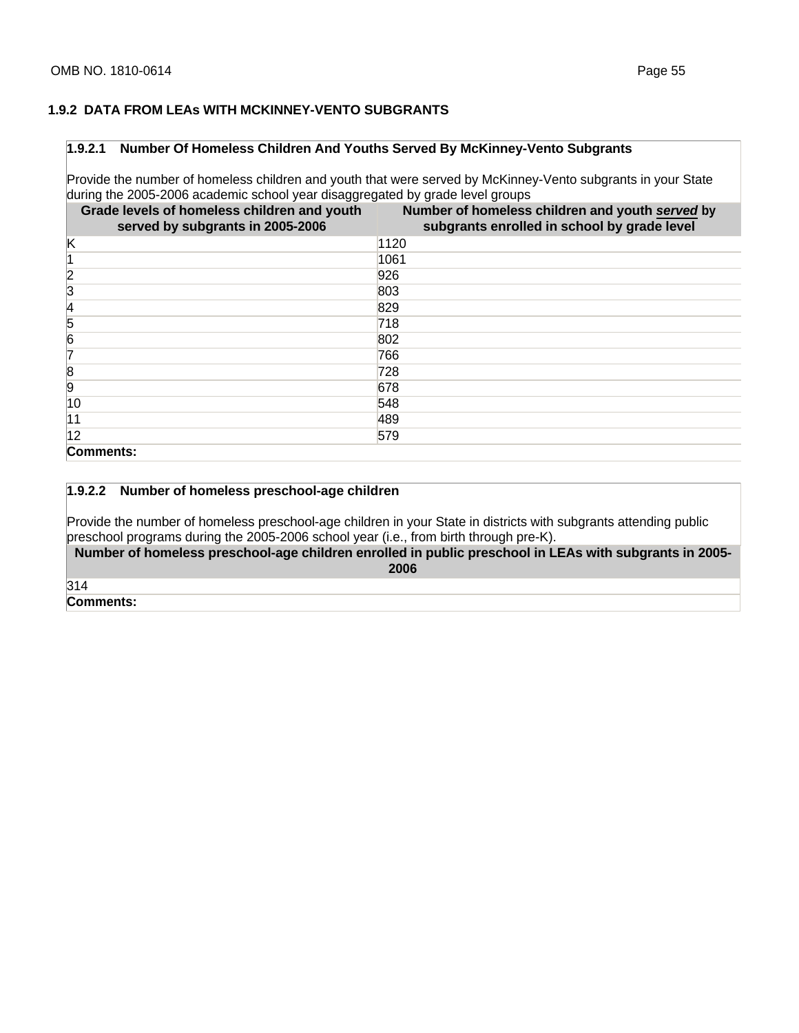### 1.9.2 DATA FROM LEAs WITH MCKINNEY-VENTO SUBGRANTS

**1.9.2.1 Number Of Homeless Children And Youths Served By McKinney-Vento Subgrants**

Provide the number of homeless children and youth that were served by McKinney-Vento subgrants in your State during the 2005-2006 academic school year disaggregated by grade level groups

| Grade levels of homeless children and youth served by subgrants in 2005-2006 | Number of homeless children and youth ***served*** by subgrants enrolled in school by grade level |
|---|---|
| K | 1120 |
| 1 | 1061 |
| 2 | 926 |
| 3 | 803 |
| 4 | 829 |
| 5 | 718 |
| 6 | 802 |
| 7 | 766 |
| 8 | 728 |
| 9 | 678 |
| 10 | 548 |
| 11 | 489 |
| 12 | 579 |
| **Comments:** | |

**1.9.2.2 Number of homeless preschool-age children**

Provide the number of homeless preschool-age children in your State in districts with subgrants attending public preschool programs during the 2005-2006 school year (i.e., from birth through pre-K).

| Number of homeless preschool-age children enrolled in public preschool in LEAs with subgrants in 2005-2006 |
|---|
| 314 |
| **Comments:** |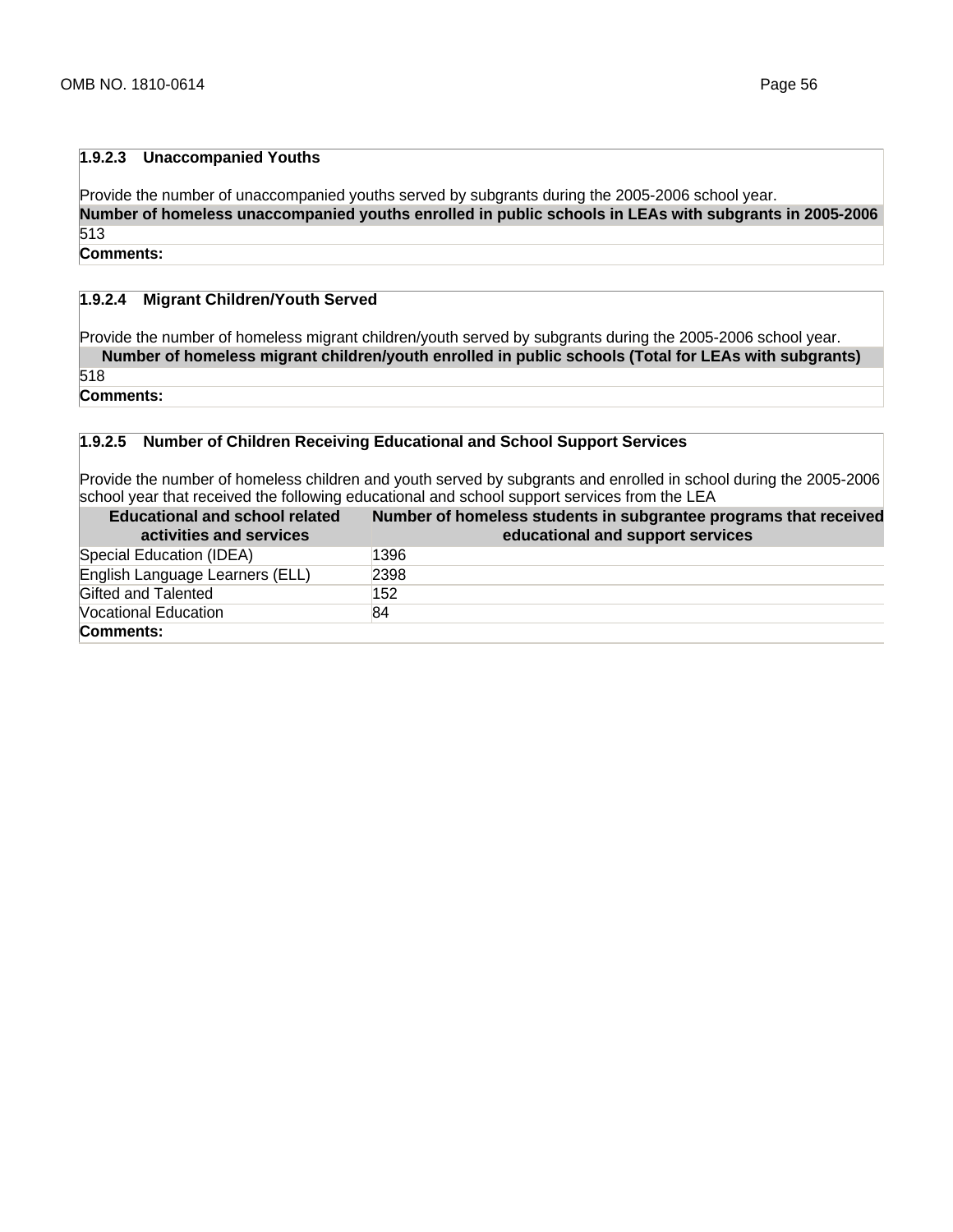### 1.9.2.3 Unaccompanied Youths

Provide the number of unaccompanied youths served by subgrants during the 2005-2006 school year.

| Number of homeless unaccompanied youths enrolled in public schools in LEAs with subgrants in 2005-2006 |
|---|
| 513 |
| **Comments:** |

### 1.9.2.4 Migrant Children/Youth Served

Provide the number of homeless migrant children/youth served by subgrants during the 2005-2006 school year.

| Number of homeless migrant children/youth enrolled in public schools (Total for LEAs with subgrants) |
|---|
| 518 |
| **Comments:** |

### 1.9.2.5 Number of Children Receiving Educational and School Support Services

Provide the number of homeless children and youth served by subgrants and enrolled in school during the 2005-2006 school year that received the following educational and school support services from the LEA

| Educational and school related activities and services | Number of homeless students in subgrantee programs that received educational and support services |
|---|---|
| Special Education (IDEA) | 1396 |
| English Language Learners (ELL) | 2398 |
| Gifted and Talented | 152 |
| Vocational Education | 84 |
| **Comments:** | |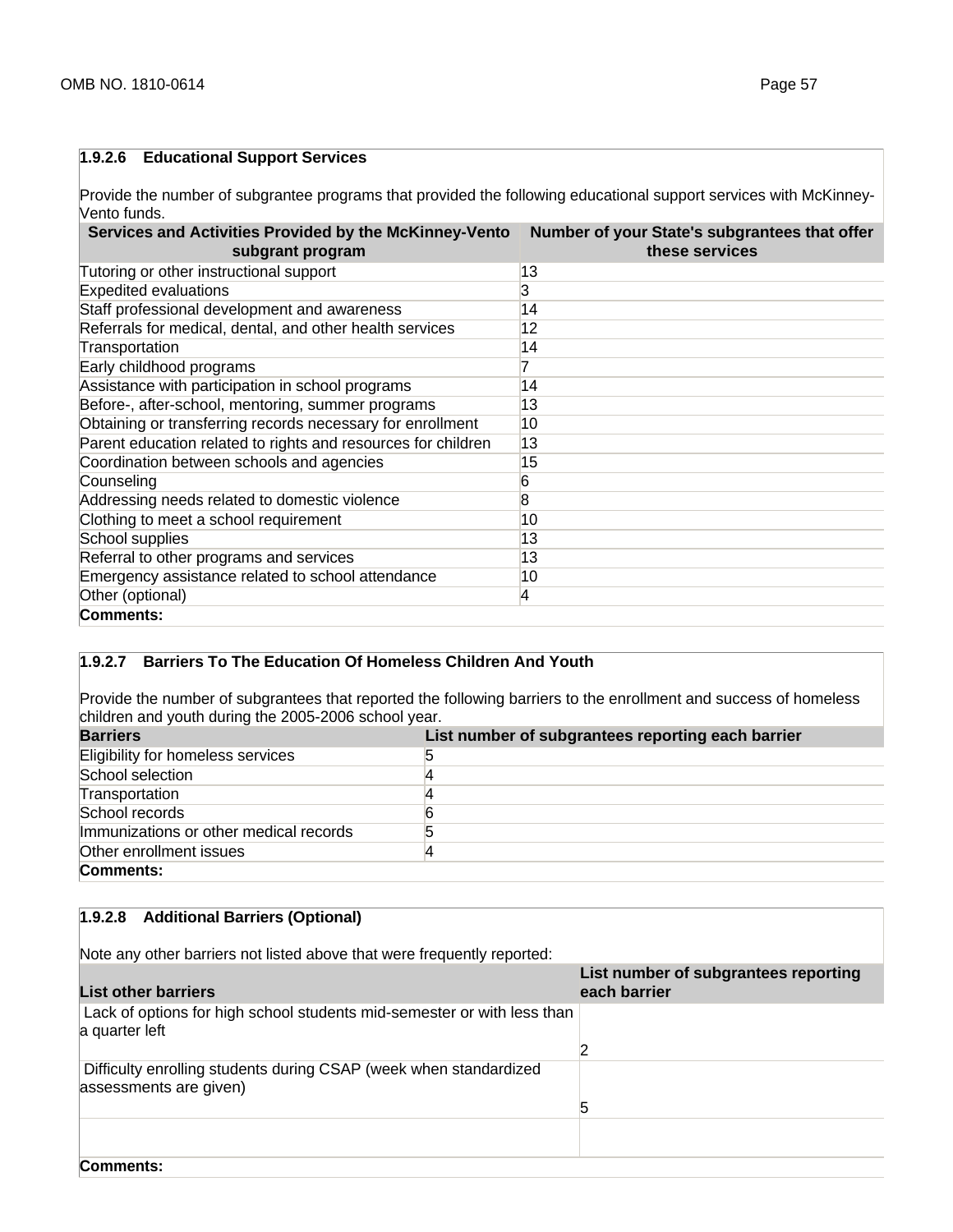### 1.9.2.6 Educational Support Services

Provide the number of subgrantee programs that provided the following educational support services with McKinney-Vento funds.

| Services and Activities Provided by the McKinney-Vento subgrant program | Number of your State's subgrantees that offer these services |
|---|---|
| Tutoring or other instructional support | 13 |
| Expedited evaluations | 3 |
| Staff professional development and awareness | 14 |
| Referrals for medical, dental, and other health services | 12 |
| Transportation | 14 |
| Early childhood programs | 7 |
| Assistance with participation in school programs | 14 |
| Before-, after-school, mentoring, summer programs | 13 |
| Obtaining or transferring records necessary for enrollment | 10 |
| Parent education related to rights and resources for children | 13 |
| Coordination between schools and agencies | 15 |
| Counseling | 6 |
| Addressing needs related to domestic violence | 8 |
| Clothing to meet a school requirement | 10 |
| School supplies | 13 |
| Referral to other programs and services | 13 |
| Emergency assistance related to school attendance | 10 |
| Other (optional) | 4 |

**Comments:**

### 1.9.2.7 Barriers To The Education Of Homeless Children And Youth

Provide the number of subgrantees that reported the following barriers to the enrollment and success of homeless children and youth during the 2005-2006 school year.

| Barriers | List number of subgrantees reporting each barrier |
|---|---|
| Eligibility for homeless services | 5 |
| School selection | 4 |
| Transportation | 4 |
| School records | 6 |
| Immunizations or other medical records | 5 |
| Other enrollment issues | 4 |

**Comments:**

### 1.9.2.8 Additional Barriers (Optional)

Note any other barriers not listed above that were frequently reported:

| List other barriers | List number of subgrantees reporting each barrier |
|---|---|
| Lack of options for high school students mid-semester or with less than a quarter left | 2 |
| Difficulty enrolling students during CSAP (week when standardized assessments are given) | 5 |
| | |

**Comments:**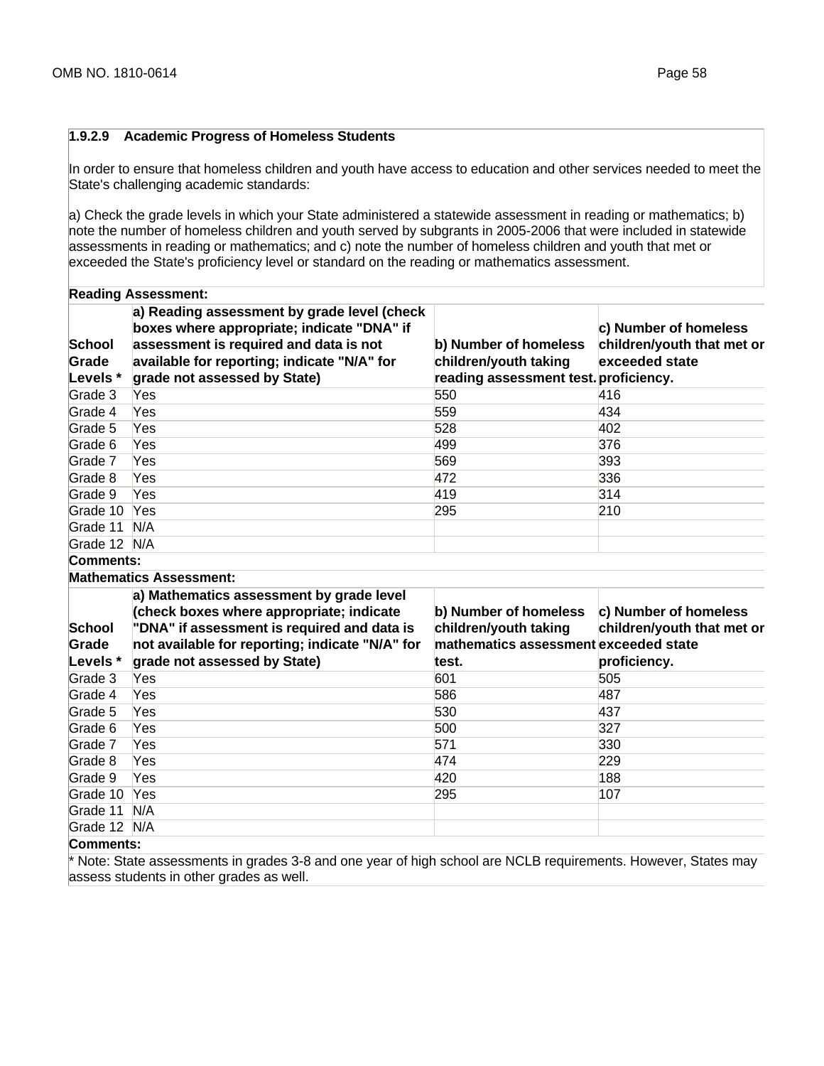### 1.9.2.9 Academic Progress of Homeless Students

In order to ensure that homeless children and youth have access to education and other services needed to meet the State's challenging academic standards:

a) Check the grade levels in which your State administered a statewide assessment in reading or mathematics; b) note the number of homeless children and youth served by subgrants in 2005-2006 that were included in statewide assessments in reading or mathematics; and c) note the number of homeless children and youth that met or exceeded the State's proficiency level or standard on the reading or mathematics assessment.

**Reading Assessment:**

| School Grade Levels * | a) Reading assessment by grade level (check boxes where appropriate; indicate "DNA" if assessment is required and data is not available for reporting; indicate "N/A" for grade not assessed by State) | b) Number of homeless children/youth taking reading assessment test. | c) Number of homeless children/youth that met or exceeded state proficiency. |
|---|---|---|---|
| Grade 3 | Yes | 550 | 416 |
| Grade 4 | Yes | 559 | 434 |
| Grade 5 | Yes | 528 | 402 |
| Grade 6 | Yes | 499 | 376 |
| Grade 7 | Yes | 569 | 393 |
| Grade 8 | Yes | 472 | 336 |
| Grade 9 | Yes | 419 | 314 |
| Grade 10 | Yes | 295 | 210 |
| Grade 11 | N/A | | |
| Grade 12 | N/A | | |

**Comments:**

**Mathematics Assessment:**

| School Grade Levels * | a) Mathematics assessment by grade level (check boxes where appropriate; indicate "DNA" if assessment is required and data is not available for reporting; indicate "N/A" for grade not assessed by State) | b) Number of homeless children/youth taking mathematics assessment test. | c) Number of homeless children/youth that met or exceeded state proficiency. |
|---|---|---|---|
| Grade 3 | Yes | 601 | 505 |
| Grade 4 | Yes | 586 | 487 |
| Grade 5 | Yes | 530 | 437 |
| Grade 6 | Yes | 500 | 327 |
| Grade 7 | Yes | 571 | 330 |
| Grade 8 | Yes | 474 | 229 |
| Grade 9 | Yes | 420 | 188 |
| Grade 10 | Yes | 295 | 107 |
| Grade 11 | N/A | | |
| Grade 12 | N/A | | |

**Comments:**

* Note: State assessments in grades 3-8 and one year of high school are NCLB requirements. However, States may assess students in other grades as well.